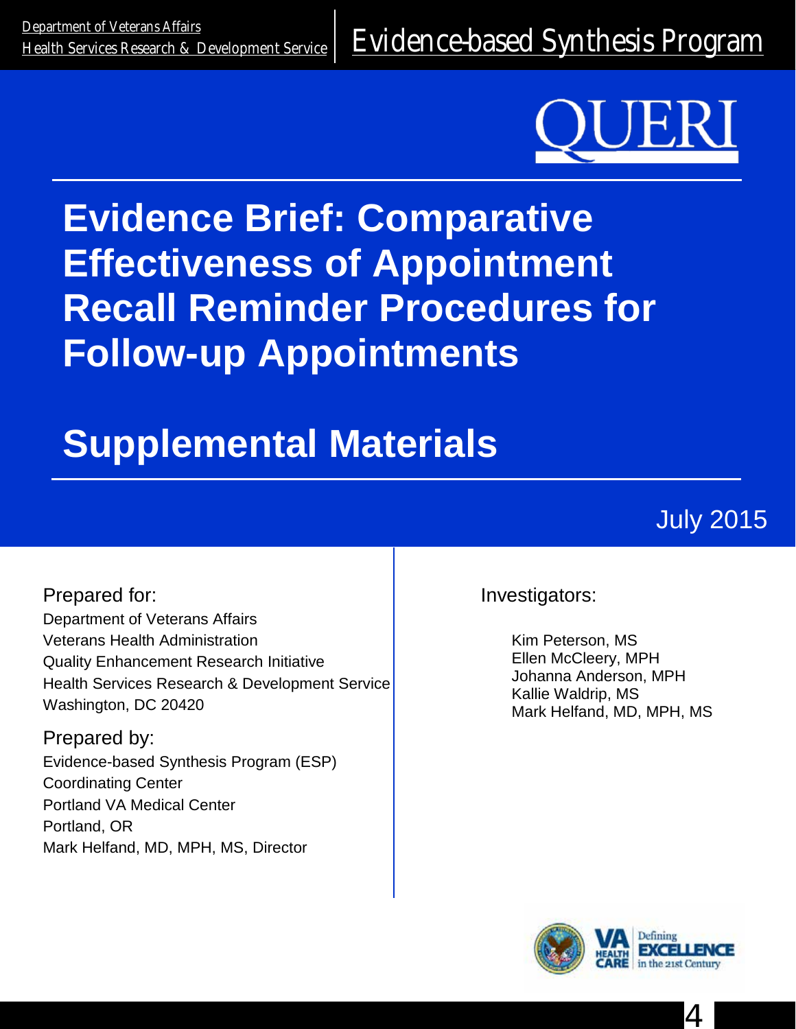Department of Veterans Affairs
Health Services Research & Development Service

Evidence-based Synthesis Program

QUERI

# Evidence Brief: Comparative Effectiveness of Appointment Recall Reminder Procedures for Follow-up Appointments

## Supplemental Materials

July 2015

Prepared for:
Department of Veterans Affairs
Veterans Health Administration
Quality Enhancement Research Initiative
Health Services Research & Development Service
Washington, DC 20420

Prepared by:
Evidence-based Synthesis Program (ESP)
Coordinating Center
Portland VA Medical Center
Portland, OR
Mark Helfand, MD, MPH, MS, Director

Investigators:

Kim Peterson, MS
Ellen McCleery, MPH
Johanna Anderson, MPH
Kallie Waldrip, MS
Mark Helfand, MD, MPH, MS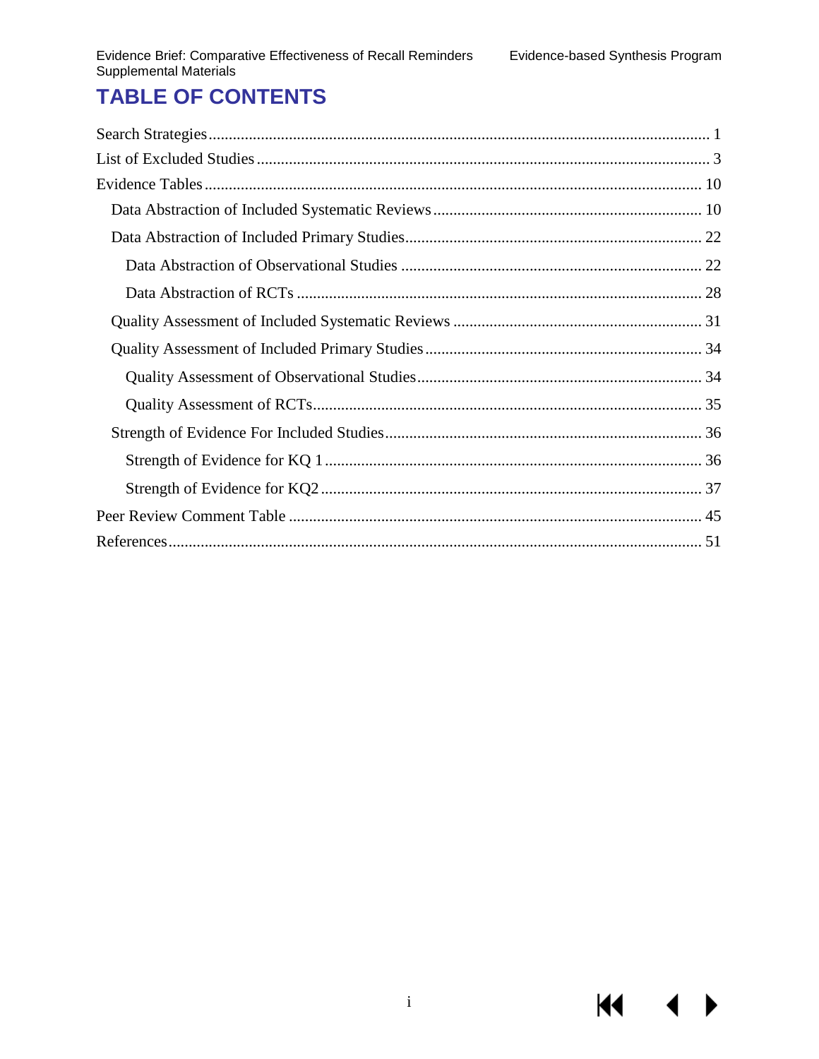# TABLE OF CONTENTS

Search Strategies ............................................................. 1

List of Excluded Studies ............................................................. 3

Evidence Tables ............................................................. 10

- Data Abstraction of Included Systematic Reviews ............................................................. 10
- Data Abstraction of Included Primary Studies ............................................................. 22
  - Data Abstraction of Observational Studies ............................................................. 22
  - Data Abstraction of RCTs ............................................................. 28
- Quality Assessment of Included Systematic Reviews ............................................................. 31
- Quality Assessment of Included Primary Studies ............................................................. 34
  - Quality Assessment of Observational Studies ............................................................. 34
  - Quality Assessment of RCTs ............................................................. 35
- Strength of Evidence For Included Studies ............................................................. 36
  - Strength of Evidence for KQ 1 ............................................................. 36
  - Strength of Evidence for KQ2 ............................................................. 37

Peer Review Comment Table ............................................................. 45

References ............................................................. 51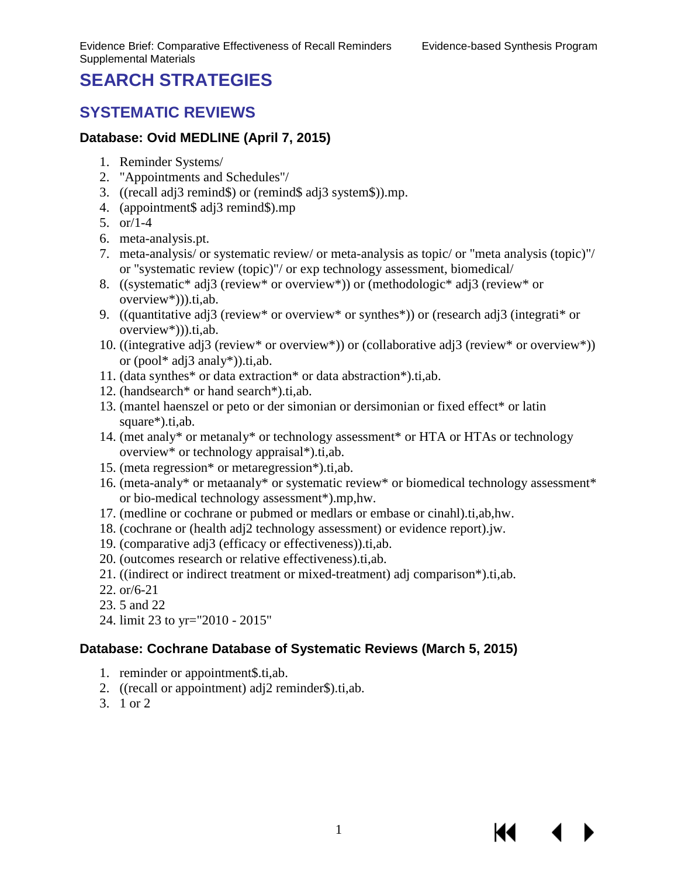# SEARCH STRATEGIES

## SYSTEMATIC REVIEWS

### Database: Ovid MEDLINE (April 7, 2015)

1. Reminder Systems/
2. "Appointments and Schedules"/
3. ((recall adj3 remind$) or (remind$ adj3 system$)).mp.
4. (appointment$ adj3 remind$).mp
5. or/1-4
6. meta-analysis.pt.
7. meta-analysis/ or systematic review/ or meta-analysis as topic/ or "meta analysis (topic)"/ or "systematic review (topic)"/ or exp technology assessment, biomedical/
8. ((systematic* adj3 (review* or overview*)) or (methodologic* adj3 (review* or overview*))).ti,ab.
9. ((quantitative adj3 (review* or overview* or synthes*)) or (research adj3 (integrati* or overview*))).ti,ab.
10. ((integrative adj3 (review* or overview*)) or (collaborative adj3 (review* or overview*)) or (pool* adj3 analy*)).ti,ab.
11. (data synthes* or data extraction* or data abstraction*).ti,ab.
12. (handsearch* or hand search*).ti,ab.
13. (mantel haenszel or peto or der simonian or dersimonian or fixed effect* or latin square*).ti,ab.
14. (met analy* or metanaly* or technology assessment* or HTA or HTAs or technology overview* or technology appraisal*).ti,ab.
15. (meta regression* or metaregression*).ti,ab.
16. (meta-analy* or metaanaly* or systematic review* or biomedical technology assessment* or bio-medical technology assessment*).mp,hw.
17. (medline or cochrane or pubmed or medlars or embase or cinahl).ti,ab,hw.
18. (cochrane or (health adj2 technology assessment) or evidence report).jw.
19. (comparative adj3 (efficacy or effectiveness)).ti,ab.
20. (outcomes research or relative effectiveness).ti,ab.
21. ((indirect or indirect treatment or mixed-treatment) adj comparison*).ti,ab.
22. or/6-21
23. 5 and 22
24. limit 23 to yr="2010 - 2015"

### Database: Cochrane Database of Systematic Reviews (March 5, 2015)

1. reminder or appointment$.ti,ab.
2. ((recall or appointment) adj2 reminder$).ti,ab.
3. 1 or 2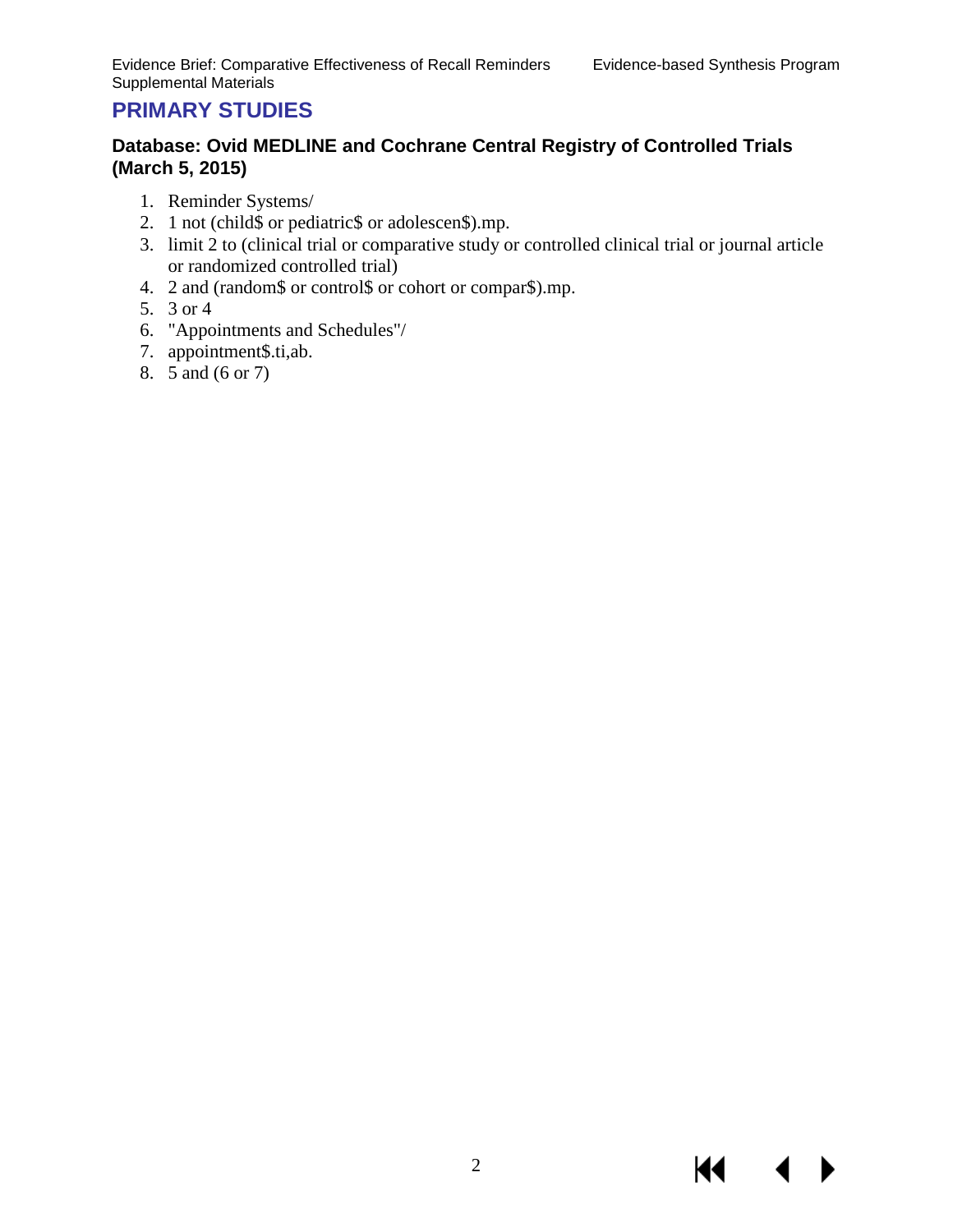## PRIMARY STUDIES

### Database: Ovid MEDLINE and Cochrane Central Registry of Controlled Trials (March 5, 2015)

1. Reminder Systems/
2. 1 not (child$ or pediatric$ or adolescen$).mp.
3. limit 2 to (clinical trial or comparative study or controlled clinical trial or journal article or randomized controlled trial)
4. 2 and (random$ or control$ or cohort or compar$).mp.
5. 3 or 4
6. "Appointments and Schedules"/
7. appointment$.ti,ab.
8. 5 and (6 or 7)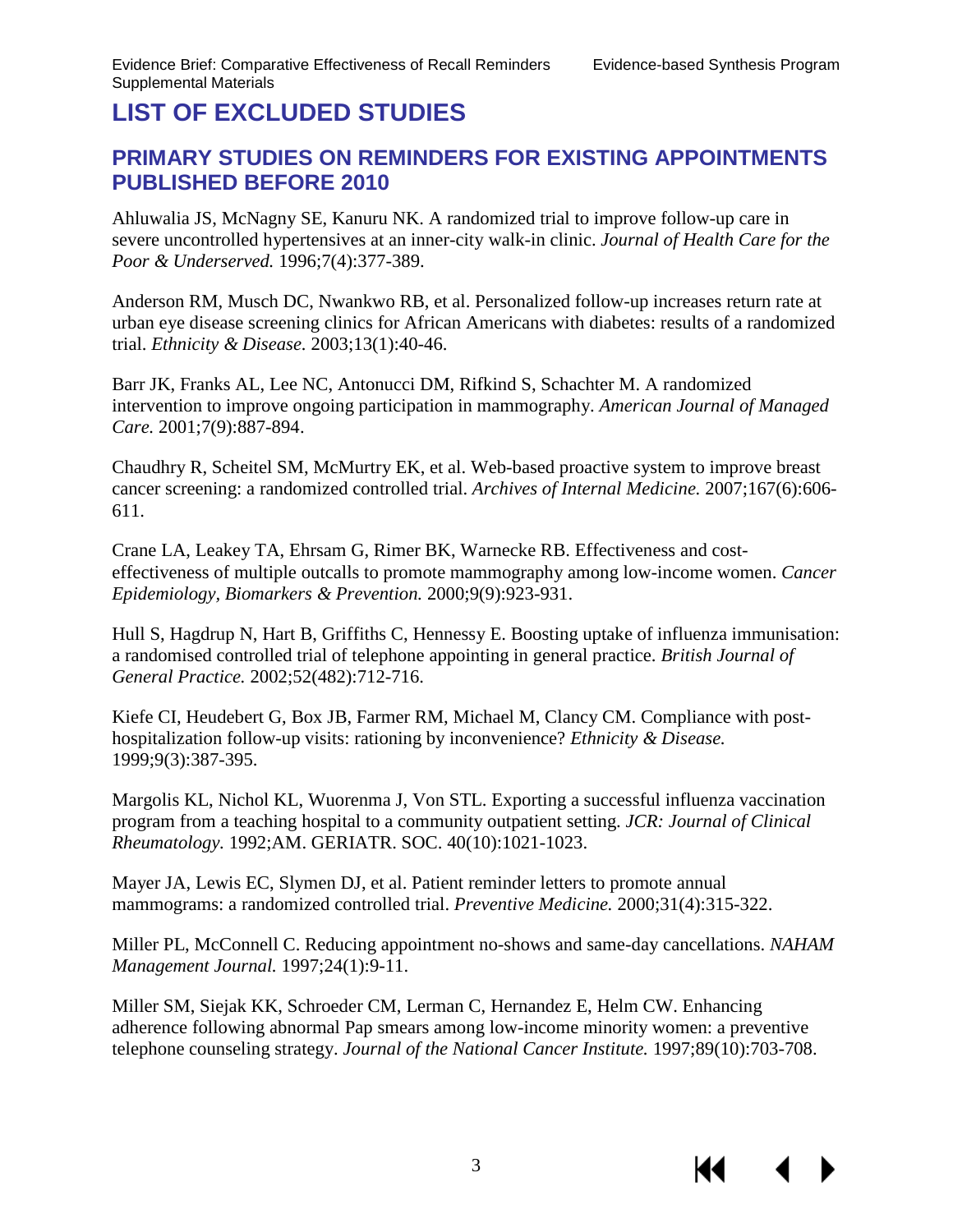# LIST OF EXCLUDED STUDIES

## PRIMARY STUDIES ON REMINDERS FOR EXISTING APPOINTMENTS PUBLISHED BEFORE 2010

Ahluwalia JS, McNagny SE, Kanuru NK. A randomized trial to improve follow-up care in severe uncontrolled hypertensives at an inner-city walk-in clinic. *Journal of Health Care for the Poor & Underserved.* 1996;7(4):377-389.

Anderson RM, Musch DC, Nwankwo RB, et al. Personalized follow-up increases return rate at urban eye disease screening clinics for African Americans with diabetes: results of a randomized trial. *Ethnicity & Disease.* 2003;13(1):40-46.

Barr JK, Franks AL, Lee NC, Antonucci DM, Rifkind S, Schachter M. A randomized intervention to improve ongoing participation in mammography. *American Journal of Managed Care.* 2001;7(9):887-894.

Chaudhry R, Scheitel SM, McMurtry EK, et al. Web-based proactive system to improve breast cancer screening: a randomized controlled trial. *Archives of Internal Medicine.* 2007;167(6):606-611.

Crane LA, Leakey TA, Ehrsam G, Rimer BK, Warnecke RB. Effectiveness and cost-effectiveness of multiple outcalls to promote mammography among low-income women. *Cancer Epidemiology, Biomarkers & Prevention.* 2000;9(9):923-931.

Hull S, Hagdrup N, Hart B, Griffiths C, Hennessy E. Boosting uptake of influenza immunisation: a randomised controlled trial of telephone appointing in general practice. *British Journal of General Practice.* 2002;52(482):712-716.

Kiefe CI, Heudebert G, Box JB, Farmer RM, Michael M, Clancy CM. Compliance with post-hospitalization follow-up visits: rationing by inconvenience? *Ethnicity & Disease.* 1999;9(3):387-395.

Margolis KL, Nichol KL, Wuorenma J, Von STL. Exporting a successful influenza vaccination program from a teaching hospital to a community outpatient setting. *JCR: Journal of Clinical Rheumatology.* 1992;AM. GERIATR. SOC. 40(10):1021-1023.

Mayer JA, Lewis EC, Slymen DJ, et al. Patient reminder letters to promote annual mammograms: a randomized controlled trial. *Preventive Medicine.* 2000;31(4):315-322.

Miller PL, McConnell C. Reducing appointment no-shows and same-day cancellations. *NAHAM Management Journal.* 1997;24(1):9-11.

Miller SM, Siejak KK, Schroeder CM, Lerman C, Hernandez E, Helm CW. Enhancing adherence following abnormal Pap smears among low-income minority women: a preventive telephone counseling strategy. *Journal of the National Cancer Institute.* 1997;89(10):703-708.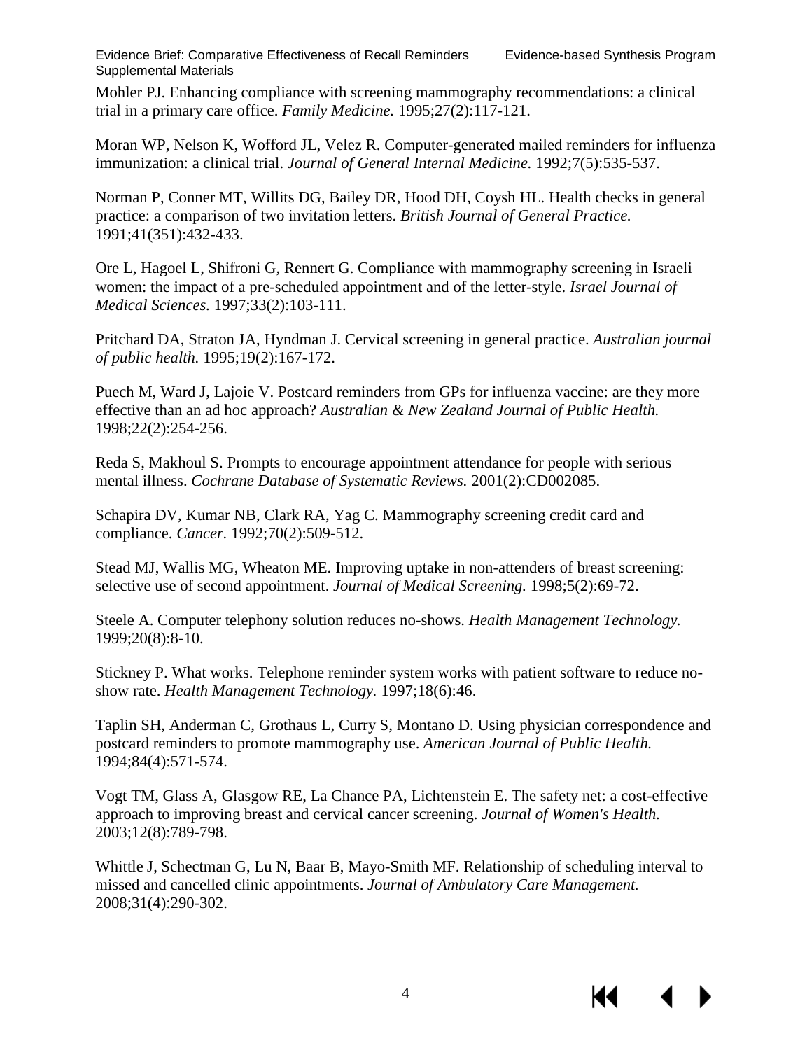Mohler PJ. Enhancing compliance with screening mammography recommendations: a clinical trial in a primary care office. *Family Medicine.* 1995;27(2):117-121.

Moran WP, Nelson K, Wofford JL, Velez R. Computer-generated mailed reminders for influenza immunization: a clinical trial. *Journal of General Internal Medicine.* 1992;7(5):535-537.

Norman P, Conner MT, Willits DG, Bailey DR, Hood DH, Coysh HL. Health checks in general practice: a comparison of two invitation letters. *British Journal of General Practice.* 1991;41(351):432-433.

Ore L, Hagoel L, Shifroni G, Rennert G. Compliance with mammography screening in Israeli women: the impact of a pre-scheduled appointment and of the letter-style. *Israel Journal of Medical Sciences.* 1997;33(2):103-111.

Pritchard DA, Straton JA, Hyndman J. Cervical screening in general practice. *Australian journal of public health.* 1995;19(2):167-172.

Puech M, Ward J, Lajoie V. Postcard reminders from GPs for influenza vaccine: are they more effective than an ad hoc approach? *Australian & New Zealand Journal of Public Health.* 1998;22(2):254-256.

Reda S, Makhoul S. Prompts to encourage appointment attendance for people with serious mental illness. *Cochrane Database of Systematic Reviews.* 2001(2):CD002085.

Schapira DV, Kumar NB, Clark RA, Yag C. Mammography screening credit card and compliance. *Cancer.* 1992;70(2):509-512.

Stead MJ, Wallis MG, Wheaton ME. Improving uptake in non-attenders of breast screening: selective use of second appointment. *Journal of Medical Screening.* 1998;5(2):69-72.

Steele A. Computer telephony solution reduces no-shows. *Health Management Technology.* 1999;20(8):8-10.

Stickney P. What works. Telephone reminder system works with patient software to reduce no-show rate. *Health Management Technology.* 1997;18(6):46.

Taplin SH, Anderman C, Grothaus L, Curry S, Montano D. Using physician correspondence and postcard reminders to promote mammography use. *American Journal of Public Health.* 1994;84(4):571-574.

Vogt TM, Glass A, Glasgow RE, La Chance PA, Lichtenstein E. The safety net: a cost-effective approach to improving breast and cervical cancer screening. *Journal of Women's Health.* 2003;12(8):789-798.

Whittle J, Schectman G, Lu N, Baar B, Mayo-Smith MF. Relationship of scheduling interval to missed and cancelled clinic appointments. *Journal of Ambulatory Care Management.* 2008;31(4):290-302.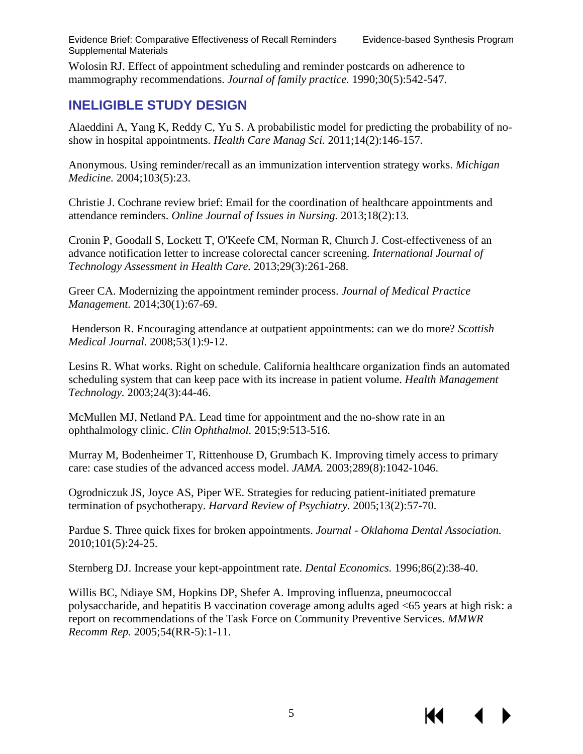Wolosin RJ. Effect of appointment scheduling and reminder postcards on adherence to mammography recommendations. *Journal of family practice.* 1990;30(5):542-547.

## INELIGIBLE STUDY DESIGN

Alaeddini A, Yang K, Reddy C, Yu S. A probabilistic model for predicting the probability of no-show in hospital appointments. *Health Care Manag Sci.* 2011;14(2):146-157.

Anonymous. Using reminder/recall as an immunization intervention strategy works. *Michigan Medicine.* 2004;103(5):23.

Christie J. Cochrane review brief: Email for the coordination of healthcare appointments and attendance reminders. *Online Journal of Issues in Nursing.* 2013;18(2):13.

Cronin P, Goodall S, Lockett T, O'Keefe CM, Norman R, Church J. Cost-effectiveness of an advance notification letter to increase colorectal cancer screening. *International Journal of Technology Assessment in Health Care.* 2013;29(3):261-268.

Greer CA. Modernizing the appointment reminder process. *Journal of Medical Practice Management.* 2014;30(1):67-69.

Henderson R. Encouraging attendance at outpatient appointments: can we do more? *Scottish Medical Journal.* 2008;53(1):9-12.

Lesins R. What works. Right on schedule. California healthcare organization finds an automated scheduling system that can keep pace with its increase in patient volume. *Health Management Technology.* 2003;24(3):44-46.

McMullen MJ, Netland PA. Lead time for appointment and the no-show rate in an ophthalmology clinic. *Clin Ophthalmol.* 2015;9:513-516.

Murray M, Bodenheimer T, Rittenhouse D, Grumbach K. Improving timely access to primary care: case studies of the advanced access model. *JAMA.* 2003;289(8):1042-1046.

Ogrodniczuk JS, Joyce AS, Piper WE. Strategies for reducing patient-initiated premature termination of psychotherapy. *Harvard Review of Psychiatry.* 2005;13(2):57-70.

Pardue S. Three quick fixes for broken appointments. *Journal - Oklahoma Dental Association.* 2010;101(5):24-25.

Sternberg DJ. Increase your kept-appointment rate. *Dental Economics.* 1996;86(2):38-40.

Willis BC, Ndiaye SM, Hopkins DP, Shefer A. Improving influenza, pneumococcal polysaccharide, and hepatitis B vaccination coverage among adults aged <65 years at high risk: a report on recommendations of the Task Force on Community Preventive Services. *MMWR Recomm Rep.* 2005;54(RR-5):1-11.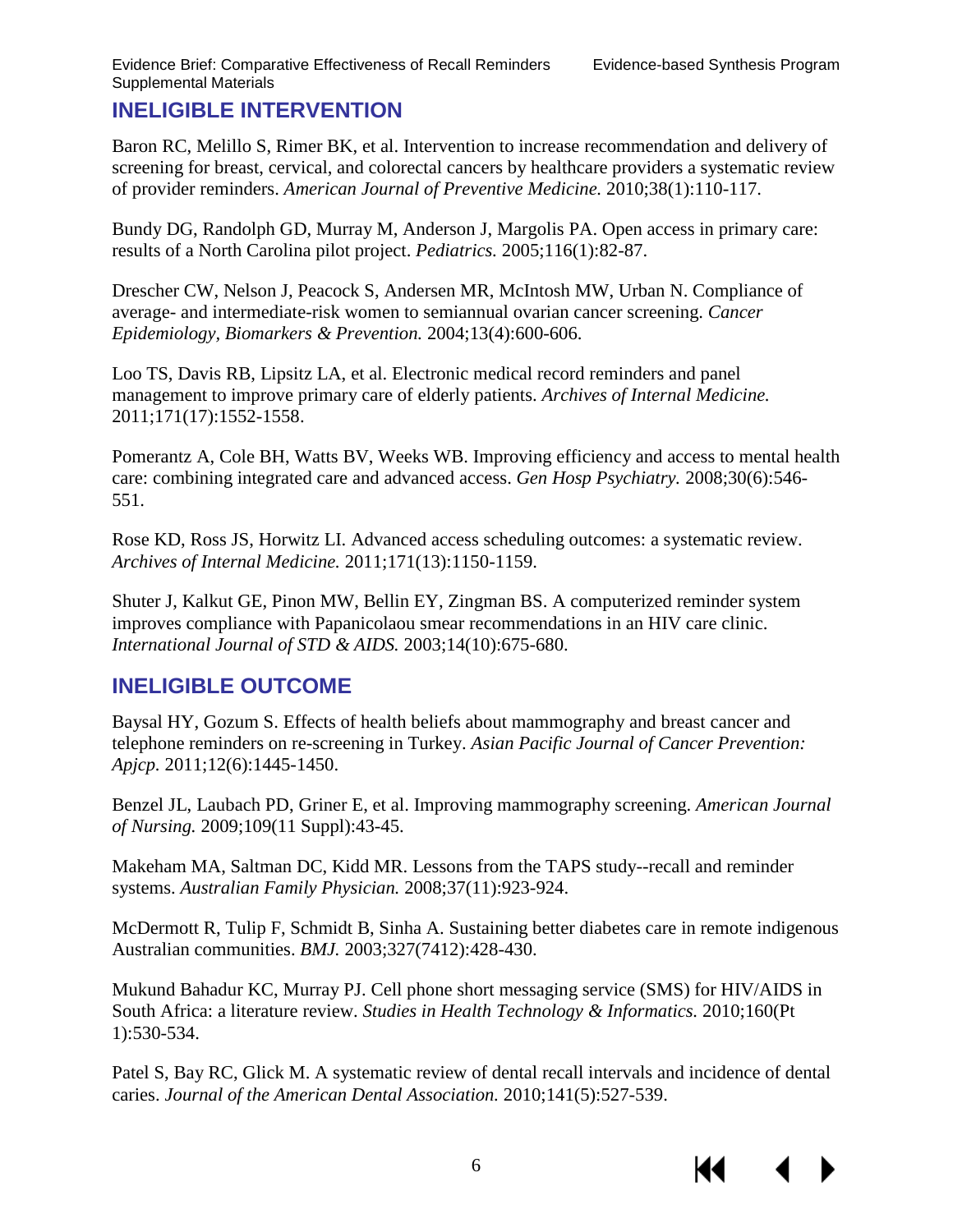## INELIGIBLE INTERVENTION

Baron RC, Melillo S, Rimer BK, et al. Intervention to increase recommendation and delivery of screening for breast, cervical, and colorectal cancers by healthcare providers a systematic review of provider reminders. *American Journal of Preventive Medicine.* 2010;38(1):110-117.

Bundy DG, Randolph GD, Murray M, Anderson J, Margolis PA. Open access in primary care: results of a North Carolina pilot project. *Pediatrics.* 2005;116(1):82-87.

Drescher CW, Nelson J, Peacock S, Andersen MR, McIntosh MW, Urban N. Compliance of average- and intermediate-risk women to semiannual ovarian cancer screening. *Cancer Epidemiology, Biomarkers & Prevention.* 2004;13(4):600-606.

Loo TS, Davis RB, Lipsitz LA, et al. Electronic medical record reminders and panel management to improve primary care of elderly patients. *Archives of Internal Medicine.* 2011;171(17):1552-1558.

Pomerantz A, Cole BH, Watts BV, Weeks WB. Improving efficiency and access to mental health care: combining integrated care and advanced access. *Gen Hosp Psychiatry.* 2008;30(6):546-551.

Rose KD, Ross JS, Horwitz LI. Advanced access scheduling outcomes: a systematic review. *Archives of Internal Medicine.* 2011;171(13):1150-1159.

Shuter J, Kalkut GE, Pinon MW, Bellin EY, Zingman BS. A computerized reminder system improves compliance with Papanicolaou smear recommendations in an HIV care clinic. *International Journal of STD & AIDS.* 2003;14(10):675-680.

## INELIGIBLE OUTCOME

Baysal HY, Gozum S. Effects of health beliefs about mammography and breast cancer and telephone reminders on re-screening in Turkey. *Asian Pacific Journal of Cancer Prevention: Apjcp.* 2011;12(6):1445-1450.

Benzel JL, Laubach PD, Griner E, et al. Improving mammography screening. *American Journal of Nursing.* 2009;109(11 Suppl):43-45.

Makeham MA, Saltman DC, Kidd MR. Lessons from the TAPS study--recall and reminder systems. *Australian Family Physician.* 2008;37(11):923-924.

McDermott R, Tulip F, Schmidt B, Sinha A. Sustaining better diabetes care in remote indigenous Australian communities. *BMJ.* 2003;327(7412):428-430.

Mukund Bahadur KC, Murray PJ. Cell phone short messaging service (SMS) for HIV/AIDS in South Africa: a literature review. *Studies in Health Technology & Informatics.* 2010;160(Pt 1):530-534.

Patel S, Bay RC, Glick M. A systematic review of dental recall intervals and incidence of dental caries. *Journal of the American Dental Association.* 2010;141(5):527-539.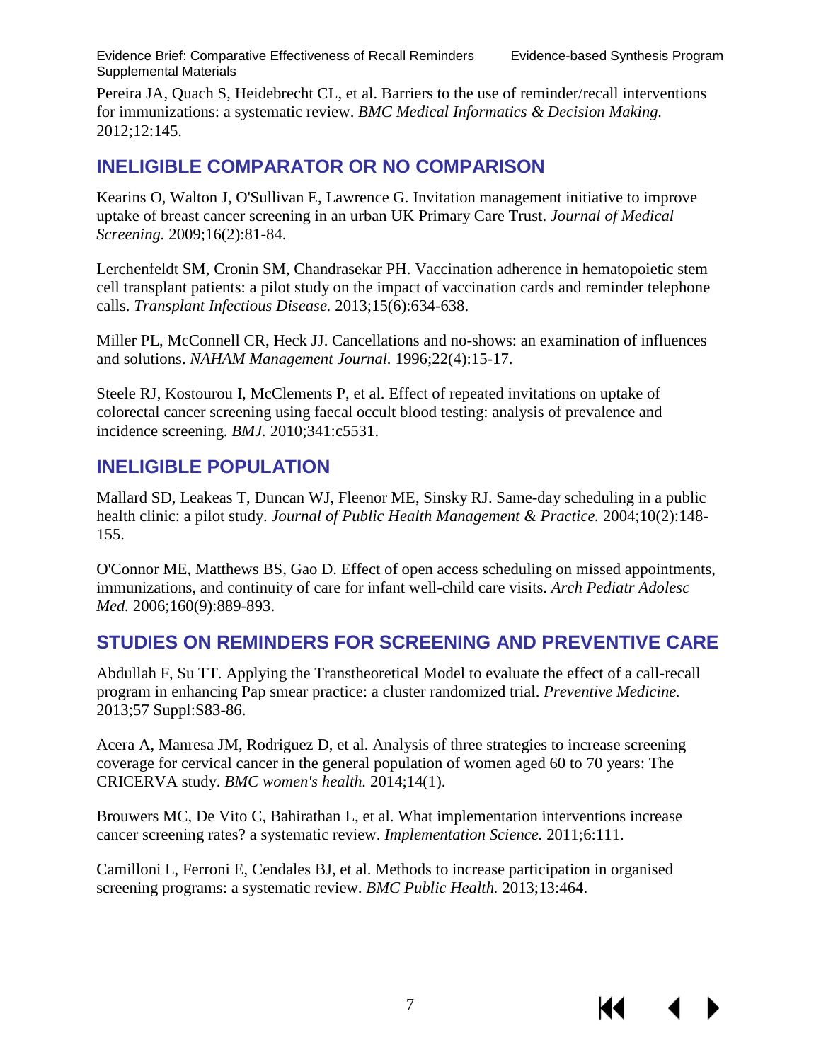Pereira JA, Quach S, Heidebrecht CL, et al. Barriers to the use of reminder/recall interventions for immunizations: a systematic review. *BMC Medical Informatics & Decision Making.* 2012;12:145.

## INELIGIBLE COMPARATOR OR NO COMPARISON

Kearins O, Walton J, O'Sullivan E, Lawrence G. Invitation management initiative to improve uptake of breast cancer screening in an urban UK Primary Care Trust. *Journal of Medical Screening.* 2009;16(2):81-84.

Lerchenfeldt SM, Cronin SM, Chandrasekar PH. Vaccination adherence in hematopoietic stem cell transplant patients: a pilot study on the impact of vaccination cards and reminder telephone calls. *Transplant Infectious Disease.* 2013;15(6):634-638.

Miller PL, McConnell CR, Heck JJ. Cancellations and no-shows: an examination of influences and solutions. *NAHAM Management Journal.* 1996;22(4):15-17.

Steele RJ, Kostourou I, McClements P, et al. Effect of repeated invitations on uptake of colorectal cancer screening using faecal occult blood testing: analysis of prevalence and incidence screening. *BMJ.* 2010;341:c5531.

## INELIGIBLE POPULATION

Mallard SD, Leakeas T, Duncan WJ, Fleenor ME, Sinsky RJ. Same-day scheduling in a public health clinic: a pilot study. *Journal of Public Health Management & Practice.* 2004;10(2):148-155.

O'Connor ME, Matthews BS, Gao D. Effect of open access scheduling on missed appointments, immunizations, and continuity of care for infant well-child care visits. *Arch Pediatr Adolesc Med.* 2006;160(9):889-893.

## STUDIES ON REMINDERS FOR SCREENING AND PREVENTIVE CARE

Abdullah F, Su TT. Applying the Transtheoretical Model to evaluate the effect of a call-recall program in enhancing Pap smear practice: a cluster randomized trial. *Preventive Medicine.* 2013;57 Suppl:S83-86.

Acera A, Manresa JM, Rodriguez D, et al. Analysis of three strategies to increase screening coverage for cervical cancer in the general population of women aged 60 to 70 years: The CRICERVA study. *BMC women's health.* 2014;14(1).

Brouwers MC, De Vito C, Bahirathan L, et al. What implementation interventions increase cancer screening rates? a systematic review. *Implementation Science.* 2011;6:111.

Camilloni L, Ferroni E, Cendales BJ, et al. Methods to increase participation in organised screening programs: a systematic review. *BMC Public Health.* 2013;13:464.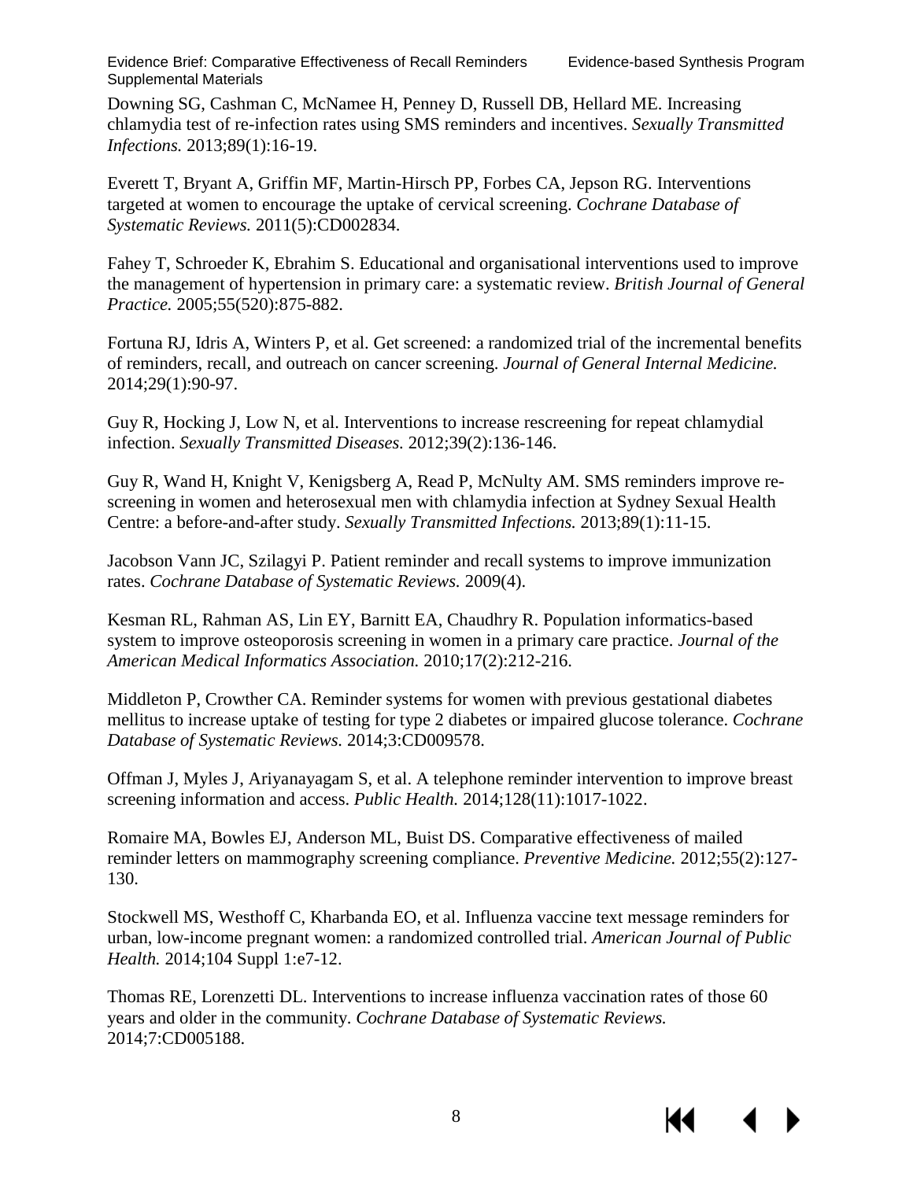Downing SG, Cashman C, McNamee H, Penney D, Russell DB, Hellard ME. Increasing chlamydia test of re-infection rates using SMS reminders and incentives. *Sexually Transmitted Infections.* 2013;89(1):16-19.

Everett T, Bryant A, Griffin MF, Martin-Hirsch PP, Forbes CA, Jepson RG. Interventions targeted at women to encourage the uptake of cervical screening. *Cochrane Database of Systematic Reviews.* 2011(5):CD002834.

Fahey T, Schroeder K, Ebrahim S. Educational and organisational interventions used to improve the management of hypertension in primary care: a systematic review. *British Journal of General Practice.* 2005;55(520):875-882.

Fortuna RJ, Idris A, Winters P, et al. Get screened: a randomized trial of the incremental benefits of reminders, recall, and outreach on cancer screening. *Journal of General Internal Medicine.* 2014;29(1):90-97.

Guy R, Hocking J, Low N, et al. Interventions to increase rescreening for repeat chlamydial infection. *Sexually Transmitted Diseases.* 2012;39(2):136-146.

Guy R, Wand H, Knight V, Kenigsberg A, Read P, McNulty AM. SMS reminders improve re-screening in women and heterosexual men with chlamydia infection at Sydney Sexual Health Centre: a before-and-after study. *Sexually Transmitted Infections.* 2013;89(1):11-15.

Jacobson Vann JC, Szilagyi P. Patient reminder and recall systems to improve immunization rates. *Cochrane Database of Systematic Reviews.* 2009(4).

Kesman RL, Rahman AS, Lin EY, Barnitt EA, Chaudhry R. Population informatics-based system to improve osteoporosis screening in women in a primary care practice. *Journal of the American Medical Informatics Association.* 2010;17(2):212-216.

Middleton P, Crowther CA. Reminder systems for women with previous gestational diabetes mellitus to increase uptake of testing for type 2 diabetes or impaired glucose tolerance. *Cochrane Database of Systematic Reviews.* 2014;3:CD009578.

Offman J, Myles J, Ariyanayagam S, et al. A telephone reminder intervention to improve breast screening information and access. *Public Health.* 2014;128(11):1017-1022.

Romaire MA, Bowles EJ, Anderson ML, Buist DS. Comparative effectiveness of mailed reminder letters on mammography screening compliance. *Preventive Medicine.* 2012;55(2):127-130.

Stockwell MS, Westhoff C, Kharbanda EO, et al. Influenza vaccine text message reminders for urban, low-income pregnant women: a randomized controlled trial. *American Journal of Public Health.* 2014;104 Suppl 1:e7-12.

Thomas RE, Lorenzetti DL. Interventions to increase influenza vaccination rates of those 60 years and older in the community. *Cochrane Database of Systematic Reviews.* 2014;7:CD005188.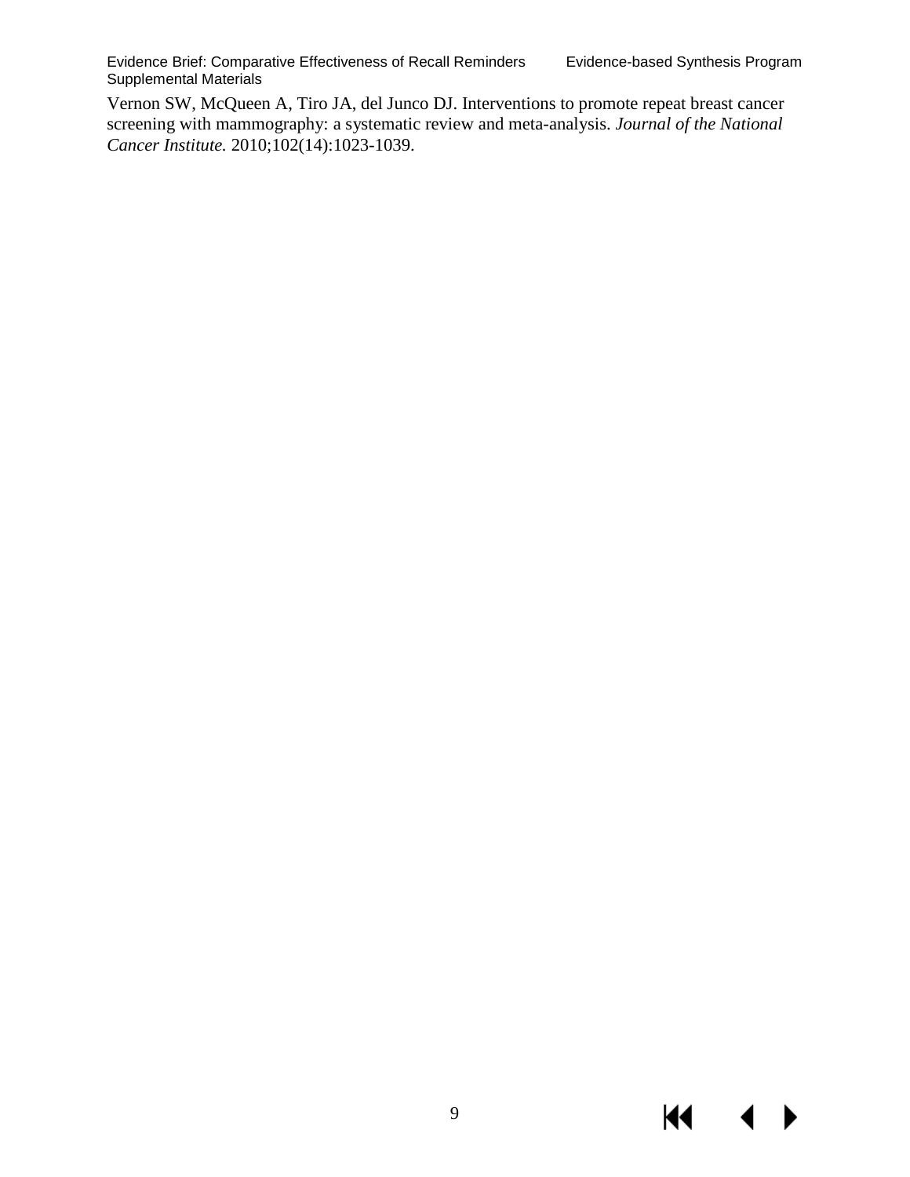Vernon SW, McQueen A, Tiro JA, del Junco DJ. Interventions to promote repeat breast cancer screening with mammography: a systematic review and meta-analysis. *Journal of the National Cancer Institute.* 2010;102(14):1023-1039.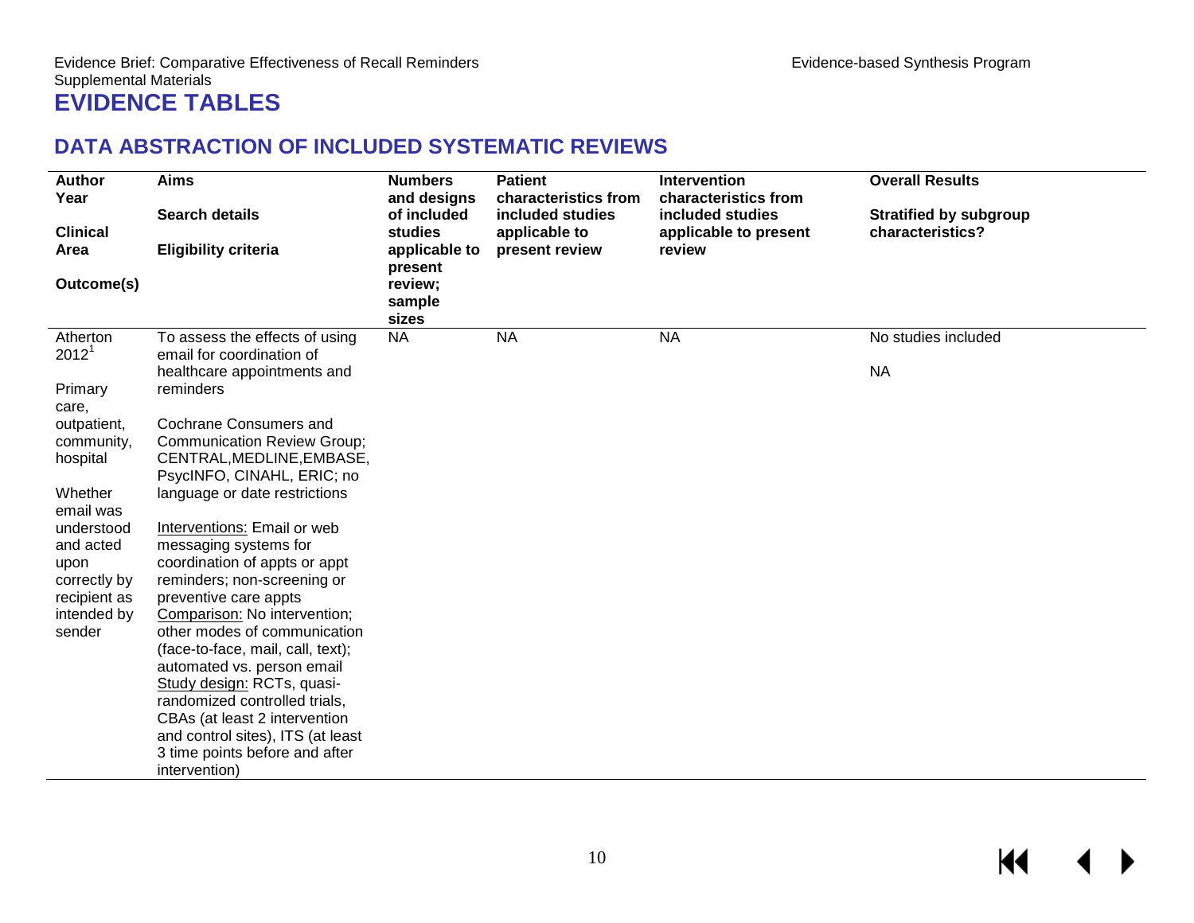# EVIDENCE TABLES

## DATA ABSTRACTION OF INCLUDED SYSTEMATIC REVIEWS

| Author<br>Year<br><br>Clinical Area<br><br>Outcome(s) | Aims<br><br>Search details<br><br>Eligibility criteria | Numbers and designs of included studies applicable to present review; sample sizes | Patient characteristics from included studies applicable to present review | Intervention characteristics from included studies applicable to present review | Overall Results<br><br>Stratified by subgroup characteristics? |
|---|---|---|---|---|---|
| Atherton 2012[1]<br><br>Primary care, outpatient, community, hospital<br><br>Whether email was understood and acted upon correctly by recipient as intended by sender | To assess the effects of using email for coordination of healthcare appointments and reminders<br><br>Cochrane Consumers and Communication Review Group; CENTRAL,MEDLINE,EMBASE, PsycINFO, CINAHL, ERIC; no language or date restrictions<br><br>Interventions: Email or web messaging systems for coordination of appts or appt reminders; non-screening or preventive care appts<br>Comparison: No intervention; other modes of communication (face-to-face, mail, call, text); automated vs. person email<br>Study design: RCTs, quasi-randomized controlled trials, CBAs (at least 2 intervention and control sites), ITS (at least 3 time points before and after intervention) | NA | NA | NA | No studies included<br><br>NA |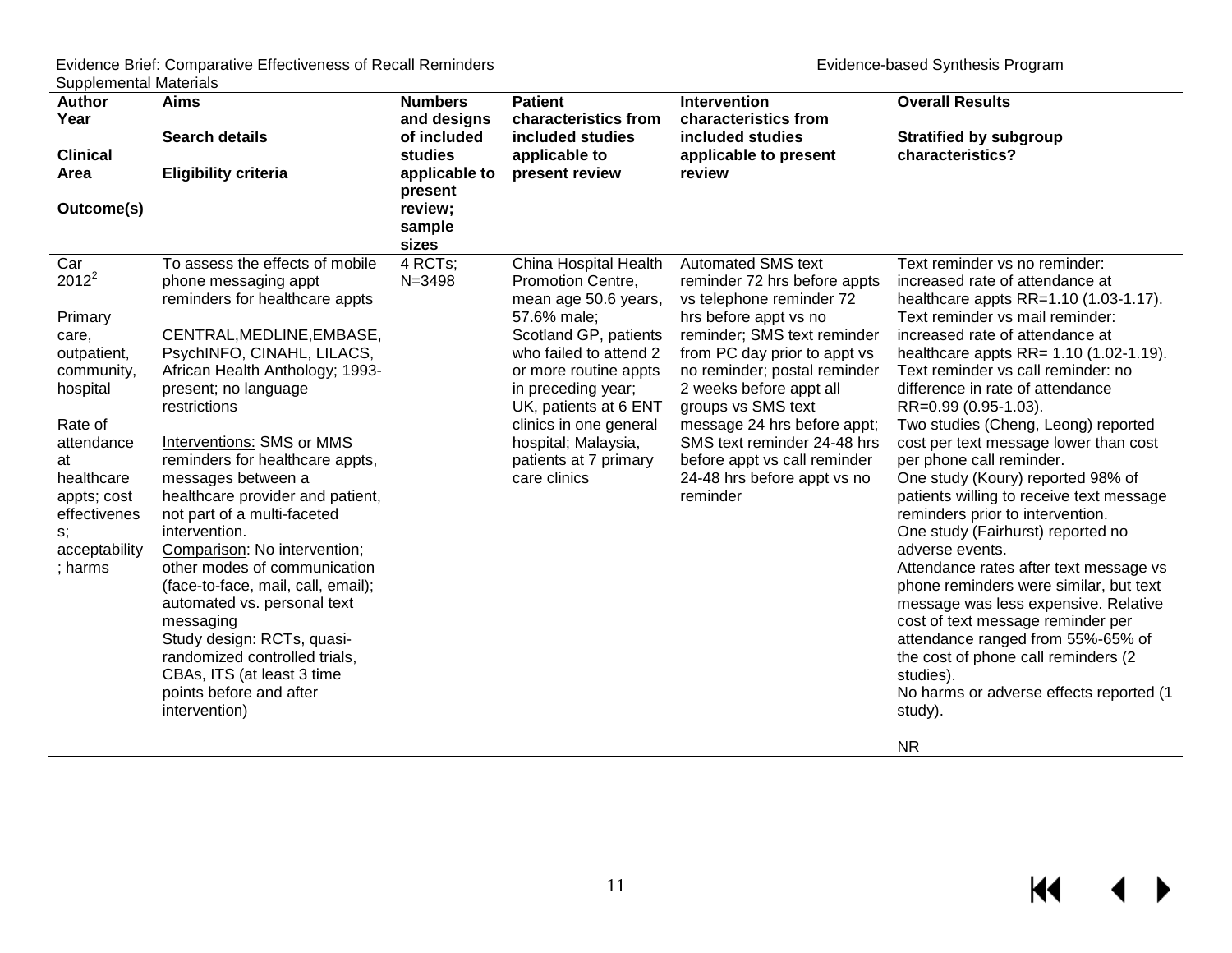| Author Year<br><br>Clinical Area<br><br>Outcome(s) | Aims<br><br>Search details<br><br>Eligibility criteria | Numbers and designs of included studies applicable to present review; sample sizes | Patient characteristics from included studies applicable to present review | Intervention characteristics from included studies applicable to present review | Overall Results<br><br>Stratified by subgroup characteristics? |
|---|---|---|---|---|---|
| Car 2012[2]<br><br>Primary care, outpatient, community, hospital<br><br>Rate of attendance at healthcare appts; cost effectiveness; acceptability; harms | To assess the effects of mobile phone messaging appt reminders for healthcare appts<br><br>CENTRAL,MEDLINE,EMBASE, PsychINFO, CINAHL, LILACS, African Health Anthology; 1993-present; no language restrictions<br><br>Interventions: SMS or MMS reminders for healthcare appts, messages between a healthcare provider and patient, not part of a multi-faceted intervention.<br>Comparison: No intervention; other modes of communication (face-to-face, mail, call, email); automated vs. personal text messaging<br>Study design: RCTs, quasi-randomized controlled trials, CBAs, ITS (at least 3 time points before and after intervention) | 4 RCTs; N=3498 | China Hospital Health Promotion Centre, mean age 50.6 years, 57.6% male; Scotland GP, patients who failed to attend 2 or more routine appts in preceding year; UK, patients at 6 ENT clinics in one general hospital; Malaysia, patients at 7 primary care clinics | Automated SMS text reminder 72 hrs before appts vs telephone reminder 72 hrs before appt vs no reminder; SMS text reminder from PC day prior to appt vs no reminder; postal reminder 2 weeks before appt all groups vs SMS text message 24 hrs before appt; SMS text reminder 24-48 hrs before appt vs call reminder 24-48 hrs before appt vs no reminder | Text reminder vs no reminder: increased rate of attendance at healthcare appts RR=1.10 (1.03-1.17).<br>Text reminder vs mail reminder: increased rate of attendance at healthcare appts RR= 1.10 (1.02-1.19).<br>Text reminder vs call reminder: no difference in rate of attendance RR=0.99 (0.95-1.03).<br>Two studies (Cheng, Leong) reported cost per text message lower than cost per phone call reminder.<br>One study (Koury) reported 98% of patients willing to receive text message reminders prior to intervention.<br>One study (Fairhurst) reported no adverse events.<br>Attendance rates after text message vs phone reminders were similar, but text message was less expensive. Relative cost of text message reminder per attendance ranged from 55%-65% of the cost of phone call reminders (2 studies).<br>No harms or adverse effects reported (1 study).<br><br>NR |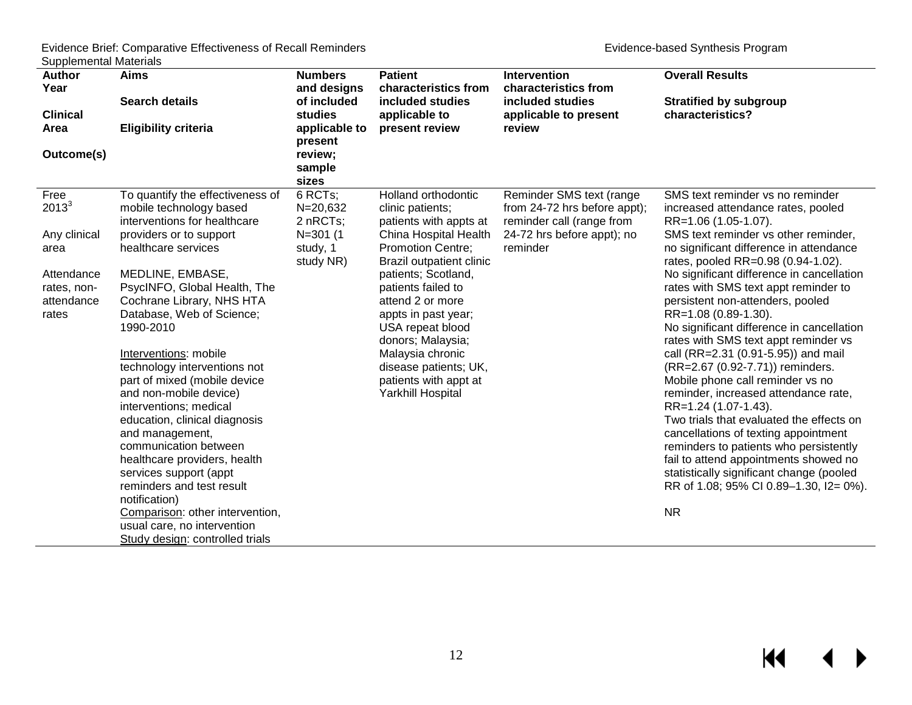| Author Year<br><br>Clinical Area<br><br>Outcome(s) | Aims<br><br>Search details<br><br>Eligibility criteria | Numbers and designs of included studies applicable to present review; sample sizes | Patient characteristics from included studies applicable to present review | Intervention characteristics from included studies applicable to present review | Overall Results<br><br>Stratified by subgroup characteristics? |
|---|---|---|---|---|---|
| Free 2013[3]<br><br>Any clinical area<br><br>Attendance rates, non-attendance rates | To quantify the effectiveness of mobile technology based interventions for healthcare providers or to support healthcare services<br><br>MEDLINE, EMBASE, PsycINFO, Global Health, The Cochrane Library, NHS HTA Database, Web of Science; 1990-2010<br><br>Interventions: mobile technology interventions not part of mixed (mobile device and non-mobile device) interventions; medical education, clinical diagnosis and management, communication between healthcare providers, health services support (appt reminders and test result notification)<br>Comparison: other intervention, usual care, no intervention<br>Study design: controlled trials | 6 RCTs; N=20,632<br>2 nRCTs; N=301 (1 study, 1 study NR) | Holland orthodontic clinic patients; patients with appts at China Hospital Health Promotion Centre; Brazil outpatient clinic patients; Scotland, patients failed to attend 2 or more appts in past year; USA repeat blood donors; Malaysia; Malaysia chronic disease patients; UK, patients with appt at Yarkhill Hospital | Reminder SMS text (range from 24-72 hrs before appt); reminder call (range from 24-72 hrs before appt); no reminder | SMS text reminder vs no reminder increased attendance rates, pooled RR=1.06 (1.05-1.07).<br>SMS text reminder vs other reminder, no significant difference in attendance rates, pooled RR=0.98 (0.94-1.02).<br>No significant difference in cancellation rates with SMS text appt reminder to persistent non-attenders, pooled RR=1.08 (0.89-1.30).<br>No significant difference in cancellation rates with SMS text appt reminder vs call (RR=2.31 (0.91-5.95)) and mail (RR=2.67 (0.92-7.71)) reminders.<br>Mobile phone call reminder vs no reminder, increased attendance rate, RR=1.24 (1.07-1.43).<br>Two trials that evaluated the effects on cancellations of texting appointment reminders to patients who persistently fail to attend appointments showed no statistically significant change (pooled RR of 1.08; 95% CI 0.89–1.30, I2= 0%).<br><br>NR |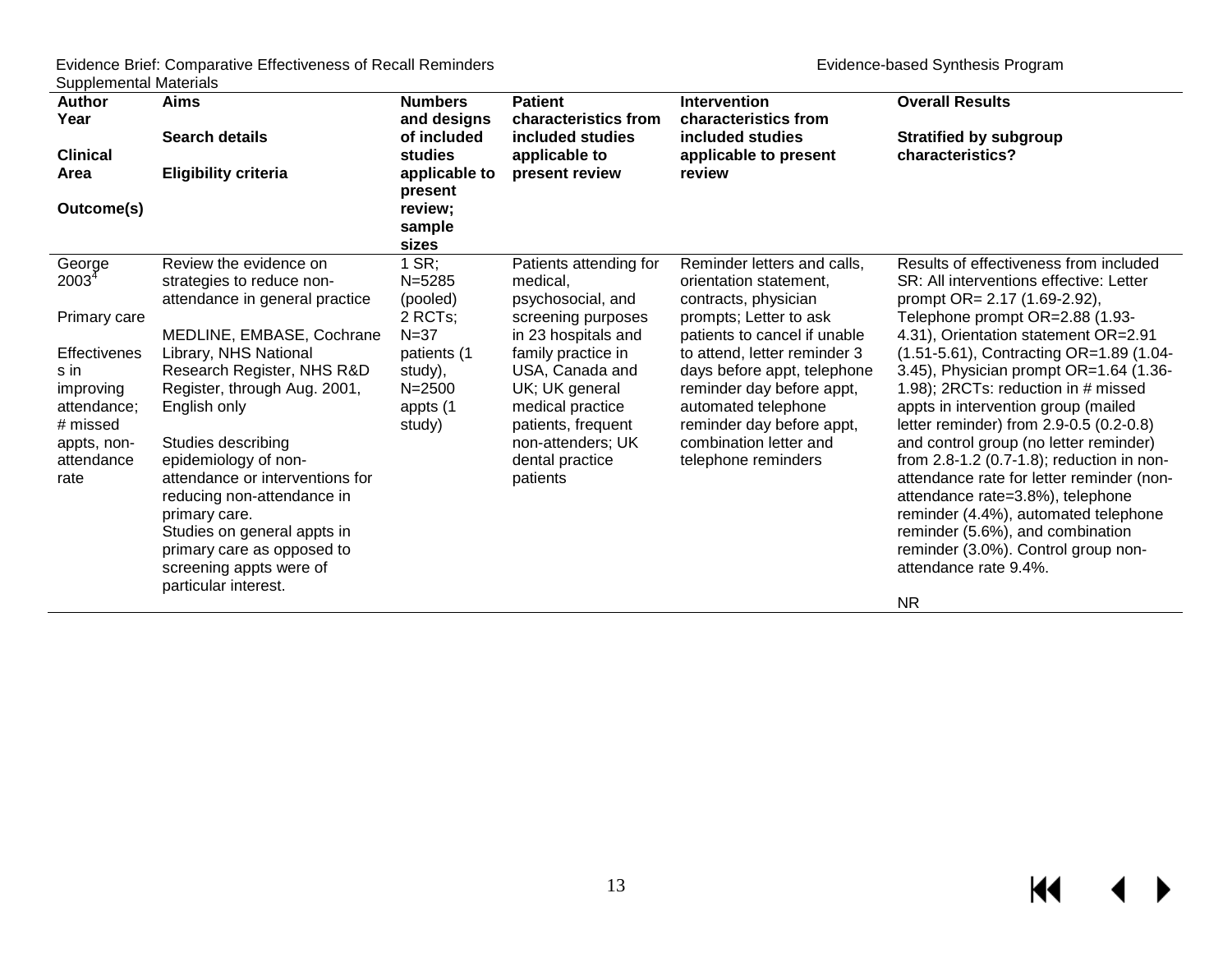| Author Year<br><br>Clinical Area<br><br>Outcome(s) | Aims<br><br>Search details<br><br>Eligibility criteria | Numbers and designs of included studies applicable to present review; sample sizes | Patient characteristics from included studies applicable to present review | Intervention characteristics from included studies applicable to present review | Overall Results<br><br>Stratified by subgroup characteristics? |
|---|---|---|---|---|---|
| George 2003[4]<br><br>Primary care<br><br>Effectiveness in improving attendance; # missed appts, non-attendance rate | Review the evidence on strategies to reduce non-attendance in general practice<br><br>MEDLINE, EMBASE, Cochrane Library, NHS National Research Register, NHS R&D Register, through Aug. 2001, English only<br><br>Studies describing epidemiology of non-attendance or interventions for reducing non-attendance in primary care.<br>Studies on general appts in primary care as opposed to screening appts were of particular interest. | 1 SR; N=5285 (pooled)<br>2 RCTs; N=37 patients (1 study), N=2500 appts (1 study) | Patients attending for medical, psychosocial, and screening purposes in 23 hospitals and family practice in USA, Canada and UK; UK general medical practice patients, frequent non-attenders; UK dental practice patients | Reminder letters and calls, orientation statement, contracts, physician prompts; Letter to ask patients to cancel if unable to attend, letter reminder 3 days before appt, telephone reminder day before appt, automated telephone reminder day before appt, combination letter and telephone reminders | Results of effectiveness from included SR: All interventions effective: Letter prompt OR= 2.17 (1.69-2.92), Telephone prompt OR=2.88 (1.93-4.31), Orientation statement OR=2.91 (1.51-5.61), Contracting OR=1.89 (1.04-3.45), Physician prompt OR=1.64 (1.36-1.98); 2RCTs: reduction in # missed appts in intervention group (mailed letter reminder) from 2.9-0.5 (0.2-0.8) and control group (no letter reminder) from 2.8-1.2 (0.7-1.8); reduction in non-attendance rate for letter reminder (non-attendance rate=3.8%), telephone reminder (4.4%), automated telephone reminder (5.6%), and combination reminder (3.0%). Control group non-attendance rate 9.4%.<br><br>NR |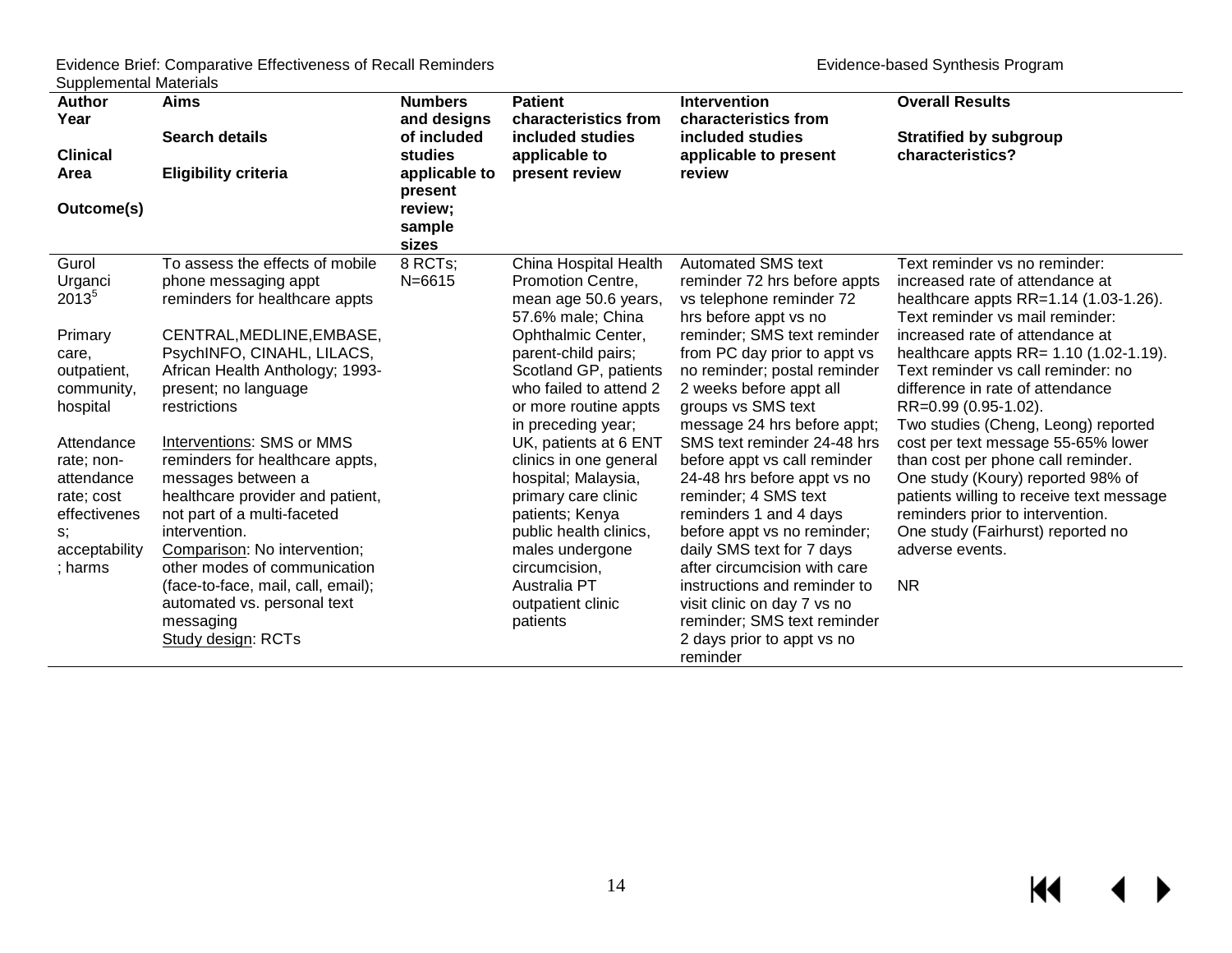| Author Year<br><br>Clinical Area<br><br>Outcome(s) | Aims<br><br>Search details<br><br>Eligibility criteria | Numbers and designs of included studies applicable to present review; sample sizes | Patient characteristics from included studies applicable to present review | Intervention characteristics from included studies applicable to present review | Overall Results<br><br>Stratified by subgroup characteristics? |
|---|---|---|---|---|---|
| Gurol Urganci 2013[5]<br><br>Primary care, outpatient, community, hospital<br><br>Attendance rate; non-attendance rate; cost effectiveness; acceptability; harms | To assess the effects of mobile phone messaging appt reminders for healthcare appts<br><br>CENTRAL,MEDLINE,EMBASE, PsychINFO, CINAHL, LILACS, African Health Anthology; 1993-present; no language restrictions<br><br>Interventions: SMS or MMS reminders for healthcare appts, messages between a healthcare provider and patient, not part of a multi-faceted intervention.<br>Comparison: No intervention; other modes of communication (face-to-face, mail, call, email); automated vs. personal text messaging<br>Study design: RCTs | 8 RCTs; N=6615 | China Hospital Health Promotion Centre, mean age 50.6 years, 57.6% male; China Ophthalmic Center, parent-child pairs; Scotland GP, patients who failed to attend 2 or more routine appts in preceding year; UK, patients at 6 ENT clinics in one general hospital; Malaysia, primary care clinic patients; Kenya public health clinics, males undergone circumcision, Australia PT outpatient clinic patients | Automated SMS text reminder 72 hrs before appts vs telephone reminder 72 hrs before appt vs no reminder; SMS text reminder from PC day prior to appt vs no reminder; postal reminder 2 weeks before appt all groups vs SMS text message 24 hrs before appt; SMS text reminder 24-48 hrs before appt vs call reminder 24-48 hrs before appt vs no reminder; 4 SMS text reminders 1 and 4 days before appt vs no reminder; daily SMS text for 7 days after circumcision with care instructions and reminder to visit clinic on day 7 vs no reminder; SMS text reminder 2 days prior to appt vs no reminder | Text reminder vs no reminder: increased rate of attendance at healthcare appts RR=1.14 (1.03-1.26).<br>Text reminder vs mail reminder: increased rate of attendance at healthcare appts RR= 1.10 (1.02-1.19).<br>Text reminder vs call reminder: no difference in rate of attendance RR=0.99 (0.95-1.02).<br>Two studies (Cheng, Leong) reported cost per text message 55-65% lower than cost per phone call reminder.<br>One study (Koury) reported 98% of patients willing to receive text message reminders prior to intervention.<br>One study (Fairhurst) reported no adverse events.<br><br>NR |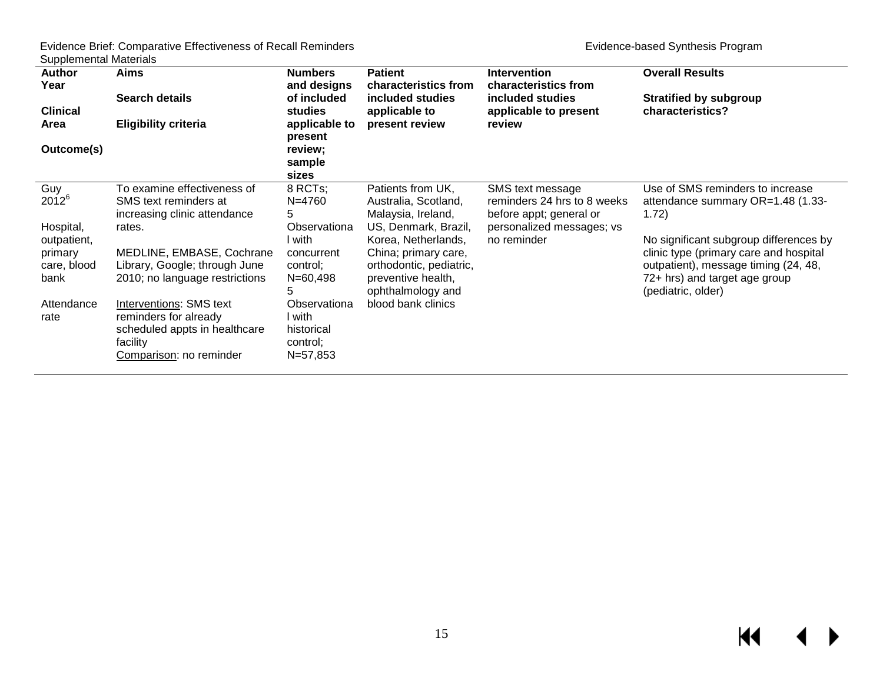| Author Year<br><br>Clinical Area<br><br>Outcome(s) | Aims<br><br>Search details<br><br>Eligibility criteria | Numbers and designs of included studies applicable to present review; sample sizes | Patient characteristics from included studies applicable to present review | Intervention characteristics from included studies applicable to present review | Overall Results<br><br>Stratified by subgroup characteristics? |
|---|---|---|---|---|---|
| Guy 2012[6]<br><br>Hospital, outpatient, primary care, blood bank<br><br>Attendance rate | To examine effectiveness of SMS text reminders at increasing clinic attendance rates.<br><br>MEDLINE, EMBASE, Cochrane Library, Google; through June 2010; no language restrictions<br><br><u>Interventions</u>: SMS text reminders for already scheduled appts in healthcare facility<br><u>Comparison</u>: no reminder | 8 RCTs; N=4760<br>5 Observational with concurrent control; N=60,498<br>5 Observational with historical control; N=57,853 | Patients from UK, Australia, Scotland, Malaysia, Ireland, US, Denmark, Brazil, Korea, Netherlands, China; primary care, orthodontic, pediatric, preventive health, ophthalmology and blood bank clinics | SMS text message reminders 24 hrs to 8 weeks before appt; general or personalized messages; vs no reminder | Use of SMS reminders to increase attendance summary OR=1.48 (1.33-1.72)<br><br>No significant subgroup differences by clinic type (primary care and hospital outpatient), message timing (24, 48, 72+ hrs) and target age group (pediatric, older) |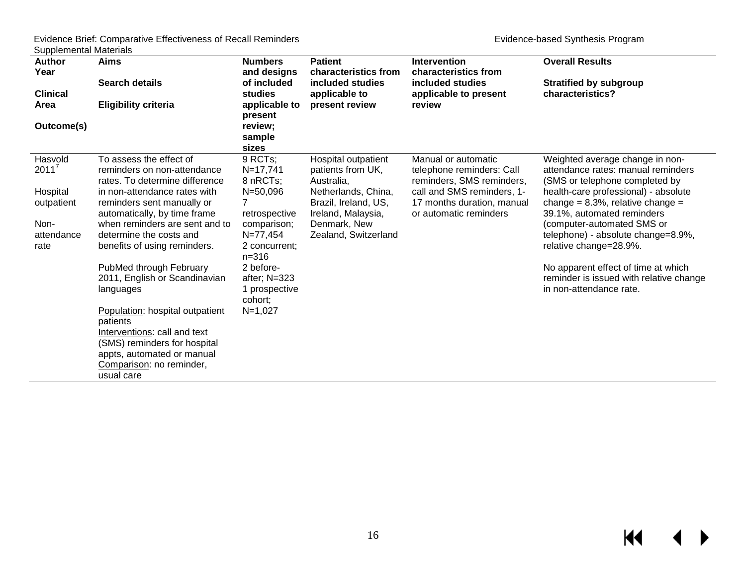| Author Year<br><br>Clinical Area<br><br>Outcome(s) | Aims<br><br>Search details<br><br>Eligibility criteria | Numbers and designs of included studies applicable to present review; sample sizes | Patient characteristics from included studies applicable to present review | Intervention characteristics from included studies applicable to present review | Overall Results<br><br>Stratified by subgroup characteristics? |
|---|---|---|---|---|---|
| Hasvold 2011[7]<br><br>Hospital outpatient<br><br>Non-attendance rate | To assess the effect of reminders on non-attendance rates. To determine difference in non-attendance rates with reminders sent manually or automatically, by time frame when reminders are sent and to determine the costs and benefits of using reminders.<br><br>PubMed through February 2011, English or Scandinavian languages<br><br>Population: hospital outpatient patients<br>Interventions: call and text (SMS) reminders for hospital appts, automated or manual<br>Comparison: no reminder, usual care | 9 RCTs; N=17,741<br>8 nRCTs; N=50,096<br>7 retrospective comparison; N=77,454<br>2 concurrent; n=316<br>2 before-after; N=323<br>1 prospective cohort; N=1,027 | Hospital outpatient patients from UK, Australia, Netherlands, China, Brazil, Ireland, US, Ireland, Malaysia, Denmark, New Zealand, Switzerland | Manual or automatic telephone reminders: Call reminders, SMS reminders, call and SMS reminders, 1-17 months duration, manual or automatic reminders | Weighted average change in non-attendance rates: manual reminders (SMS or telephone completed by health-care professional) - absolute change = 8.3%, relative change = 39.1%, automated reminders (computer-automated SMS or telephone) - absolute change=8.9%, relative change=28.9%.<br><br>No apparent effect of time at which reminder is issued with relative change in non-attendance rate. |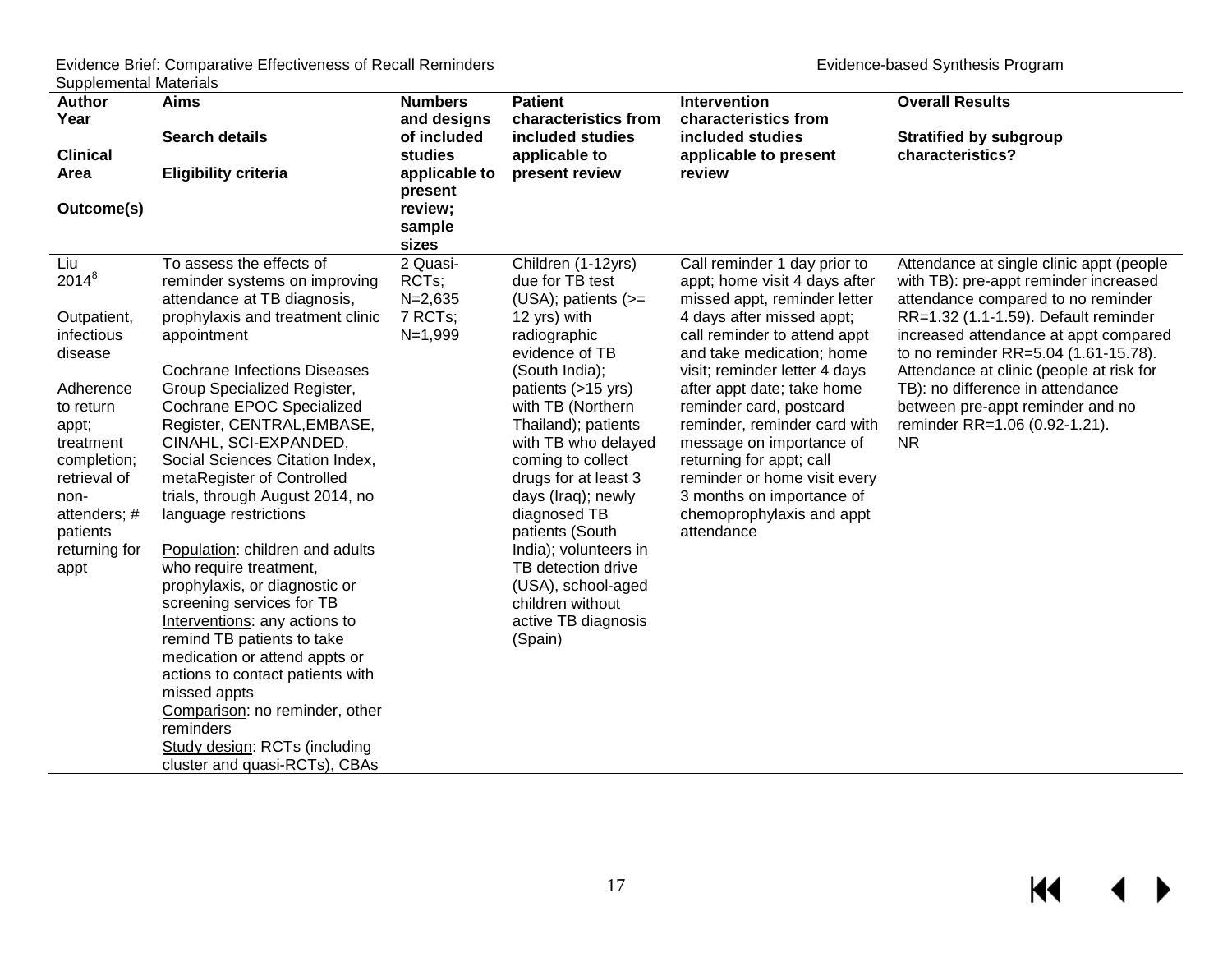| Author Year<br><br>Clinical Area<br><br>Outcome(s) | Aims<br><br>Search details<br><br>Eligibility criteria | Numbers and designs of included studies applicable to present review; sample sizes | Patient characteristics from included studies applicable to present review | Intervention characteristics from included studies applicable to present review | Overall Results<br><br>Stratified by subgroup characteristics? |
|---|---|---|---|---|---|
| Liu 2014[8]<br><br>Outpatient, infectious disease<br><br>Adherence to return appt; treatment completion; retrieval of non-attenders; # patients returning for appt | To assess the effects of reminder systems on improving attendance at TB diagnosis, prophylaxis and treatment clinic appointment<br><br>Cochrane Infections Diseases Group Specialized Register, Cochrane EPOC Specialized Register, CENTRAL,EMBASE, CINAHL, SCI-EXPANDED, Social Sciences Citation Index, metaRegister of Controlled trials, through August 2014, no language restrictions<br><br>Population: children and adults who require treatment, prophylaxis, or diagnostic or screening services for TB<br>Interventions: any actions to remind TB patients to take medication or attend appts or actions to contact patients with missed appts<br>Comparison: no reminder, other reminders<br>Study design: RCTs (including cluster and quasi-RCTs), CBAs | 2 Quasi-RCTs; N=2,635<br>7 RCTs; N=1,999 | Children (1-12yrs) due for TB test (USA); patients (>= 12 yrs) with radiographic evidence of TB (South India); patients (>15 yrs) with TB (Northern Thailand); patients with TB who delayed coming to collect drugs for at least 3 days (Iraq); newly diagnosed TB patients (South India); volunteers in TB detection drive (USA), school-aged children without active TB diagnosis (Spain) | Call reminder 1 day prior to appt; home visit 4 days after missed appt, reminder letter 4 days after missed appt; call reminder to attend appt and take medication; home visit; reminder letter 4 days after appt date; take home reminder card, postcard reminder, reminder card with message on importance of returning for appt; call reminder or home visit every 3 months on importance of chemoprophylaxis and appt attendance | Attendance at single clinic appt (people with TB): pre-appt reminder increased attendance compared to no reminder RR=1.32 (1.1-1.59). Default reminder increased attendance at appt compared to no reminder RR=5.04 (1.61-15.78). Attendance at clinic (people at risk for TB): no difference in attendance between pre-appt reminder and no reminder RR=1.06 (0.92-1.21).<br>NR |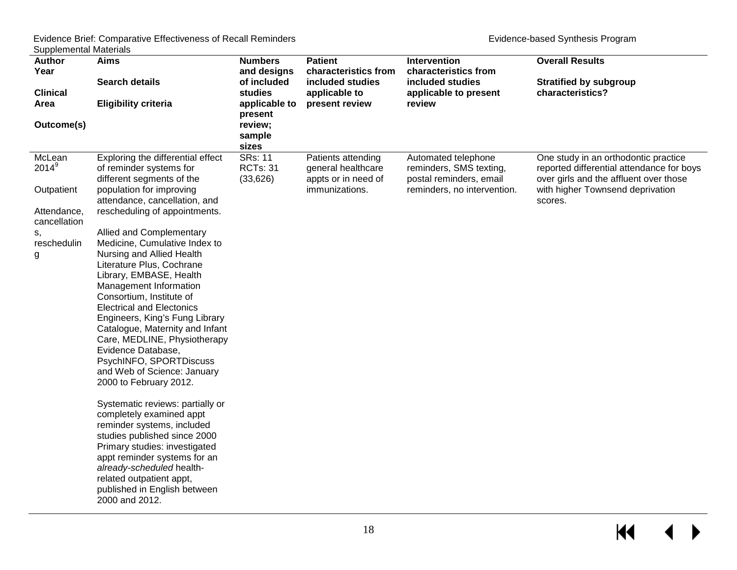| Author Year<br><br>Clinical Area<br><br>Outcome(s) | Aims<br><br>Search details<br><br>Eligibility criteria | Numbers and designs of included studies applicable to present review; sample sizes | Patient characteristics from included studies applicable to present review | Intervention characteristics from included studies applicable to present review | Overall Results<br><br>Stratified by subgroup characteristics? |
|---|---|---|---|---|---|
| McLean 2014[9]<br><br>Outpatient<br><br>Attendance, cancellations, rescheduling | Exploring the differential effect of reminder systems for different segments of the population for improving attendance, cancellation, and rescheduling of appointments.<br><br>Allied and Complementary Medicine, Cumulative Index to Nursing and Allied Health Literature Plus, Cochrane Library, EMBASE, Health Management Information Consortium, Institute of Electrical and Electonics Engineers, King's Fung Library Catalogue, Maternity and Infant Care, MEDLINE, Physiotherapy Evidence Database, PsychINFO, SPORTDiscuss and Web of Science: January 2000 to February 2012.<br><br>Systematic reviews: partially or completely examined appt reminder systems, included studies published since 2000 Primary studies: investigated appt reminder systems for an *already-scheduled* health-related outpatient appt, published in English between 2000 and 2012. | SRs: 11<br>RCTs: 31 (33,626) | Patients attending general healthcare appts or in need of immunizations. | Automated telephone reminders, SMS texting, postal reminders, email reminders, no intervention. | One study in an orthodontic practice reported differential attendance for boys over girls and the affluent over those with higher Townsend deprivation scores. |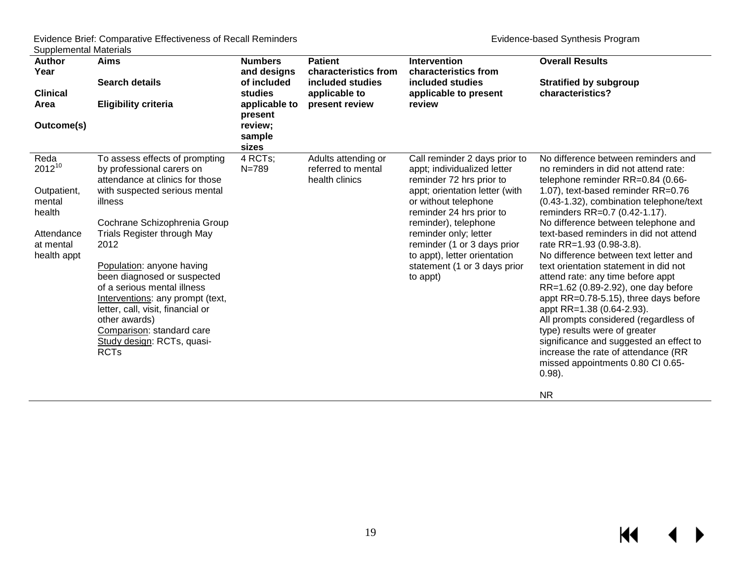| Author Year<br><br>Clinical Area<br><br>Outcome(s) | Aims<br><br>Search details<br><br>Eligibility criteria | Numbers and designs of included studies applicable to present review; sample sizes | Patient characteristics from included studies applicable to present review | Intervention characteristics from included studies applicable to present review | Overall Results<br><br>Stratified by subgroup characteristics? |
|---|---|---|---|---|---|
| Reda 2012[10]<br><br>Outpatient, mental health<br><br>Attendance at mental health appt | To assess effects of prompting by professional carers on attendance at clinics for those with suspected serious mental illness<br><br>Cochrane Schizophrenia Group Trials Register through May 2012<br><br>Population: anyone having been diagnosed or suspected of a serious mental illness<br>Interventions: any prompt (text, letter, call, visit, financial or other awards)<br>Comparison: standard care<br>Study design: RCTs, quasi-RCTs | 4 RCTs; N=789 | Adults attending or referred to mental health clinics | Call reminder 2 days prior to appt; individualized letter reminder 72 hrs prior to appt; orientation letter (with or without telephone reminder 24 hrs prior to reminder), telephone reminder only; letter reminder (1 or 3 days prior to appt), letter orientation statement (1 or 3 days prior to appt) | No difference between reminders and no reminders in did not attend rate: telephone reminder RR=0.84 (0.66-1.07), text-based reminder RR=0.76 (0.43-1.32), combination telephone/text reminders RR=0.7 (0.42-1.17).<br>No difference between telephone and text-based reminders in did not attend rate RR=1.93 (0.98-3.8).<br>No difference between text letter and text orientation statement in did not attend rate: any time before appt RR=1.62 (0.89-2.92), one day before appt RR=0.78-5.15), three days before appt RR=1.38 (0.64-2.93).<br>All prompts considered (regardless of type) results were of greater significance and suggested an effect to increase the rate of attendance (RR missed appointments 0.80 CI 0.65-0.98).<br><br>NR |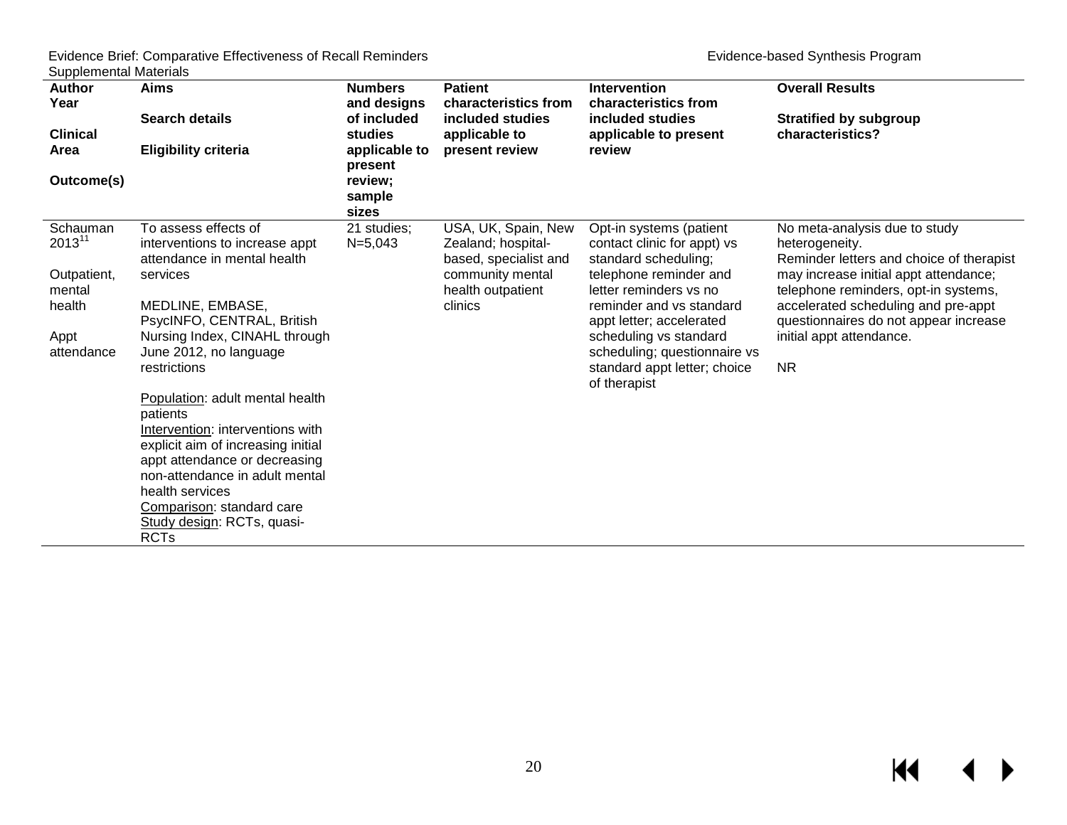| Author Year<br><br>Clinical Area<br><br>Outcome(s) | Aims<br><br>Search details<br><br>Eligibility criteria | Numbers and designs of included studies applicable to present review; sample sizes | Patient characteristics from included studies applicable to present review | Intervention characteristics from included studies applicable to present review | Overall Results<br><br>Stratified by subgroup characteristics? |
|---|---|---|---|---|---|
| Schauman 2013[11]<br><br>Outpatient, mental health<br><br>Appt attendance | To assess effects of interventions to increase appt attendance in mental health services<br><br>MEDLINE, EMBASE, PsycINFO, CENTRAL, British Nursing Index, CINAHL through June 2012, no language restrictions<br><br>Population: adult mental health patients<br>Intervention: interventions with explicit aim of increasing initial appt attendance or decreasing non-attendance in adult mental health services<br>Comparison: standard care<br>Study design: RCTs, quasi-RCTs | 21 studies; N=5,043 | USA, UK, Spain, New Zealand; hospital-based, specialist and community mental health outpatient clinics | Opt-in systems (patient contact clinic for appt) vs standard scheduling; telephone reminder and letter reminders vs no reminder and vs standard appt letter; accelerated scheduling vs standard scheduling; questionnaire vs standard appt letter; choice of therapist | No meta-analysis due to study heterogeneity.<br>Reminder letters and choice of therapist may increase initial appt attendance; telephone reminders, opt-in systems, accelerated scheduling and pre-appt questionnaires do not appear increase initial appt attendance.<br><br>NR |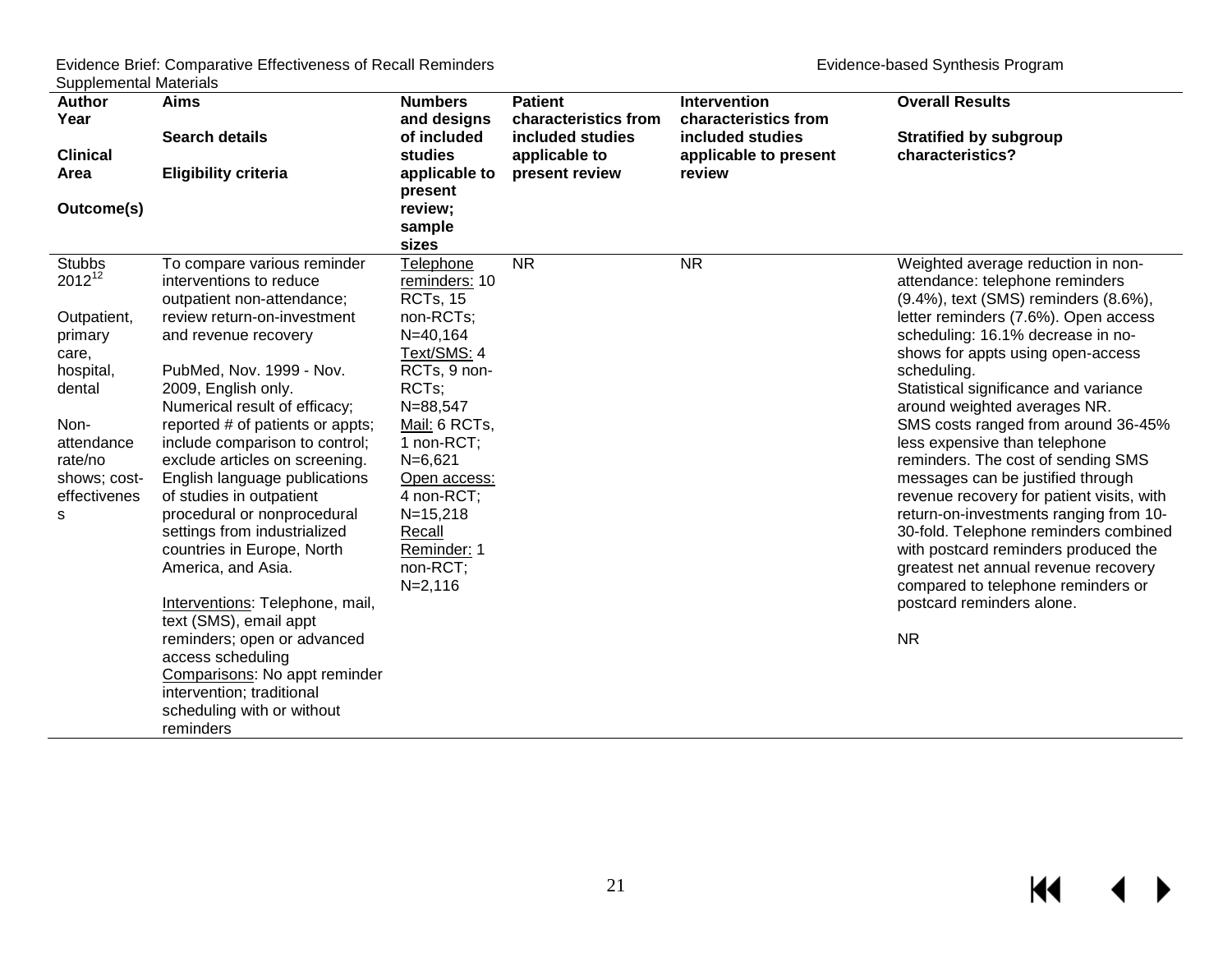| Author Year<br><br>Clinical Area<br><br>Outcome(s) | Aims<br><br>Search details<br><br>Eligibility criteria | Numbers and designs of included studies applicable to present review; sample sizes | Patient characteristics from included studies applicable to present review | Intervention characteristics from included studies applicable to present review | Overall Results<br><br>Stratified by subgroup characteristics? |
|---|---|---|---|---|---|
| Stubbs 2012[12]<br><br>Outpatient, primary care, hospital, dental<br><br>Non-attendance rate/no shows; cost-effectiveness | To compare various reminder interventions to reduce outpatient non-attendance; review return-on-investment and revenue recovery<br><br>PubMed, Nov. 1999 - Nov. 2009, English only.<br>Numerical result of efficacy; reported # of patients or appts; include comparison to control; exclude articles on screening. English language publications of studies in outpatient procedural or nonprocedural settings from industrialized countries in Europe, North America, and Asia.<br><br>Interventions: Telephone, mail, text (SMS), email appt reminders; open or advanced access scheduling<br>Comparisons: No appt reminder intervention; traditional scheduling with or without reminders | Telephone reminders: 10 RCTs, 15 non-RCTs; N=40,164<br>Text/SMS: 4 RCTs, 9 non-RCTs; N=88,547<br>Mail: 6 RCTs, 1 non-RCT; N=6,621<br>Open access: 4 non-RCT; N=15,218<br>Recall Reminder: 1 non-RCT; N=2,116 | NR | NR | Weighted average reduction in non-attendance: telephone reminders (9.4%), text (SMS) reminders (8.6%), letter reminders (7.6%). Open access scheduling: 16.1% decrease in no-shows for appts using open-access scheduling.<br>Statistical significance and variance around weighted averages NR.<br>SMS costs ranged from around 36-45% less expensive than telephone reminders. The cost of sending SMS messages can be justified through revenue recovery for patient visits, with return-on-investments ranging from 10-30-fold. Telephone reminders combined with postcard reminders produced the greatest net annual revenue recovery compared to telephone reminders or postcard reminders alone.<br><br>NR |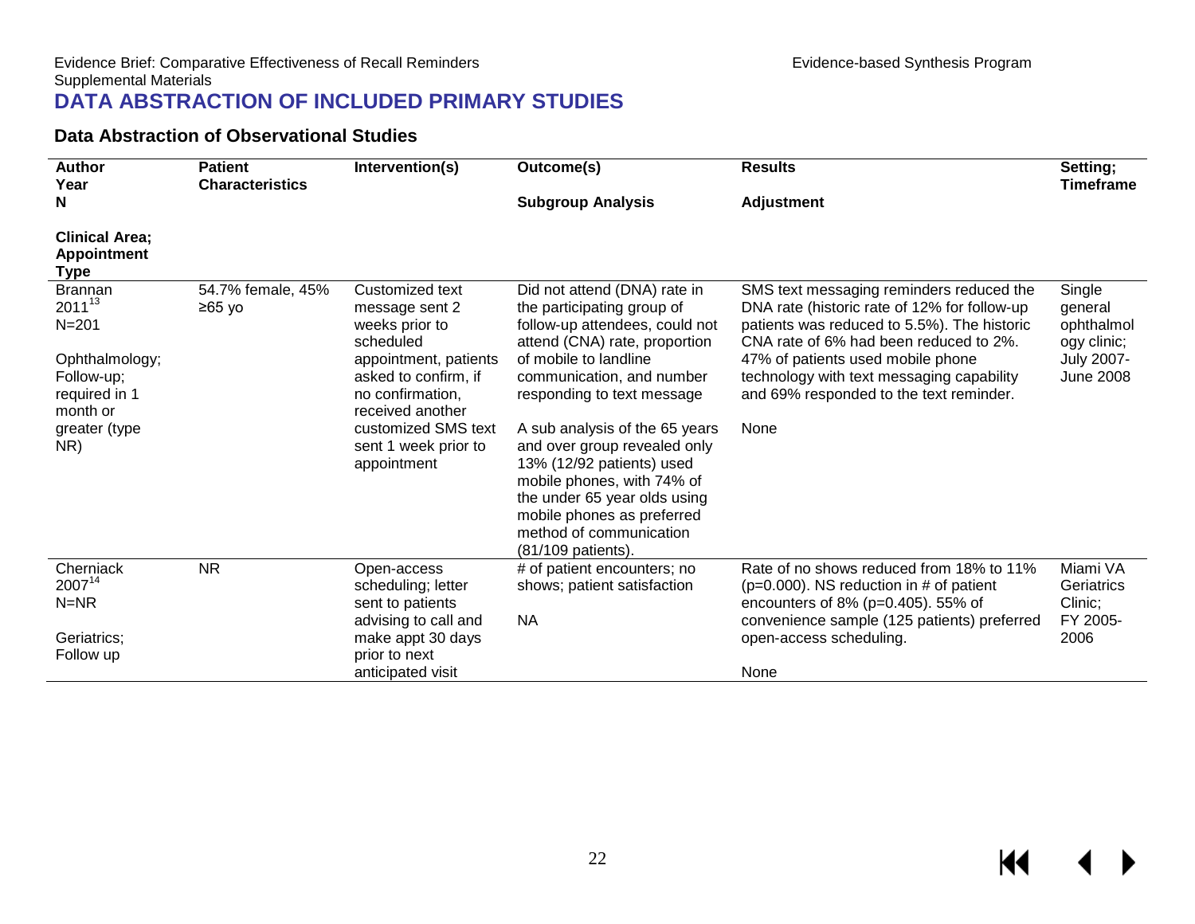## DATA ABSTRACTION OF INCLUDED PRIMARY STUDIES

### Data Abstraction of Observational Studies

| Author<br>Year<br>N<br><br>Clinical Area;<br>Appointment Type | Patient Characteristics | Intervention(s) | Outcome(s)<br><br>Subgroup Analysis | Results<br><br>Adjustment | Setting; Timeframe |
|---|---|---|---|---|---|
| Brannan 2011[13]<br>N=201<br><br>Ophthalmology; Follow-up; required in 1 month or greater (type NR) | 54.7% female, 45% ≥65 yo | Customized text message sent 2 weeks prior to scheduled appointment, patients asked to confirm, if no confirmation, received another customized SMS text sent 1 week prior to appointment | Did not attend (DNA) rate in the participating group of follow-up attendees, could not attend (CNA) rate, proportion of mobile to landline communication, and number responding to text message<br><br>A sub analysis of the 65 years and over group revealed only 13% (12/92 patients) used mobile phones, with 74% of the under 65 year olds using mobile phones as preferred method of communication (81/109 patients). | SMS text messaging reminders reduced the DNA rate (historic rate of 12% for follow-up patients was reduced to 5.5%). The historic CNA rate of 6% had been reduced to 2%. 47% of patients used mobile phone technology with text messaging capability and 69% responded to the text reminder.<br><br>None | Single general ophthalmology clinic; July 2007-June 2008 |
| Cherniack 2007[14]<br>N=NR<br><br>Geriatrics; Follow up | NR | Open-access scheduling; letter sent to patients advising to call and make appt 30 days prior to next anticipated visit | # of patient encounters; no shows; patient satisfaction<br><br>NA | Rate of no shows reduced from 18% to 11% (p=0.000). NS reduction in # of patient encounters of 8% (p=0.405). 55% of convenience sample (125 patients) preferred open-access scheduling.<br><br>None | Miami VA Geriatrics Clinic; FY 2005-2006 |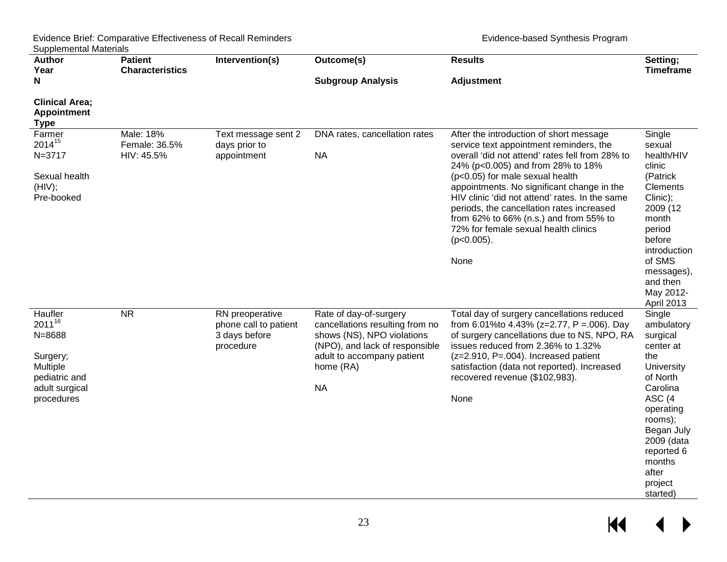| Author<br>Year<br>N<br><br>Clinical Area;<br>Appointment Type | Patient Characteristics | Intervention(s) | Outcome(s)<br><br>Subgroup Analysis | Results<br><br>Adjustment | Setting; Timeframe |
|---|---|---|---|---|---|
| Farmer<br>2014[15]<br>N=3717<br><br>Sexual health (HIV);<br>Pre-booked | Male: 18%<br>Female: 36.5%<br>HIV: 45.5% | Text message sent 2 days prior to appointment | DNA rates, cancellation rates<br><br>NA | After the introduction of short message service text appointment reminders, the overall 'did not attend' rates fell from 28% to 24% (p<0.005) and from 28% to 18% (p<0.05) for male sexual health appointments. No significant change in the HIV clinic 'did not attend' rates. In the same periods, the cancellation rates increased from 62% to 66% (n.s.) and from 55% to 72% for female sexual health clinics (p<0.005).<br><br>None | Single sexual health/HIV clinic (Patrick Clements Clinic); 2009 (12 month period before introduction of SMS messages), and then May 2012-April 2013 |
| Haufler<br>2011[16]<br>N=8688<br><br>Surgery;<br>Multiple pediatric and adult surgical procedures | NR | RN preoperative phone call to patient 3 days before procedure | Rate of day-of-surgery cancellations resulting from no shows (NS), NPO violations (NPO), and lack of responsible adult to accompany patient home (RA)<br><br>NA | Total day of surgery cancellations reduced from 6.01%to 4.43% (z=2.77, P =.006). Day of surgery cancellations due to NS, NPO, RA issues reduced from 2.36% to 1.32% (z=2.910, P=.004). Increased patient satisfaction (data not reported). Increased recovered revenue ($102,983).<br><br>None | Single ambulatory surgical center at the University of North Carolina ASC (4 operating rooms); Began July 2009 (data reported 6 months after project started) |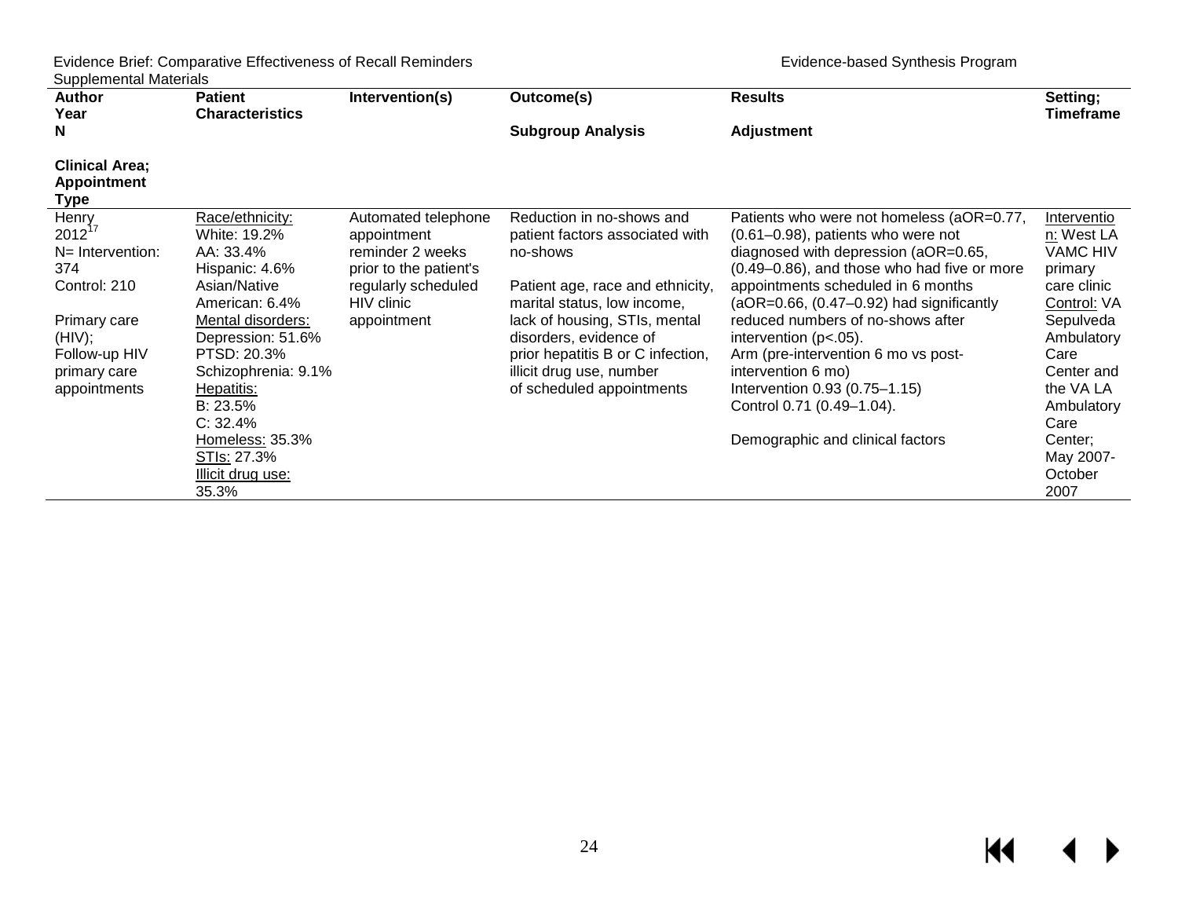| Author<br>Year<br>N<br><br>Clinical Area;<br>Appointment Type | Patient Characteristics | Intervention(s) | Outcome(s)<br><br>Subgroup Analysis | Results<br><br>Adjustment | Setting;<br>Timeframe |
|---|---|---|---|---|---|
| Henry 2012[17]<br>N= Intervention: 374<br>Control: 210<br><br>Primary care (HIV);<br>Follow-up HIV primary care appointments | Race/ethnicity:<br>White: 19.2%<br>AA: 33.4%<br>Hispanic: 4.6%<br>Asian/Native American: 6.4%<br>Mental disorders:<br>Depression: 51.6%<br>PTSD: 20.3%<br>Schizophrenia: 9.1%<br>Hepatitis:<br>B: 23.5%<br>C: 32.4%<br>Homeless: 35.3%<br>STIs: 27.3%<br>Illicit drug use: 35.3% | Automated telephone appointment reminder 2 weeks prior to the patient's regularly scheduled HIV clinic appointment | Reduction in no-shows and patient factors associated with no-shows<br><br>Patient age, race and ethnicity, marital status, low income, lack of housing, STIs, mental disorders, evidence of prior hepatitis B or C infection, illicit drug use, number of scheduled appointments | Patients who were not homeless (aOR=0.77, (0.61–0.98), patients who were not diagnosed with depression (aOR=0.65, (0.49–0.86), and those who had five or more appointments scheduled in 6 months (aOR=0.66, (0.47–0.92) had significantly reduced numbers of no-shows after intervention (p<.05).<br>Arm (pre-intervention 6 mo vs post-intervention 6 mo)<br>Intervention 0.93 (0.75–1.15)<br>Control 0.71 (0.49–1.04).<br><br>Demographic and clinical factors | Intervention: West LA VAMC HIV primary care clinic<br>Control: VA Sepulveda Ambulatory Care Center and the VA LA Ambulatory Care Center;<br>May 2007-October 2007 |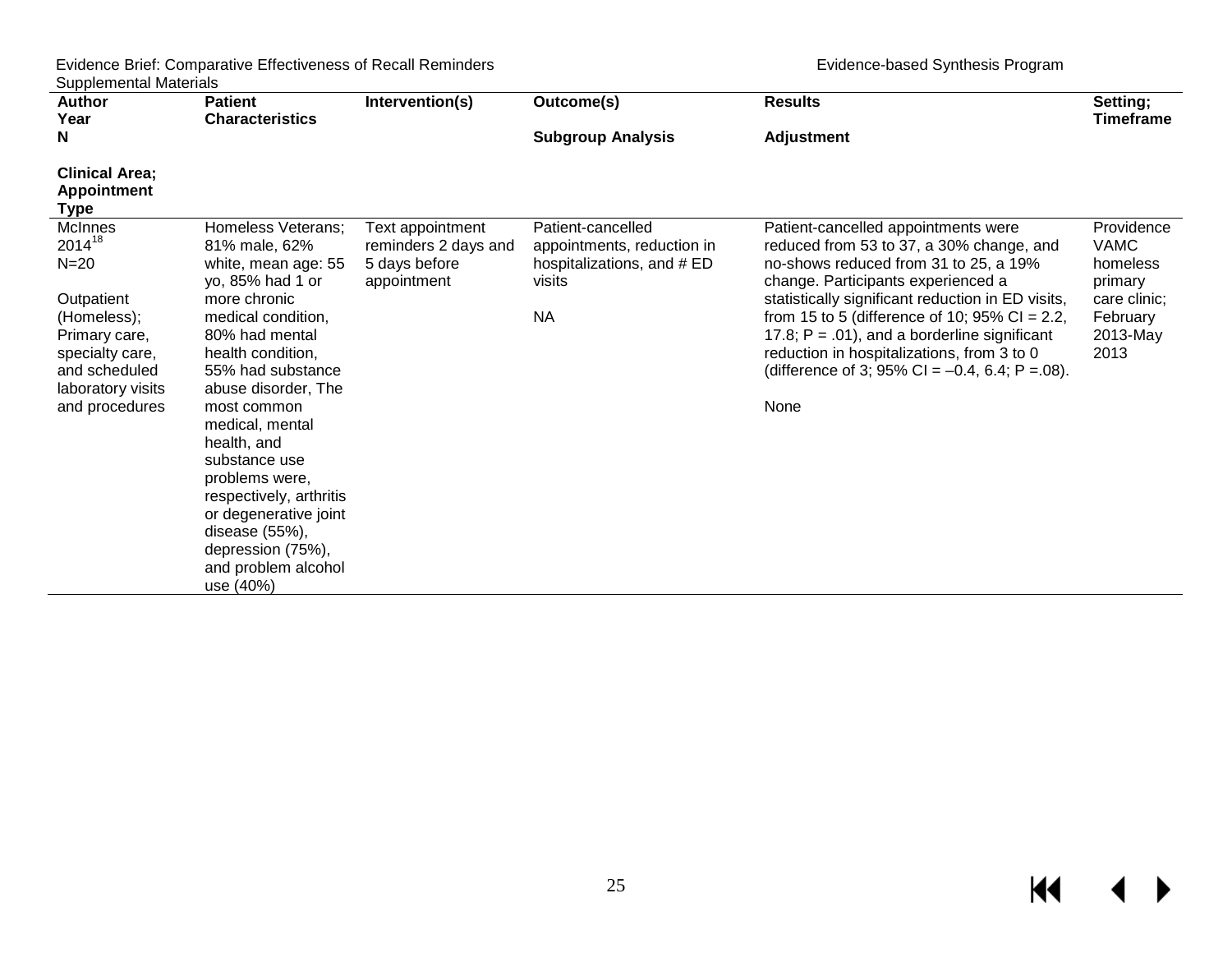| Author Year N Clinical Area; Appointment Type | Patient Characteristics | Intervention(s) | Outcome(s) Subgroup Analysis | Results Adjustment | Setting; Timeframe |
|---|---|---|---|---|---|
| McInnes 2014[18] N=20 Outpatient (Homeless); Primary care, specialty care, and scheduled laboratory visits and procedures | Homeless Veterans; 81% male, 62% white, mean age: 55 yo, 85% had 1 or more chronic medical condition, 80% had mental health condition, 55% had substance abuse disorder, The most common medical, mental health, and substance use problems were, respectively, arthritis or degenerative joint disease (55%), depression (75%), and problem alcohol use (40%) | Text appointment reminders 2 days and 5 days before appointment | Patient-cancelled appointments, reduction in hospitalizations, and # ED visits NA | Patient-cancelled appointments were reduced from 53 to 37, a 30% change, and no-shows reduced from 31 to 25, a 19% change. Participants experienced a statistically significant reduction in ED visits, from 15 to 5 (difference of 10; 95% CI = 2.2, 17.8; P = .01), and a borderline significant reduction in hospitalizations, from 3 to 0 (difference of 3; 95% CI = –0.4, 6.4; P =.08). None | Providence VAMC homeless primary care clinic; February 2013-May 2013 |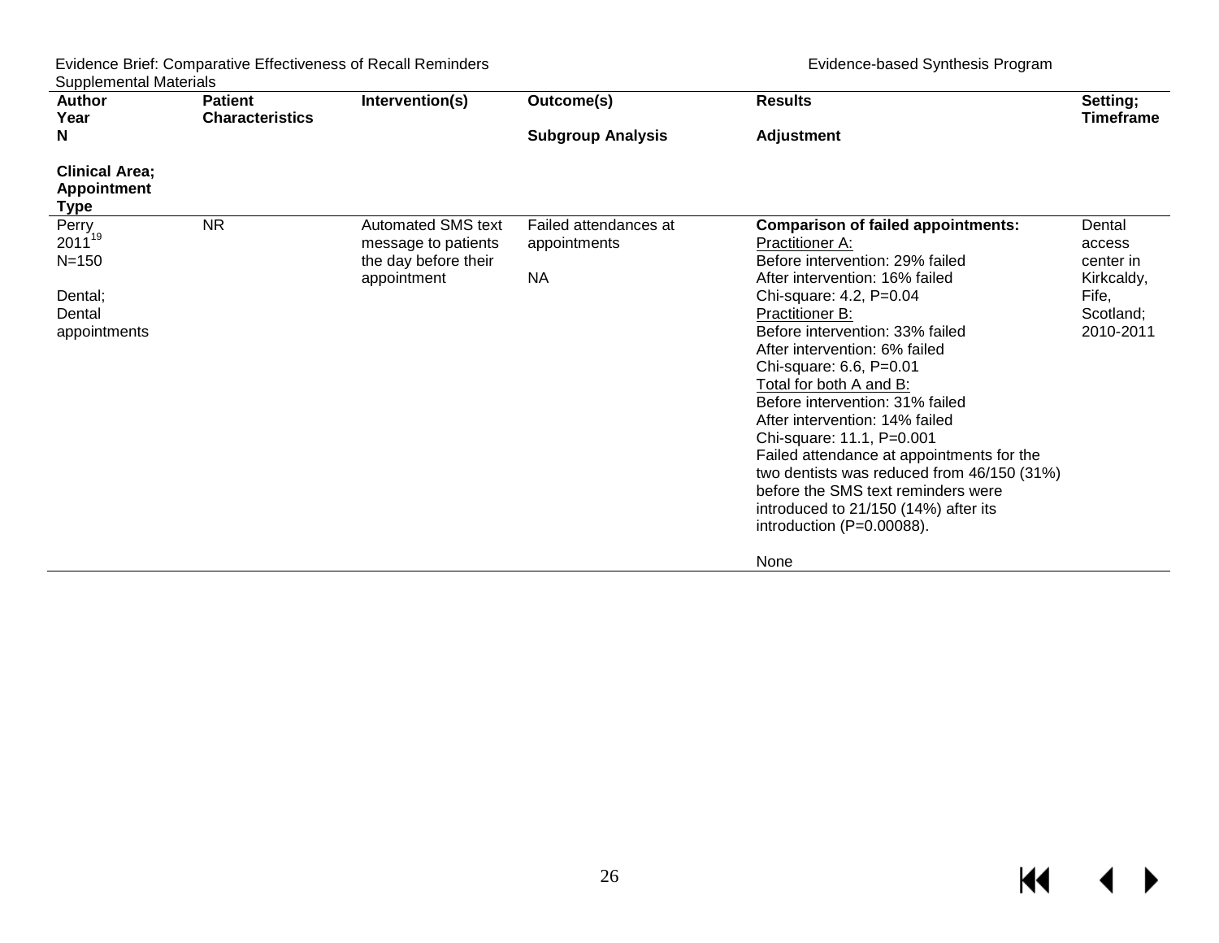| Author<br>Year<br>N<br><br>Clinical Area;<br>Appointment Type | Patient Characteristics | Intervention(s) | Outcome(s)<br><br>Subgroup Analysis | Results<br><br>Adjustment | Setting;<br>Timeframe |
|---|---|---|---|---|---|
| Perry<br>2011[19]<br>N=150<br><br>Dental;<br>Dental appointments | NR | Automated SMS text message to patients the day before their appointment | Failed attendances at appointments<br><br>NA | **Comparison of failed appointments:**<br>Practitioner A:<br>Before intervention: 29% failed<br>After intervention: 16% failed<br>Chi-square: 4.2, P=0.04<br>Practitioner B:<br>Before intervention: 33% failed<br>After intervention: 6% failed<br>Chi-square: 6.6, P=0.01<br>Total for both A and B:<br>Before intervention: 31% failed<br>After intervention: 14% failed<br>Chi-square: 11.1, P=0.001<br>Failed attendance at appointments for the two dentists was reduced from 46/150 (31%) before the SMS text reminders were introduced to 21/150 (14%) after its introduction (P=0.00088).<br><br>None | Dental access center in Kirkcaldy, Fife, Scotland;<br>2010-2011 |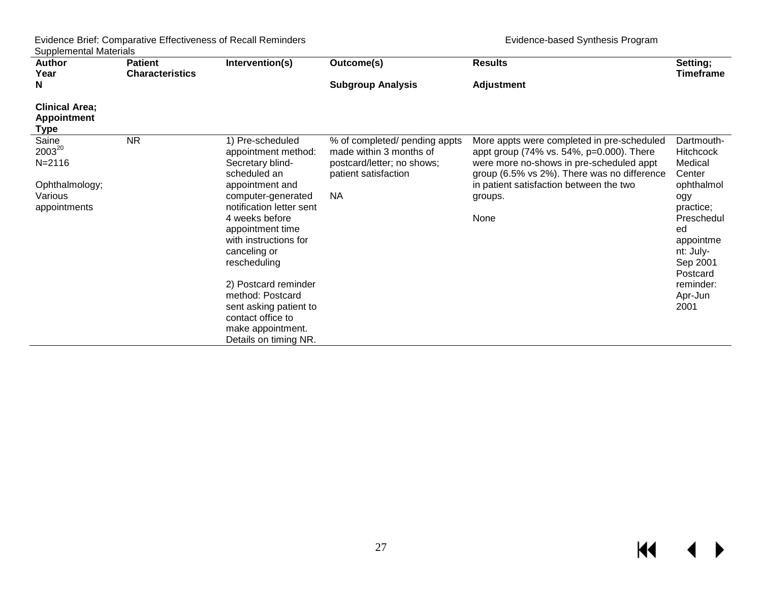| Author<br>Year<br>N<br><br>Clinical Area; Appointment Type | Patient Characteristics | Intervention(s) | Outcome(s)<br><br>Subgroup Analysis | Results<br><br>Adjustment | Setting; Timeframe |
|---|---|---|---|---|---|
| Saine<br>2003[20]<br>N=2116<br><br>Ophthalmology; Various appointments | NR | 1) Pre-scheduled appointment method: Secretary blind-scheduled an appointment and computer-generated notification letter sent 4 weeks before appointment time with instructions for canceling or rescheduling<br><br>2) Postcard reminder method: Postcard sent asking patient to contact office to make appointment. Details on timing NR. | % of completed/ pending appts made within 3 months of postcard/letter; no shows; patient satisfaction<br><br>NA | More appts were completed in pre-scheduled appt group (74% vs. 54%, p=0.000). There were more no-shows in pre-scheduled appt group (6.5% vs 2%). There was no difference in patient satisfaction between the two groups.<br><br>None | Dartmouth-Hitchcock Medical Center ophthalmology practice; Prescheduled appointment: July-Sep 2001 Postcard reminder: Apr-Jun 2001 |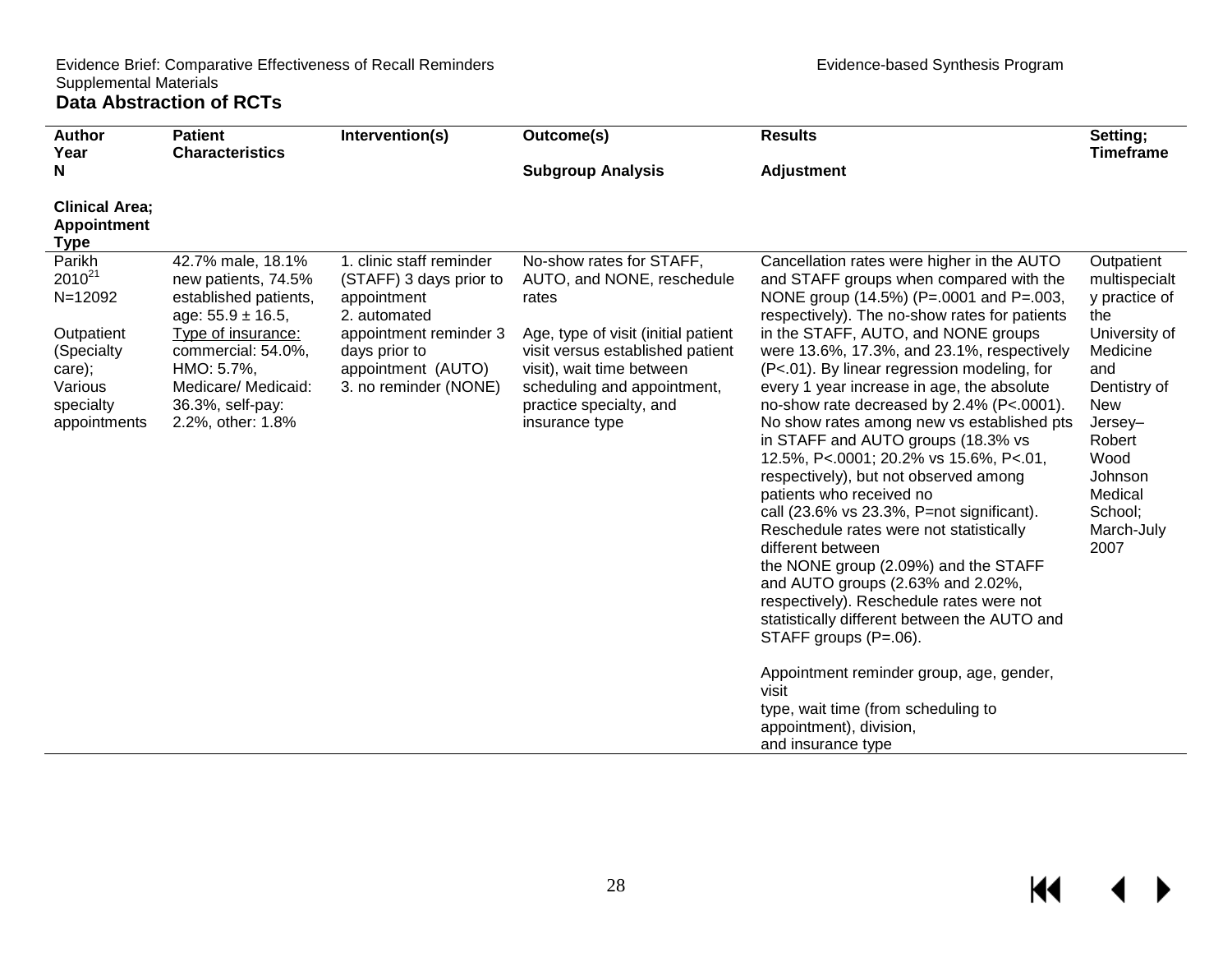## Data Abstraction of RCTs

| Author<br>Year<br>N<br><br>Clinical Area;<br>Appointment Type | Patient Characteristics | Intervention(s) | Outcome(s)<br><br>Subgroup Analysis | Results<br><br>Adjustment | Setting;<br>Timeframe |
|---|---|---|---|---|---|
| Parikh<br>2010[21]<br>N=12092<br><br>Outpatient (Specialty care);<br>Various specialty appointments | 42.7% male, 18.1% new patients, 74.5% established patients, age: 55.9 ± 16.5,<br>Type of insurance: commercial: 54.0%, HMO: 5.7%, Medicare/ Medicaid: 36.3%, self-pay: 2.2%, other: 1.8% | 1. clinic staff reminder (STAFF) 3 days prior to appointment<br>2. automated appointment reminder 3 days prior to appointment (AUTO)<br>3. no reminder (NONE) | No-show rates for STAFF, AUTO, and NONE, reschedule rates<br><br>Age, type of visit (initial patient visit versus established patient visit), wait time between scheduling and appointment, practice specialty, and insurance type | Cancellation rates were higher in the AUTO and STAFF groups when compared with the NONE group (14.5%) (P=.0001 and P=.003, respectively). The no-show rates for patients in the STAFF, AUTO, and NONE groups were 13.6%, 17.3%, and 23.1%, respectively (P<.01). By linear regression modeling, for every 1 year increase in age, the absolute no-show rate decreased by 2.4% (P<.0001). No show rates among new vs established pts in STAFF and AUTO groups (18.3% vs 12.5%, P<.0001; 20.2% vs 15.6%, P<.01, respectively), but not observed among patients who received no call (23.6% vs 23.3%, P=not significant). Reschedule rates were not statistically different between the NONE group (2.09%) and the STAFF and AUTO groups (2.63% and 2.02%, respectively). Reschedule rates were not statistically different between the AUTO and STAFF groups (P=.06).<br><br>Appointment reminder group, age, gender, visit type, wait time (from scheduling to appointment), division, and insurance type | Outpatient multispecialty practice of the University of Medicine and Dentistry of New Jersey–Robert Wood Johnson Medical School;<br>March-July 2007 |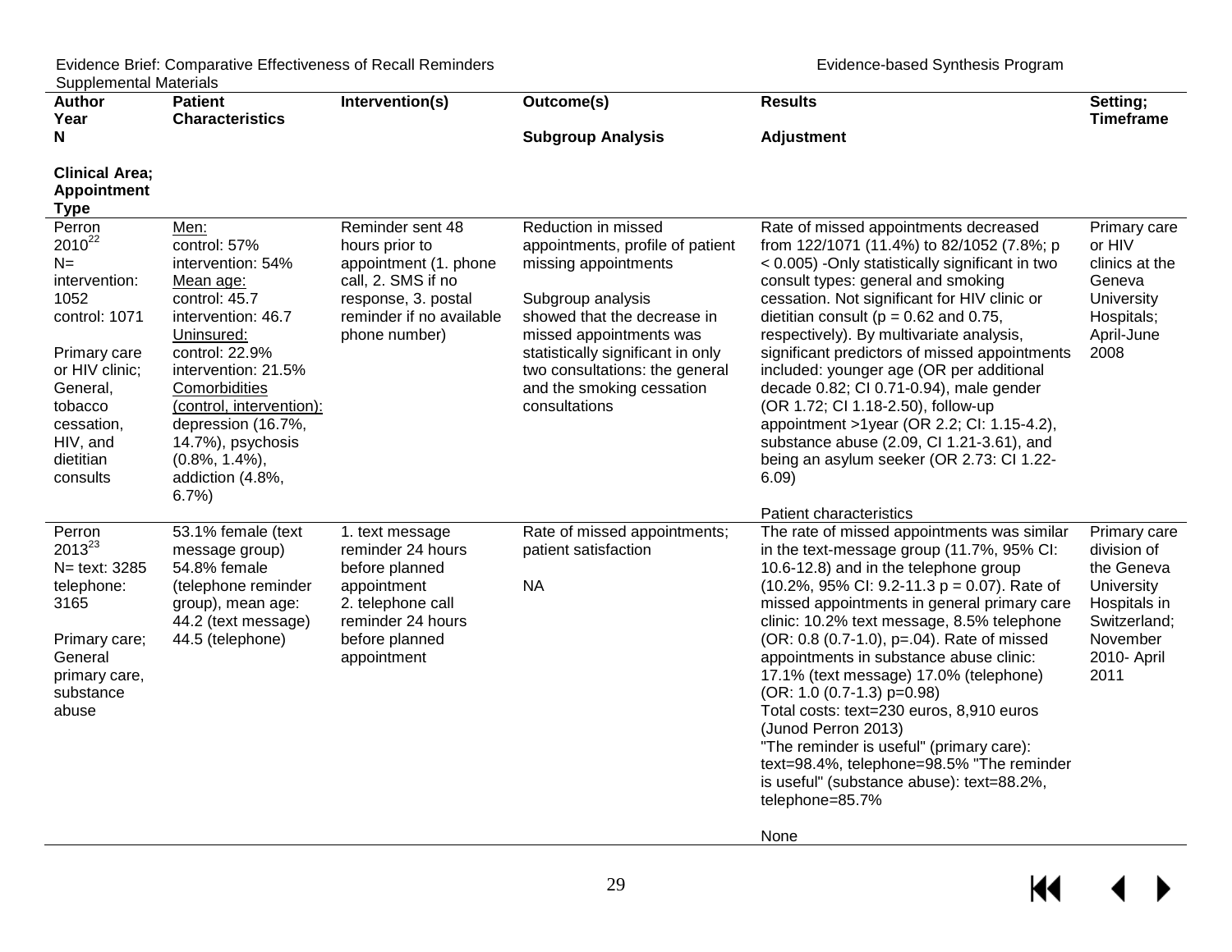| Author<br>Year<br>N<br><br>Clinical Area;<br>Appointment Type | Patient Characteristics | Intervention(s) | Outcome(s)<br><br>Subgroup Analysis | Results<br><br>Adjustment | Setting; Timeframe |
|---|---|---|---|---|---|
| Perron 2010[22]<br>N= intervention: 1052<br>control: 1071<br><br>Primary care or HIV clinic; General, tobacco cessation, HIV, and dietitian consults | Men:<br>control: 57%<br>intervention: 54%<br>Mean age:<br>control: 45.7<br>intervention: 46.7<br>Uninsured:<br>control: 22.9%<br>intervention: 21.5%<br>Comorbidities (control, intervention):<br>depression (16.7%, 14.7%), psychosis (0.8%, 1.4%), addiction (4.8%, 6.7%) | Reminder sent 48 hours prior to appointment (1. phone call, 2. SMS if no response, 3. postal reminder if no available phone number) | Reduction in missed appointments, profile of patient missing appointments<br><br>Subgroup analysis showed that the decrease in missed appointments was statistically significant in only two consultations: the general and the smoking cessation consultations | Rate of missed appointments decreased from 122/1071 (11.4%) to 82/1052 (7.8%; p < 0.005) -Only statistically significant in two consult types: general and smoking cessation. Not significant for HIV clinic or dietitian consult (p = 0.62 and 0.75, respectively). By multivariate analysis, significant predictors of missed appointments included: younger age (OR per additional decade 0.82; CI 0.71-0.94), male gender (OR 1.72; CI 1.18-2.50), follow-up appointment >1year (OR 2.2; CI: 1.15-4.2), substance abuse (2.09, CI 1.21-3.61), and being an asylum seeker (OR 2.73: CI 1.22-6.09)<br><br>Patient characteristics | Primary care or HIV clinics at the Geneva University Hospitals; April-June 2008 |
| Perron 2013[23]<br>N= text: 3285<br>telephone: 3165<br><br>Primary care; General primary care, substance abuse | 53.1% female (text message group)<br>54.8% female (telephone reminder group), mean age: 44.2 (text message)<br>44.5 (telephone) | 1. text message reminder 24 hours before planned appointment<br>2. telephone call reminder 24 hours before planned appointment | Rate of missed appointments; patient satisfaction<br><br>NA | The rate of missed appointments was similar in the text-message group (11.7%, 95% CI: 10.6-12.8) and in the telephone group (10.2%, 95% CI: 9.2-11.3 p = 0.07). Rate of missed appointments in general primary care clinic: 10.2% text message, 8.5% telephone (OR: 0.8 (0.7-1.0), p=.04). Rate of missed appointments in substance abuse clinic: 17.1% (text message) 17.0% (telephone) (OR: 1.0 (0.7-1.3) p=0.98)<br>Total costs: text=230 euros, 8,910 euros (Junod Perron 2013)<br>"The reminder is useful" (primary care): text=98.4%, telephone=98.5% "The reminder is useful" (substance abuse): text=88.2%, telephone=85.7%<br><br>None | Primary care division of the Geneva University Hospitals in Switzerland; November 2010- April 2011 |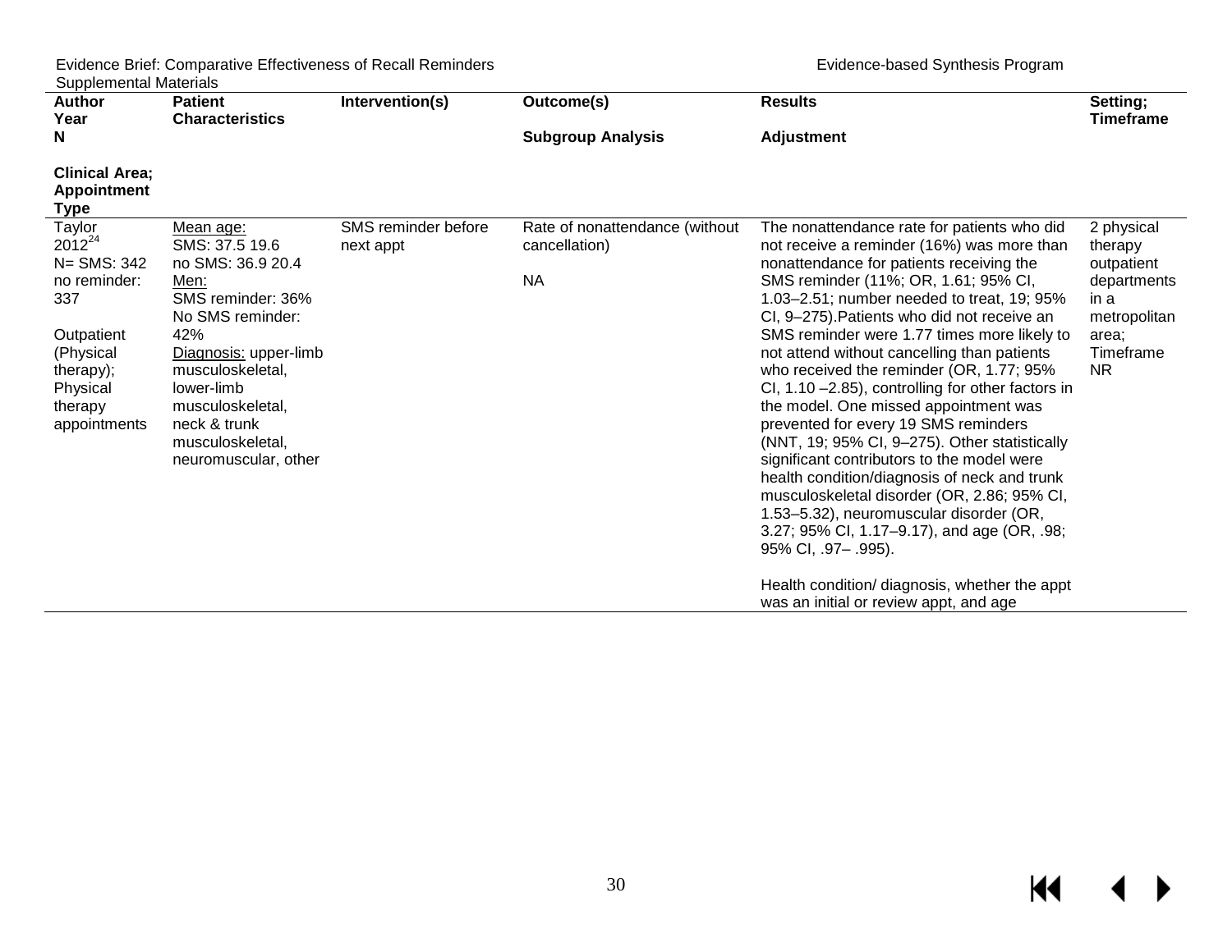| Author<br>Year<br>N<br><br>Clinical Area; Appointment Type | Patient Characteristics | Intervention(s) | Outcome(s)<br><br>Subgroup Analysis | Results<br><br>Adjustment | Setting; Timeframe |
|---|---|---|---|---|---|
| Taylor 2012[24]<br>N= SMS: 342<br>no reminder: 337<br><br>Outpatient (Physical therapy); Physical therapy appointments | Mean age:<br>SMS: 37.5 19.6<br>no SMS: 36.9 20.4<br>Men:<br>SMS reminder: 36%<br>No SMS reminder: 42%<br>Diagnosis: upper-limb musculoskeletal, lower-limb musculoskeletal, neck & trunk musculoskeletal, neuromuscular, other | SMS reminder before next appt | Rate of nonattendance (without cancellation)<br><br>NA | The nonattendance rate for patients who did not receive a reminder (16%) was more than nonattendance for patients receiving the SMS reminder (11%; OR, 1.61; 95% CI, 1.03–2.51; number needed to treat, 19; 95% CI, 9–275).Patients who did not receive an SMS reminder were 1.77 times more likely to not attend without cancelling than patients who received the reminder (OR, 1.77; 95% CI, 1.10 –2.85), controlling for other factors in the model. One missed appointment was prevented for every 19 SMS reminders (NNT, 19; 95% CI, 9–275). Other statistically significant contributors to the model were health condition/diagnosis of neck and trunk musculoskeletal disorder (OR, 2.86; 95% CI, 1.53–5.32), neuromuscular disorder (OR, 3.27; 95% CI, 1.17–9.17), and age (OR, .98; 95% CI, .97– .995).<br><br>Health condition/ diagnosis, whether the appt was an initial or review appt, and age | 2 physical therapy outpatient departments in a metropolitan area; Timeframe NR |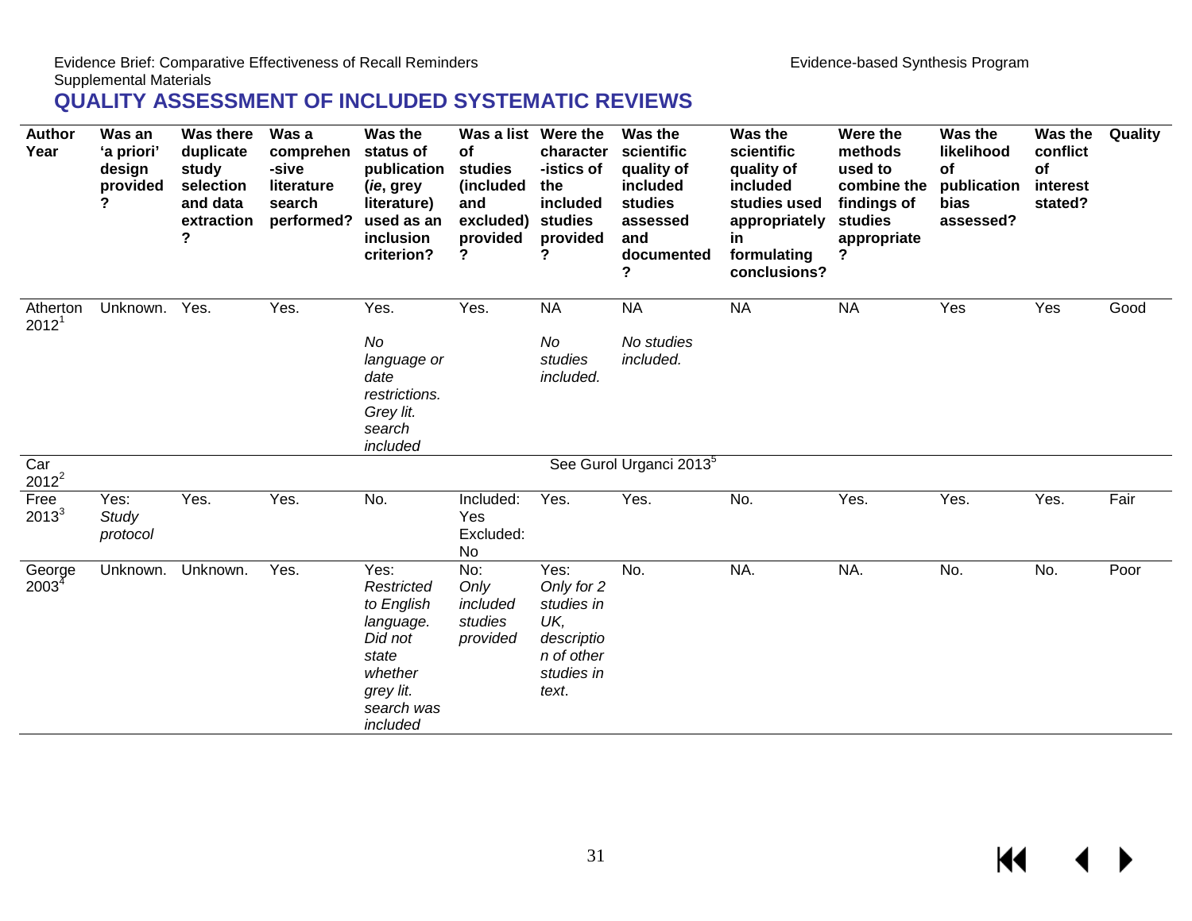## QUALITY ASSESSMENT OF INCLUDED SYSTEMATIC REVIEWS

| Author Year | Was an 'a priori' design provided? | Was there duplicate study selection and data extraction? | Was a comprehen-sive literature search performed? | Was the status of publication (*ie*, grey literature) used as an inclusion criterion? | Was a list of studies (included and excluded) provided? | Were the character-istics of the included studies provided? | Was the scientific quality of included studies assessed and documented? | Was the scientific quality of included studies used appropriately in formulating conclusions? | Were the methods used to combine the findings of studies appropriate? | Was the likelihood of publication bias assessed? | Was the conflict of interest stated? | Quality |
|---|---|---|---|---|---|---|---|---|---|---|---|---|
| Atherton 2012[1] | Unknown. | Yes. | Yes. | Yes. *No language or date restrictions. Grey lit. search included* | Yes. | NA *No studies included.* | NA *No studies included.* | NA | NA | Yes | Yes | Good |
| Car 2012[2] | See Gurol Urganci 2013[5] | | | | | | | | | | | |
| Free 2013[3] | Yes: *Study protocol* | Yes. | Yes. | No. | Included: Yes Excluded: No | Yes. | Yes. | No. | Yes. | Yes. | Yes. | Fair |
| George 2003[4] | Unknown. | Unknown. | Yes. | Yes: *Restricted to English language. Did not state whether grey lit. search was included* | No: *Only included studies provided* | Yes: *Only for 2 studies in UK, description of other studies in text.* | No. | NA. | NA. | No. | No. | Poor |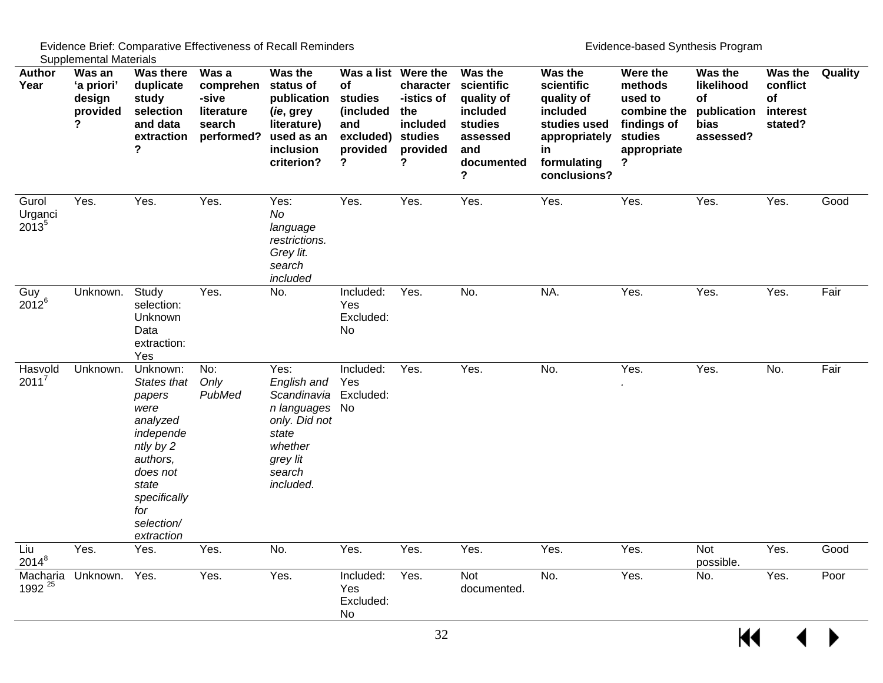| Author Year | Was an 'a priori' design provided? | Was there duplicate study selection and data extraction? | Was a comprehen-sive literature search performed? | Was the status of publication (*ie*, grey literature) used as an inclusion criterion? | Was a list of studies (included and excluded) provided? | Were the character-istics of the included studies provided? | Was the scientific quality of included studies assessed and documented? | Was the scientific quality of included studies used appropriately in formulating conclusions? | Were the methods used to combine the findings of studies appropriate? | Was the likelihood of publication bias assessed? | Was the conflict of interest stated? | Quality |
|---|---|---|---|---|---|---|---|---|---|---|---|---|
| Gurol Urganci 2013[5] | Yes. | Yes. | Yes. | Yes: *No language restrictions. Grey lit. search included* | Yes. | Yes. | Yes. | Yes. | Yes. | Yes. | Yes. | Good |
| Guy 2012[6] | Unknown. | Study selection: Unknown Data extraction: Yes | Yes. | No. | Included: Yes Excluded: No | Yes. | No. | NA. | Yes. | Yes. | Yes. | Fair |
| Hasvold 2011[7] | Unknown. | Unknown: *States that papers were analyzed independently by 2 authors, does not state specifically for selection/ extraction* | No: *Only PubMed* | Yes: *English and Scandinavian languages only. Did not state whether grey lit search included.* | Included: Yes Excluded: No | Yes. | Yes. | No. | Yes. . | Yes. | No. | Fair |
| Liu 2014[8] | Yes. | Yes. | Yes. | No. | Yes. | Yes. | Yes. | Yes. | Yes. | Not possible. | Yes. | Good |
| Macharia 1992[25] | Unknown. | Yes. | Yes. | Yes. | Included: Yes Excluded: No | Yes. | Not documented. | No. | Yes. | No. | Yes. | Poor |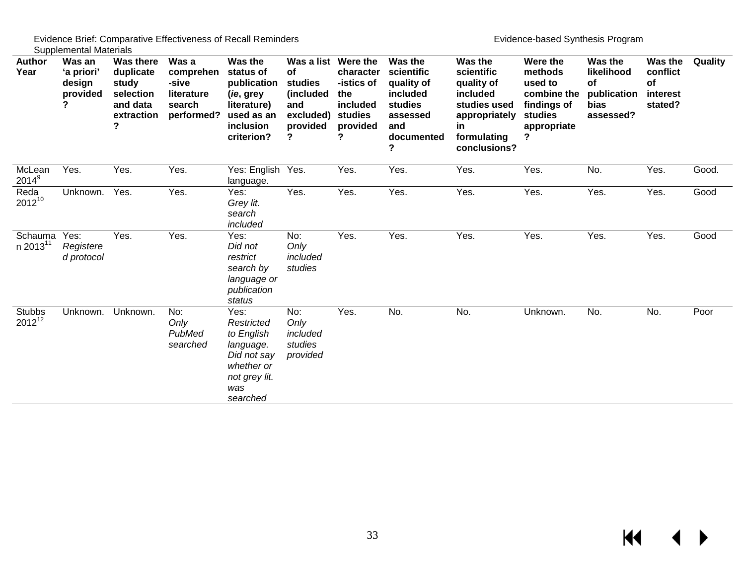| Author Year | Was an 'a priori' design provided? | Was there duplicate study selection and data extraction? | Was a comprehen-sive literature search performed? | Was the status of publication (*ie*, grey literature) used as an inclusion criterion? | Was a list of studies (included and excluded) provided? | Were the character-istics of the included studies provided? | Was the scientific quality of included studies assessed and documented? | Was the scientific quality of included studies used appropriately in formulating conclusions? | Were the methods used to combine the findings of studies appropriate? | Was the likelihood of publication bias assessed? | Was the conflict of interest stated? | Quality |
|---|---|---|---|---|---|---|---|---|---|---|---|---|
| McLean 2014[9] | Yes. | Yes. | Yes. | Yes: English language. | Yes. | Yes. | Yes. | Yes. | Yes. | No. | Yes. | Good. |
| Reda 2012[10] | Unknown. | Yes. | Yes. | Yes: *Grey lit. search included* | Yes. | Yes. | Yes. | Yes. | Yes. | Yes. | Yes. | Good |
| Schauman 2013[11] | Yes: *Registered protocol* | Yes. | Yes. | Yes: *Did not restrict search by language or publication status* | No: *Only included studies* | Yes. | Yes. | Yes. | Yes. | Yes. | Yes. | Good |
| Stubbs 2012[12] | Unknown. | Unknown. | No: *Only PubMed searched* | Yes: *Restricted to English language. Did not say whether or not grey lit. was searched* | No: *Only included studies provided* | Yes. | No. | No. | Unknown. | No. | No. | Poor |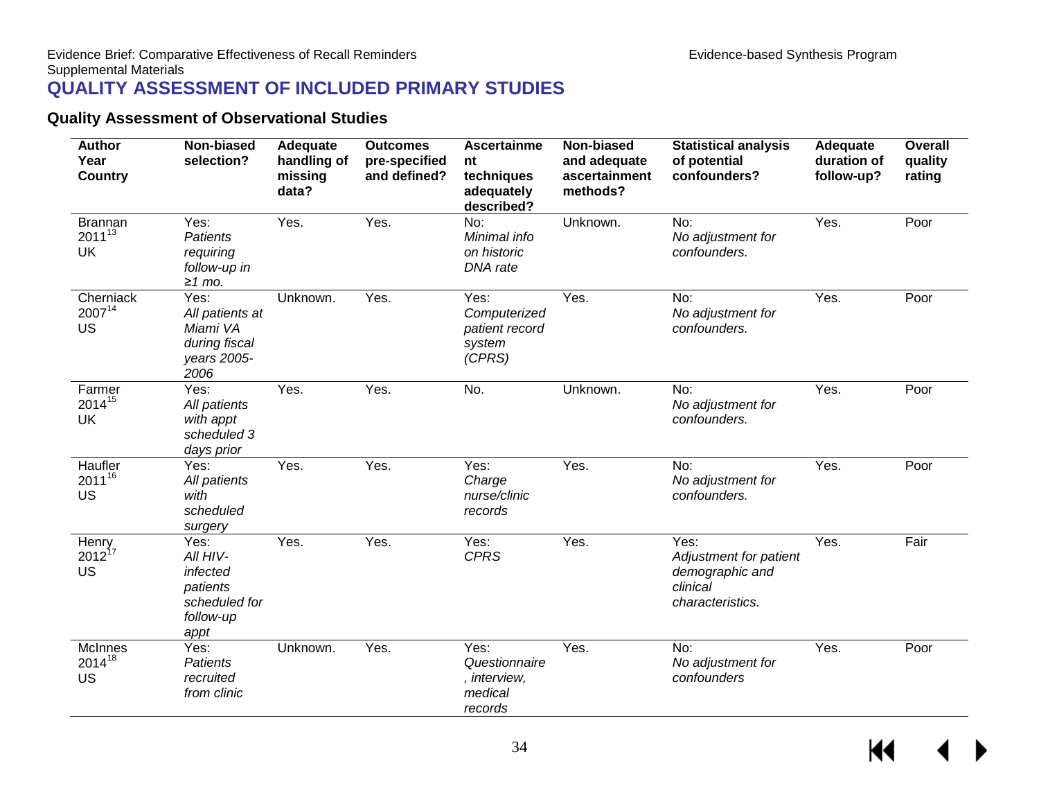## QUALITY ASSESSMENT OF INCLUDED PRIMARY STUDIES

### Quality Assessment of Observational Studies

| Author Year Country | Non-biased selection? | Adequate handling of missing data? | Outcomes pre-specified and defined? | Ascertainment techniques adequately described? | Non-biased and adequate ascertainment methods? | Statistical analysis of potential confounders? | Adequate duration of follow-up? | Overall quality rating |
|---|---|---|---|---|---|---|---|---|
| Brannan 2011[13] UK | Yes: *Patients requiring follow-up in ≥1 mo.* | Yes. | Yes. | No: *Minimal info on historic DNA rate* | Unknown. | No: *No adjustment for confounders.* | Yes. | Poor |
| Cherniack 2007[14] US | Yes: *All patients at Miami VA during fiscal years 2005-2006* | Unknown. | Yes. | Yes: *Computerized patient record system (CPRS)* | Yes. | No: *No adjustment for confounders.* | Yes. | Poor |
| Farmer 2014[15] UK | Yes: *All patients with appt scheduled 3 days prior* | Yes. | Yes. | No. | Unknown. | No: *No adjustment for confounders.* | Yes. | Poor |
| Haufler 2011[16] US | Yes: *All patients with scheduled surgery* | Yes. | Yes. | Yes: *Charge nurse/clinic records* | Yes. | No: *No adjustment for confounders.* | Yes. | Poor |
| Henry 2012[17] US | Yes: *All HIV-infected patients scheduled for follow-up appt* | Yes. | Yes. | Yes: *CPRS* | Yes. | Yes: *Adjustment for patient demographic and clinical characteristics.* | Yes. | Fair |
| McInnes 2014[18] US | Yes: *Patients recruited from clinic* | Unknown. | Yes. | Yes: *Questionnaire, interview, medical records* | Yes. | No: *No adjustment for confounders* | Yes. | Poor |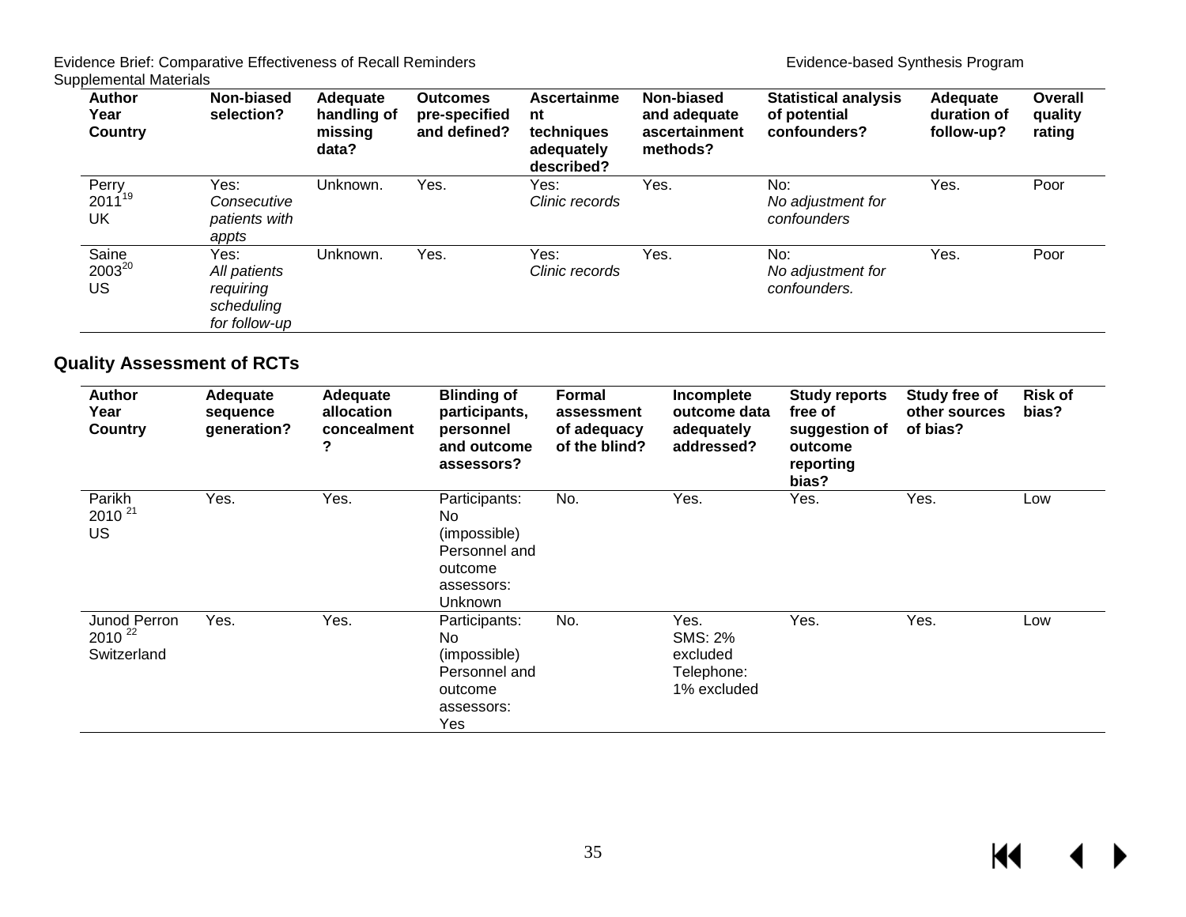| Author Year Country | Non-biased selection? | Adequate handling of missing data? | Outcomes pre-specified and defined? | Ascertainment techniques adequately described? | Non-biased and adequate ascertainment methods? | Statistical analysis of potential confounders? | Adequate duration of follow-up? | Overall quality rating |
|---|---|---|---|---|---|---|---|---|
| Perry 2011[19] UK | Yes: *Consecutive patients with appts* | Unknown. | Yes. | Yes: *Clinic records* | Yes. | No: *No adjustment for confounders* | Yes. | Poor |
| Saine 2003[20] US | Yes: *All patients requiring scheduling for follow-up* | Unknown. | Yes. | Yes: *Clinic records* | Yes. | No: *No adjustment for confounders.* | Yes. | Poor |

## Quality Assessment of RCTs

| Author Year Country | Adequate sequence generation? | Adequate allocation concealment? | Blinding of participants, personnel and outcome assessors? | Formal assessment of adequacy of the blind? | Incomplete outcome data adequately addressed? | Study reports free of suggestion of outcome reporting bias? | Study free of other sources of bias? | Risk of bias? |
|---|---|---|---|---|---|---|---|---|
| Parikh 2010[21] US | Yes. | Yes. | Participants: No (impossible) Personnel and outcome assessors: Unknown | No. | Yes. | Yes. | Yes. | Low |
| Junod Perron 2010[22] Switzerland | Yes. | Yes. | Participants: No (impossible) Personnel and outcome assessors: Yes | No. | Yes. SMS: 2% excluded Telephone: 1% excluded | Yes. | Yes. | Low |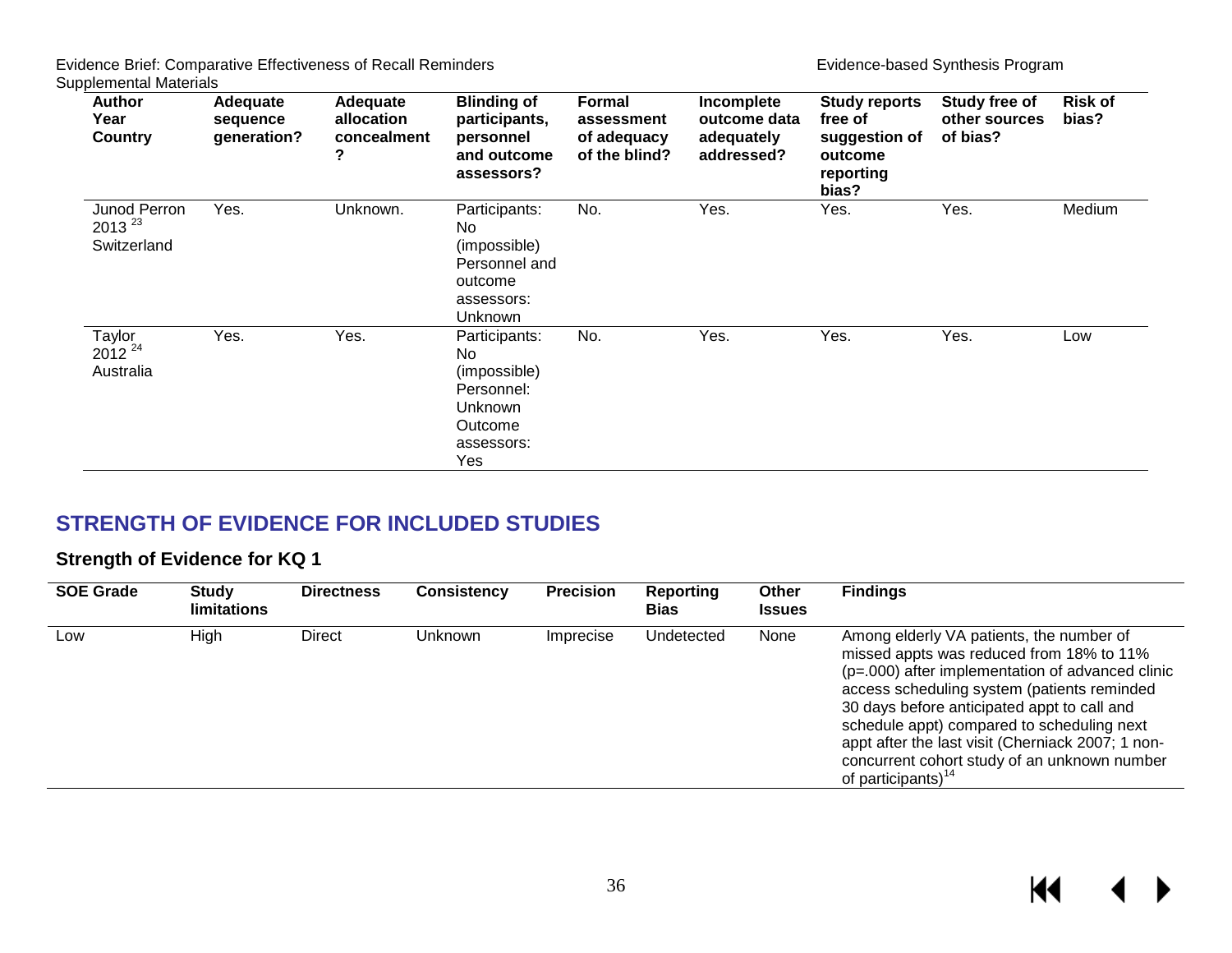| Author Year Country | Adequate sequence generation? | Adequate allocation concealment ? | Blinding of participants, personnel and outcome assessors? | Formal assessment of adequacy of the blind? | Incomplete outcome data adequately addressed? | Study reports free of suggestion of outcome reporting bias? | Study free of other sources of bias? | Risk of bias? |
|---|---|---|---|---|---|---|---|---|
| Junod Perron 2013 [23] Switzerland | Yes. | Unknown. | Participants: No (impossible) Personnel and outcome assessors: Unknown | No. | Yes. | Yes. | Yes. | Medium |
| Taylor 2012 [24] Australia | Yes. | Yes. | Participants: No (impossible) Personnel: Unknown Outcome assessors: Yes | No. | Yes. | Yes. | Yes. | Low |

## STRENGTH OF EVIDENCE FOR INCLUDED STUDIES

### Strength of Evidence for KQ 1

| SOE Grade | Study limitations | Directness | Consistency | Precision | Reporting Bias | Other Issues | Findings |
|---|---|---|---|---|---|---|---|
| Low | High | Direct | Unknown | Imprecise | Undetected | None | Among elderly VA patients, the number of missed appts was reduced from 18% to 11% (p=.000) after implementation of advanced clinic access scheduling system (patients reminded 30 days before anticipated appt to call and schedule appt) compared to scheduling next appt after the last visit (Cherniack 2007; 1 non-concurrent cohort study of an unknown number of participants)[14] |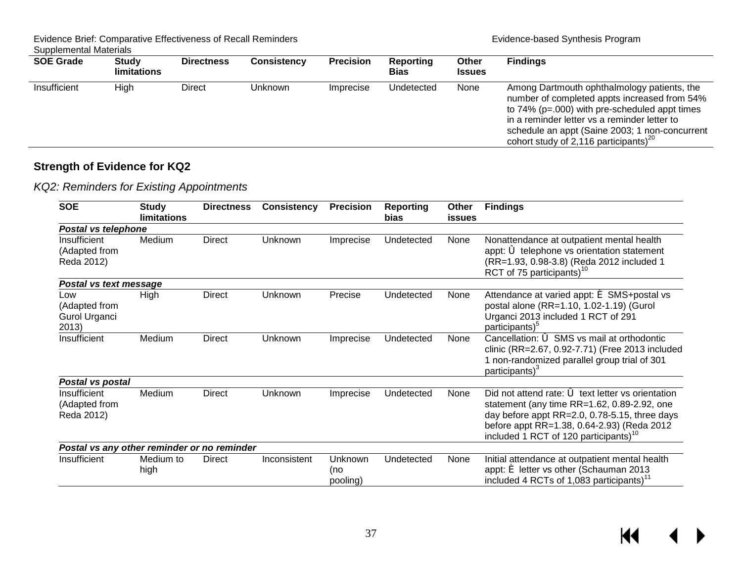| SOE Grade | Study limitations | Directness | Consistency | Precision | Reporting Bias | Other Issues | Findings |
|---|---|---|---|---|---|---|---|
| Insufficient | High | Direct | Unknown | Imprecise | Undetected | None | Among Dartmouth ophthalmology patients, the number of completed appts increased from 54% to 74% (p=.000) with pre-scheduled appt times in a reminder letter vs a reminder letter to schedule an appt (Saine 2003; 1 non-concurrent cohort study of 2,116 participants)[20] |

### Strength of Evidence for KQ2

*KQ2: Reminders for Existing Appointments*

| SOE | Study limitations | Directness | Consistency | Precision | Reporting bias | Other issues | Findings |
|---|---|---|---|---|---|---|---|
| ***Postal vs telephone*** | | | | | | | |
| Insufficient (Adapted from Reda 2012) | Medium | Direct | Unknown | Imprecise | Undetected | None | Nonattendance at outpatient mental health appt: Û telephone vs orientation statement (RR=1.93, 0.98-3.8) (Reda 2012 included 1 RCT of 75 participants)[10] |
| ***Postal vs text message*** | | | | | | | |
| Low (Adapted from Gurol Urganci 2013) | High | Direct | Unknown | Precise | Undetected | None | Attendance at varied appt: È SMS+postal vs postal alone (RR=1.10, 1.02-1.19) (Gurol Urganci 2013 included 1 RCT of 291 participants)[5] |
| Insufficient | Medium | Direct | Unknown | Imprecise | Undetected | None | Cancellation: Û SMS vs mail at orthodontic clinic (RR=2.67, 0.92-7.71) (Free 2013 included 1 non-randomized parallel group trial of 301 participants)[3] |
| ***Postal vs postal*** | | | | | | | |
| Insufficient (Adapted from Reda 2012) | Medium | Direct | Unknown | Imprecise | Undetected | None | Did not attend rate: Û text letter vs orientation statement (any time RR=1.62, 0.89-2.92, one day before appt RR=2.0, 0.78-5.15, three days before appt RR=1.38, 0.64-2.93) (Reda 2012 included 1 RCT of 120 participants)[10] |
| ***Postal vs any other reminder or no reminder*** | | | | | | | |
| Insufficient | Medium to high | Direct | Inconsistent | Unknown (no pooling) | Undetected | None | Initial attendance at outpatient mental health appt: È letter vs other (Schauman 2013 included 4 RCTs of 1,083 participants)[11] |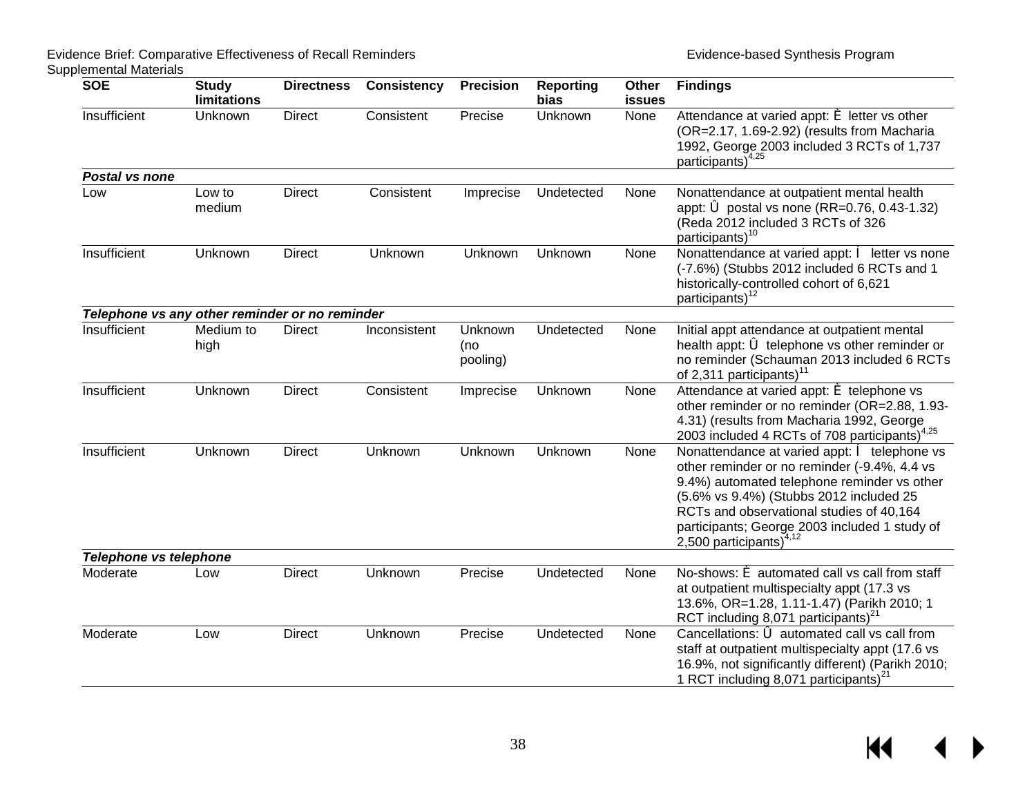| SOE | Study limitations | Directness | Consistency | Precision | Reporting bias | Other issues | Findings |
|---|---|---|---|---|---|---|---|
| Insufficient | Unknown | Direct | Consistent | Precise | Unknown | None | Attendance at varied appt: È letter vs other (OR=2.17, 1.69-2.92) (results from Macharia 1992, George 2003 included 3 RCTs of 1,737 participants)[4,25] |
| ***Postal vs none*** | | | | | | | |
| Low | Low to medium | Direct | Consistent | Imprecise | Undetected | None | Nonattendance at outpatient mental health appt: Û postal vs none (RR=0.76, 0.43-1.32) (Reda 2012 included 3 RCTs of 326 participants)[10] |
| Insufficient | Unknown | Direct | Unknown | Unknown | Unknown | None | Nonattendance at varied appt: Í letter vs none (-7.6%) (Stubbs 2012 included 6 RCTs and 1 historically-controlled cohort of 6,621 participants)[12] |
| ***Telephone vs any other reminder or no reminder*** | | | | | | | |
| Insufficient | Medium to high | Direct | Inconsistent | Unknown (no pooling) | Undetected | None | Initial appt attendance at outpatient mental health appt: Û telephone vs other reminder or no reminder (Schauman 2013 included 6 RCTs of 2,311 participants)[11] |
| Insufficient | Unknown | Direct | Consistent | Imprecise | Unknown | None | Attendance at varied appt: È telephone vs other reminder or no reminder (OR=2.88, 1.93-4.31) (results from Macharia 1992, George 2003 included 4 RCTs of 708 participants)[4,25] |
| Insufficient | Unknown | Direct | Unknown | Unknown | Unknown | None | Nonattendance at varied appt: Í telephone vs other reminder or no reminder (-9.4%, 4.4 vs 9.4%) automated telephone reminder vs other (5.6% vs 9.4%) (Stubbs 2012 included 25 RCTs and observational studies of 40,164 participants; George 2003 included 1 study of 2,500 participants)[4,12] |
| ***Telephone vs telephone*** | | | | | | | |
| Moderate | Low | Direct | Unknown | Precise | Undetected | None | No-shows: È automated call vs call from staff at outpatient multispecialty appt (17.3 vs 13.6%, OR=1.28, 1.11-1.47) (Parikh 2010; 1 RCT including 8,071 participants)[21] |
| Moderate | Low | Direct | Unknown | Precise | Undetected | None | Cancellations: Û automated call vs call from staff at outpatient multispecialty appt (17.6 vs 16.9%, not significantly different) (Parikh 2010; 1 RCT including 8,071 participants)[21] |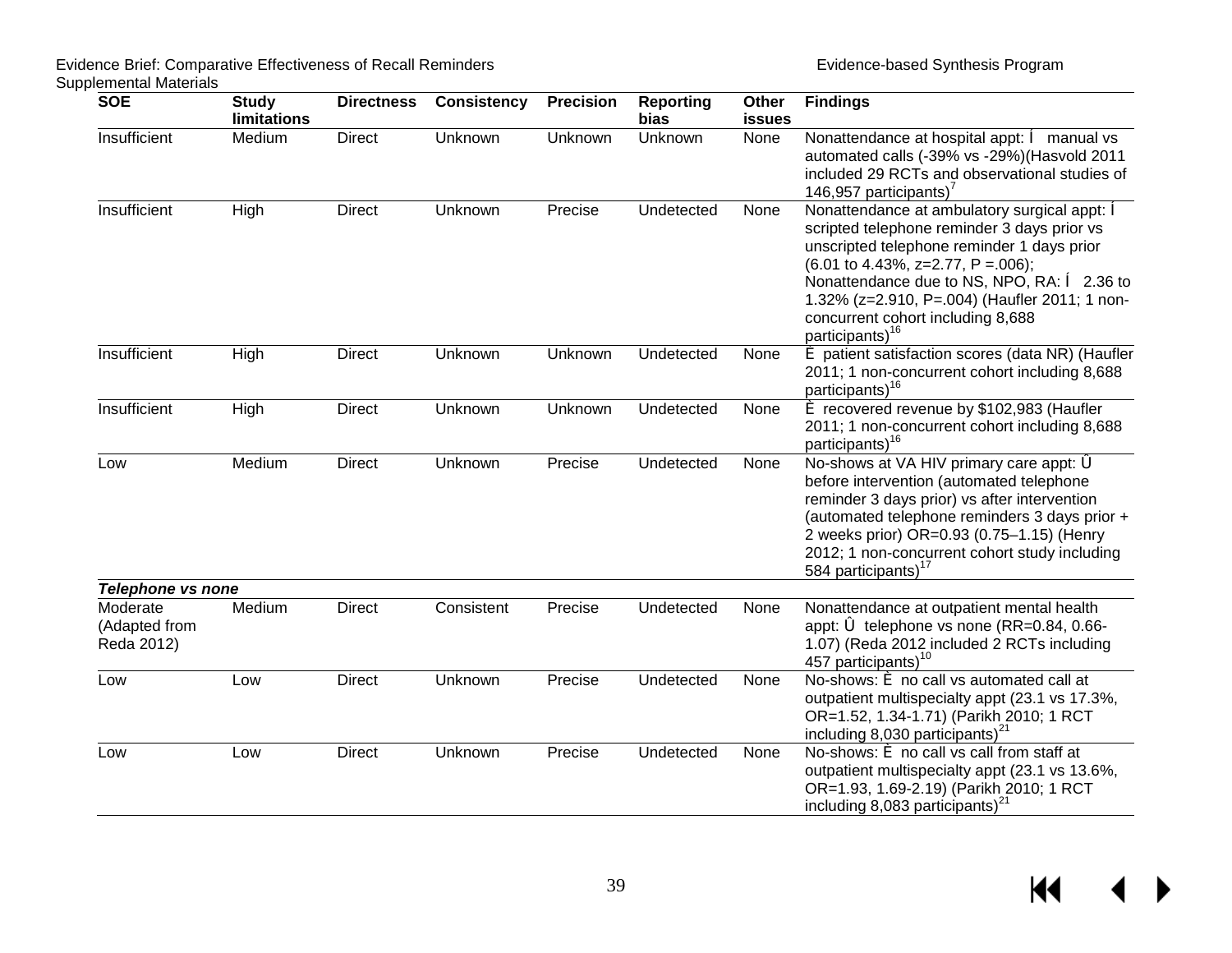| SOE | Study limitations | Directness | Consistency | Precision | Reporting bias | Other issues | Findings |
|---|---|---|---|---|---|---|---|
| Insufficient | Medium | Direct | Unknown | Unknown | Unknown | None | Nonattendance at hospital appt: Í manual vs automated calls (-39% vs -29%)(Hasvold 2011 included 29 RCTs and observational studies of 146,957 participants)[7] |
| Insufficient | High | Direct | Unknown | Precise | Undetected | None | Nonattendance at ambulatory surgical appt: Í scripted telephone reminder 3 days prior vs unscripted telephone reminder 1 days prior (6.01 to 4.43%, z=2.77, P =.006); Nonattendance due to NS, NPO, RA: Í 2.36 to 1.32% (z=2.910, P=.004) (Haufler 2011; 1 non-concurrent cohort including 8,688 participants)[16] |
| Insufficient | High | Direct | Unknown | Unknown | Undetected | None | Ë patient satisfaction scores (data NR) (Haufler 2011; 1 non-concurrent cohort including 8,688 participants)[16] |
| Insufficient | High | Direct | Unknown | Unknown | Undetected | None | Ë recovered revenue by $102,983 (Haufler 2011; 1 non-concurrent cohort including 8,688 participants)[16] |
| Low | Medium | Direct | Unknown | Precise | Undetected | None | No-shows at VA HIV primary care appt: Û before intervention (automated telephone reminder 3 days prior) vs after intervention (automated telephone reminders 3 days prior + 2 weeks prior) OR=0.93 (0.75–1.15) (Henry 2012; 1 non-concurrent cohort study including 584 participants)[17] |
| ***Telephone vs none*** | | | | | | | |
| Moderate (Adapted from Reda 2012) | Medium | Direct | Consistent | Precise | Undetected | None | Nonattendance at outpatient mental health appt: Û telephone vs none (RR=0.84, 0.66-1.07) (Reda 2012 included 2 RCTs including 457 participants)[10] |
| Low | Low | Direct | Unknown | Precise | Undetected | None | No-shows: È no call vs automated call at outpatient multispecialty appt (23.1 vs 17.3%, OR=1.52, 1.34-1.71) (Parikh 2010; 1 RCT including 8,030 participants)[21] |
| Low | Low | Direct | Unknown | Precise | Undetected | None | No-shows: È no call vs call from staff at outpatient multispecialty appt (23.1 vs 13.6%, OR=1.93, 1.69-2.19) (Parikh 2010; 1 RCT including 8,083 participants)[21] |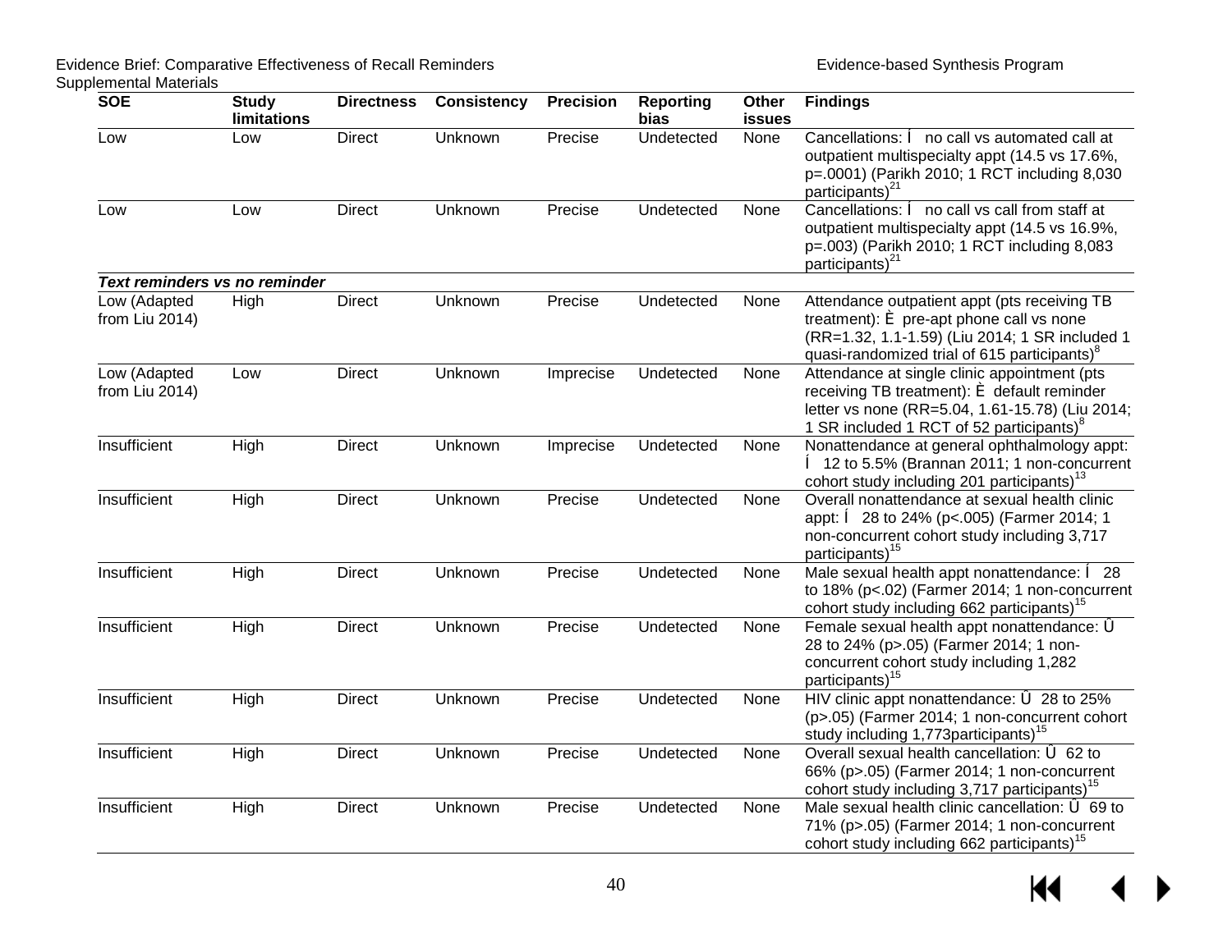| SOE | Study limitations | Directness | Consistency | Precision | Reporting bias | Other issues | Findings |
|---|---|---|---|---|---|---|---|
| Low | Low | Direct | Unknown | Precise | Undetected | None | Cancellations: Í no call vs automated call at outpatient multispecialty appt (14.5 vs 17.6%, p=.0001) (Parikh 2010; 1 RCT including 8,030 participants)[21] |
| Low | Low | Direct | Unknown | Precise | Undetected | None | Cancellations: Í no call vs call from staff at outpatient multispecialty appt (14.5 vs 16.9%, p=.003) (Parikh 2010; 1 RCT including 8,083 participants)[21] |
| ***Text reminders vs no reminder*** | | | | | | | |
| Low (Adapted from Liu 2014) | High | Direct | Unknown | Precise | Undetected | None | Attendance outpatient appt (pts receiving TB treatment): È pre-apt phone call vs none (RR=1.32, 1.1-1.59) (Liu 2014; 1 SR included 1 quasi-randomized trial of 615 participants)[8] |
| Low (Adapted from Liu 2014) | Low | Direct | Unknown | Imprecise | Undetected | None | Attendance at single clinic appointment (pts receiving TB treatment): È default reminder letter vs none (RR=5.04, 1.61-15.78) (Liu 2014; 1 SR included 1 RCT of 52 participants)[8] |
| Insufficient | High | Direct | Unknown | Imprecise | Undetected | None | Nonattendance at general ophthalmology appt: Í 12 to 5.5% (Brannan 2011; 1 non-concurrent cohort study including 201 participants)[13] |
| Insufficient | High | Direct | Unknown | Precise | Undetected | None | Overall nonattendance at sexual health clinic appt: Í 28 to 24% (p<.005) (Farmer 2014; 1 non-concurrent cohort study including 3,717 participants)[15] |
| Insufficient | High | Direct | Unknown | Precise | Undetected | None | Male sexual health appt nonattendance: Í 28 to 18% (p<.02) (Farmer 2014; 1 non-concurrent cohort study including 662 participants)[15] |
| Insufficient | High | Direct | Unknown | Precise | Undetected | None | Female sexual health appt nonattendance: Û 28 to 24% (p>.05) (Farmer 2014; 1 non-concurrent cohort study including 1,282 participants)[15] |
| Insufficient | High | Direct | Unknown | Precise | Undetected | None | HIV clinic appt nonattendance: Û 28 to 25% (p>.05) (Farmer 2014; 1 non-concurrent cohort study including 1,773participants)[15] |
| Insufficient | High | Direct | Unknown | Precise | Undetected | None | Overall sexual health cancellation: Û 62 to 66% (p>.05) (Farmer 2014; 1 non-concurrent cohort study including 3,717 participants)[15] |
| Insufficient | High | Direct | Unknown | Precise | Undetected | None | Male sexual health clinic cancellation: Û 69 to 71% (p>.05) (Farmer 2014; 1 non-concurrent cohort study including 662 participants)[15] |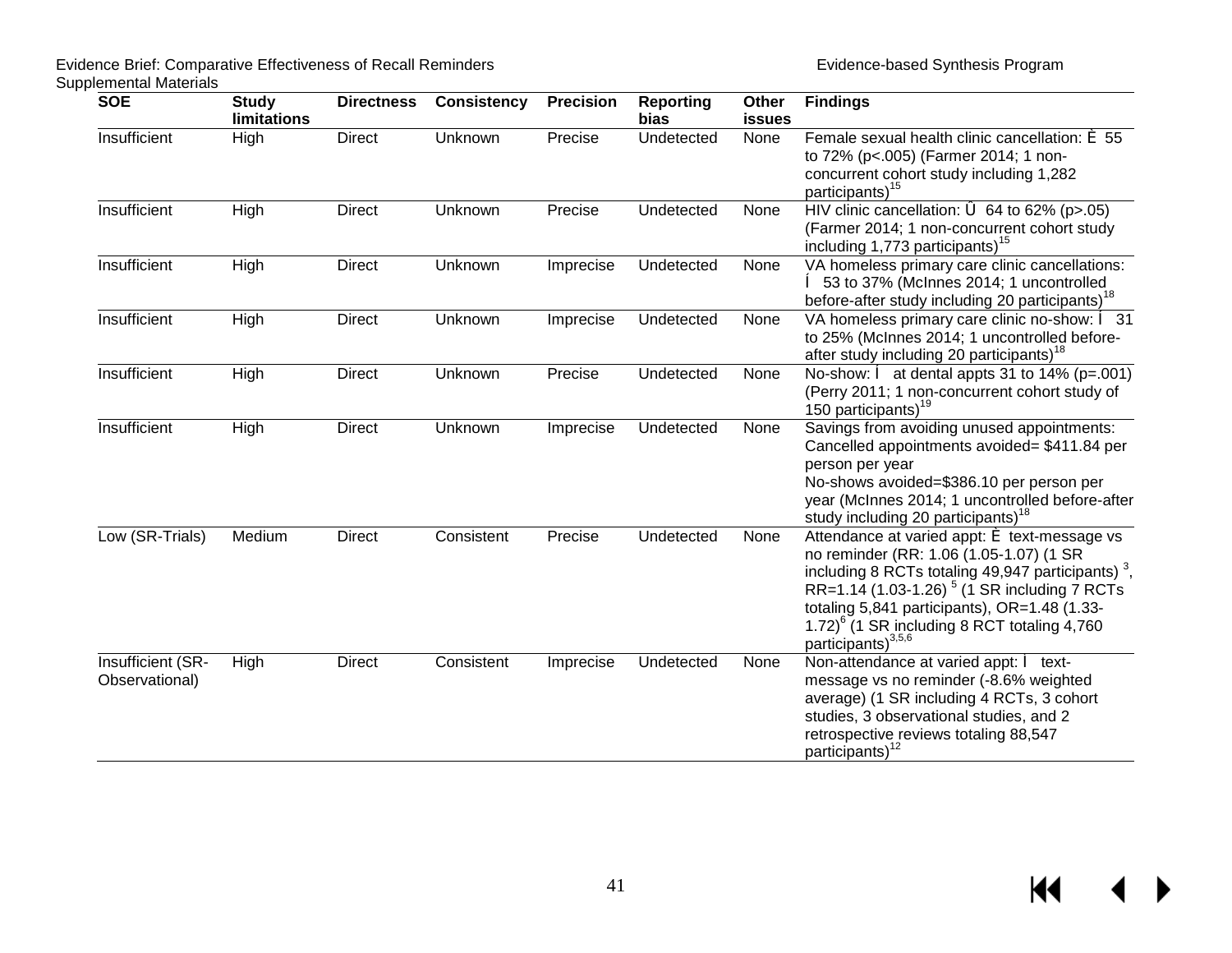| SOE | Study limitations | Directness | Consistency | Precision | Reporting bias | Other issues | Findings |
|---|---|---|---|---|---|---|---|
| Insufficient | High | Direct | Unknown | Precise | Undetected | None | Female sexual health clinic cancellation: È 55 to 72% (p<.005) (Farmer 2014; 1 non-concurrent cohort study including 1,282 participants)[15] |
| Insufficient | High | Direct | Unknown | Precise | Undetected | None | HIV clinic cancellation: Û 64 to 62% (p>.05) (Farmer 2014; 1 non-concurrent cohort study including 1,773 participants)[15] |
| Insufficient | High | Direct | Unknown | Imprecise | Undetected | None | VA homeless primary care clinic cancellations: Í 53 to 37% (McInnes 2014; 1 uncontrolled before-after study including 20 participants)[18] |
| Insufficient | High | Direct | Unknown | Imprecise | Undetected | None | VA homeless primary care clinic no-show: Í 31 to 25% (McInnes 2014; 1 uncontrolled before-after study including 20 participants)[18] |
| Insufficient | High | Direct | Unknown | Precise | Undetected | None | No-show: Í at dental appts 31 to 14% (p=.001) (Perry 2011; 1 non-concurrent cohort study of 150 participants)[19] |
| Insufficient | High | Direct | Unknown | Imprecise | Undetected | None | Savings from avoiding unused appointments: Cancelled appointments avoided= $411.84 per person per year<br>No-shows avoided=$386.10 per person per year (McInnes 2014; 1 uncontrolled before-after study including 20 participants)[18] |
| Low (SR-Trials) | Medium | Direct | Consistent | Precise | Undetected | None | Attendance at varied appt: È text-message vs no reminder (RR: 1.06 (1.05-1.07) (1 SR including 8 RCTs totaling 49,947 participants) [3], RR=1.14 (1.03-1.26) [5] (1 SR including 7 RCTs totaling 5,841 participants), OR=1.48 (1.33-1.72)[6] (1 SR including 8 RCT totaling 4,760 participants)[3,5,6] |
| Insufficient (SR-Observational) | High | Direct | Consistent | Imprecise | Undetected | None | Non-attendance at varied appt: Í text-message vs no reminder (-8.6% weighted average) (1 SR including 4 RCTs, 3 cohort studies, 3 observational studies, and 2 retrospective reviews totaling 88,547 participants)[12] |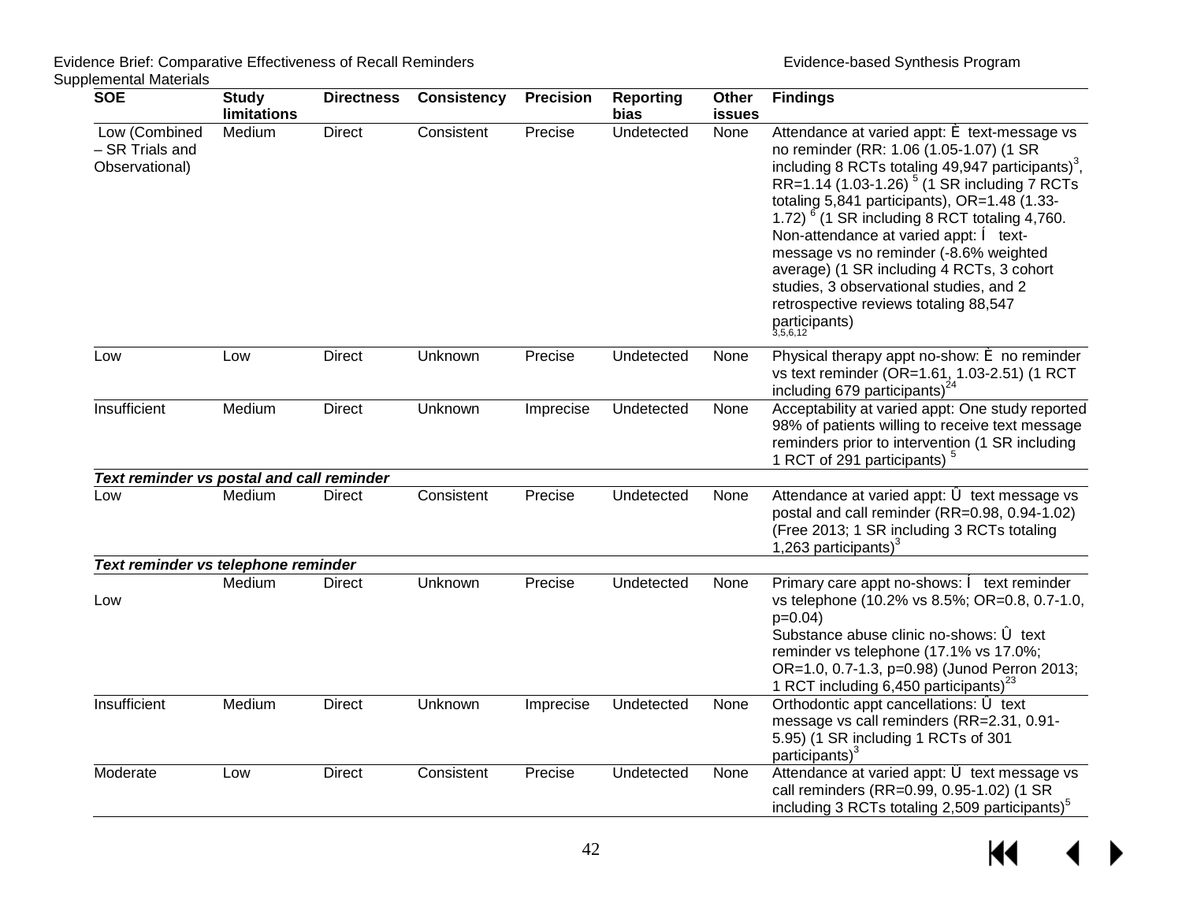| SOE | Study limitations | Directness | Consistency | Precision | Reporting bias | Other issues | Findings |
|---|---|---|---|---|---|---|---|
| Low (Combined – SR Trials and Observational) | Medium | Direct | Consistent | Precise | Undetected | None | Attendance at varied appt: È text-message vs no reminder (RR: 1.06 (1.05-1.07) (1 SR including 8 RCTs totaling 49,947 participants)[3], RR=1.14 (1.03-1.26) [5] (1 SR including 7 RCTs totaling 5,841 participants), OR=1.48 (1.33-1.72) [6] (1 SR including 8 RCT totaling 4,760. Non-attendance at varied appt: Í text-message vs no reminder (-8.6% weighted average) (1 SR including 4 RCTs, 3 cohort studies, 3 observational studies, and 2 retrospective reviews totaling 88,547 participants) [3,5,6,12] |
| Low | Low | Direct | Unknown | Precise | Undetected | None | Physical therapy appt no-show: È no reminder vs text reminder (OR=1.61, 1.03-2.51) (1 RCT including 679 participants)[24] |
| Insufficient | Medium | Direct | Unknown | Imprecise | Undetected | None | Acceptability at varied appt: One study reported 98% of patients willing to receive text message reminders prior to intervention (1 SR including 1 RCT of 291 participants) [5] |
| ***Text reminder vs postal and call reminder*** | | | | | | | |
| Low | Medium | Direct | Consistent | Precise | Undetected | None | Attendance at varied appt: Û text message vs postal and call reminder (RR=0.98, 0.94-1.02) (Free 2013; 1 SR including 3 RCTs totaling 1,263 participants)[3] |
| ***Text reminder vs telephone reminder*** | | | | | | | |
| Low | Medium | Direct | Unknown | Precise | Undetected | None | Primary care appt no-shows: Í text reminder vs telephone (10.2% vs 8.5%; OR=0.8, 0.7-1.0, p=0.04)<br>Substance abuse clinic no-shows: Û text reminder vs telephone (17.1% vs 17.0%; OR=1.0, 0.7-1.3, p=0.98) (Junod Perron 2013; 1 RCT including 6,450 participants)[23] |
| Insufficient | Medium | Direct | Unknown | Imprecise | Undetected | None | Orthodontic appt cancellations: Û text message vs call reminders (RR=2.31, 0.91-5.95) (1 SR including 1 RCTs of 301 participants)[3] |
| Moderate | Low | Direct | Consistent | Precise | Undetected | None | Attendance at varied appt: Û text message vs call reminders (RR=0.99, 0.95-1.02) (1 SR including 3 RCTs totaling 2,509 participants)[5] |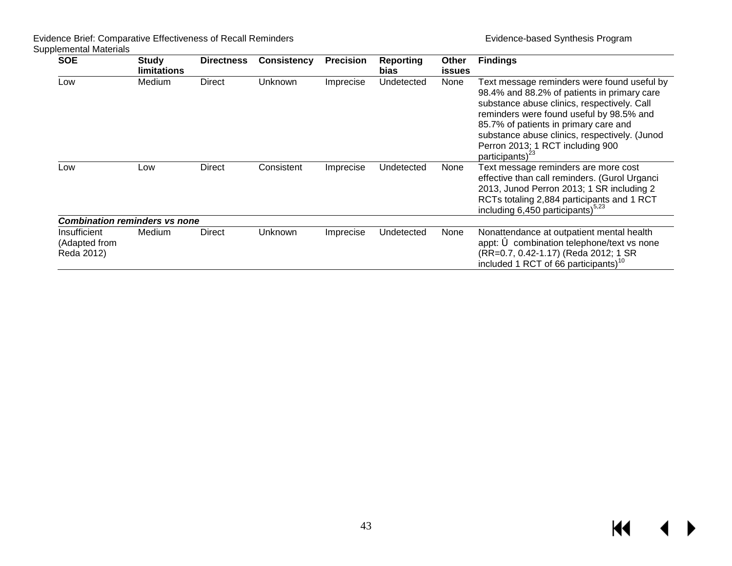| SOE | Study limitations | Directness | Consistency | Precision | Reporting bias | Other issues | Findings |
|---|---|---|---|---|---|---|---|
| Low | Medium | Direct | Unknown | Imprecise | Undetected | None | Text message reminders were found useful by 98.4% and 88.2% of patients in primary care substance abuse clinics, respectively. Call reminders were found useful by 98.5% and 85.7% of patients in primary care and substance abuse clinics, respectively. (Junod Perron 2013; 1 RCT including 900 participants)[23] |
| Low | Low | Direct | Consistent | Imprecise | Undetected | None | Text message reminders are more cost effective than call reminders. (Gurol Urganci 2013, Junod Perron 2013; 1 SR including 2 RCTs totaling 2,884 participants and 1 RCT including 6,450 participants)[5,23] |
| ***Combination reminders vs none*** | | | | | | | |
| Insufficient (Adapted from Reda 2012) | Medium | Direct | Unknown | Imprecise | Undetected | None | Nonattendance at outpatient mental health appt: Û combination telephone/text vs none (RR=0.7, 0.42-1.17) (Reda 2012; 1 SR included 1 RCT of 66 participants)[10] |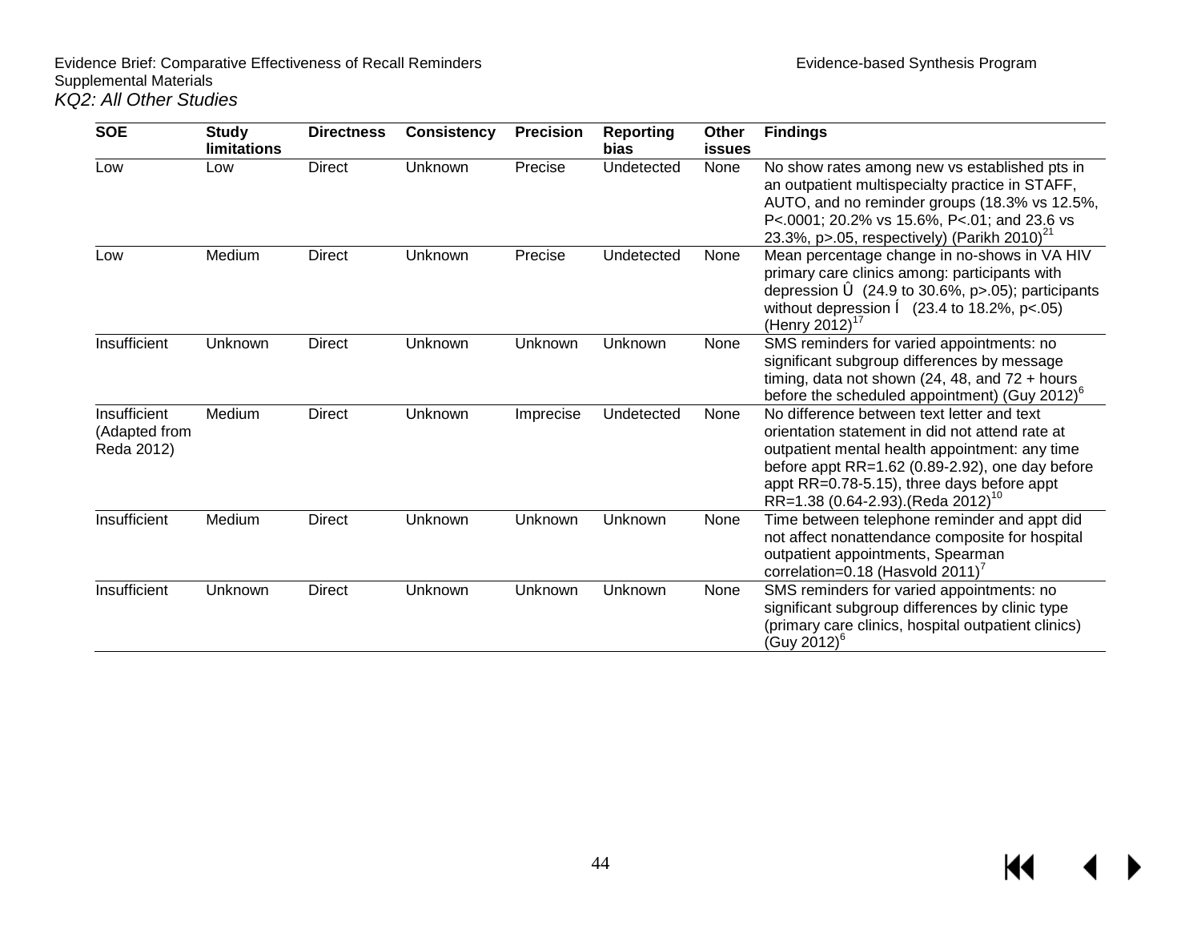*KQ2: All Other Studies*

| SOE | Study limitations | Directness | Consistency | Precision | Reporting bias | Other issues | Findings |
|---|---|---|---|---|---|---|---|
| Low | Low | Direct | Unknown | Precise | Undetected | None | No show rates among new vs established pts in an outpatient multispecialty practice in STAFF, AUTO, and no reminder groups (18.3% vs 12.5%, P<.0001; 20.2% vs 15.6%, P<.01; and 23.6 vs 23.3%, p>.05, respectively) (Parikh 2010)[21] |
| Low | Medium | Direct | Unknown | Precise | Undetected | None | Mean percentage change in no-shows in VA HIV primary care clinics among: participants with depression Û (24.9 to 30.6%, p>.05); participants without depression Í (23.4 to 18.2%, p<.05) (Henry 2012)[17] |
| Insufficient | Unknown | Direct | Unknown | Unknown | Unknown | None | SMS reminders for varied appointments: no significant subgroup differences by message timing, data not shown (24, 48, and 72 + hours before the scheduled appointment) (Guy 2012)[6] |
| Insufficient (Adapted from Reda 2012) | Medium | Direct | Unknown | Imprecise | Undetected | None | No difference between text letter and text orientation statement in did not attend rate at outpatient mental health appointment: any time before appt RR=1.62 (0.89-2.92), one day before appt RR=0.78-5.15), three days before appt RR=1.38 (0.64-2.93).(Reda 2012)[10] |
| Insufficient | Medium | Direct | Unknown | Unknown | Unknown | None | Time between telephone reminder and appt did not affect nonattendance composite for hospital outpatient appointments, Spearman correlation=0.18 (Hasvold 2011)[7] |
| Insufficient | Unknown | Direct | Unknown | Unknown | Unknown | None | SMS reminders for varied appointments: no significant subgroup differences by clinic type (primary care clinics, hospital outpatient clinics) (Guy 2012)[6] |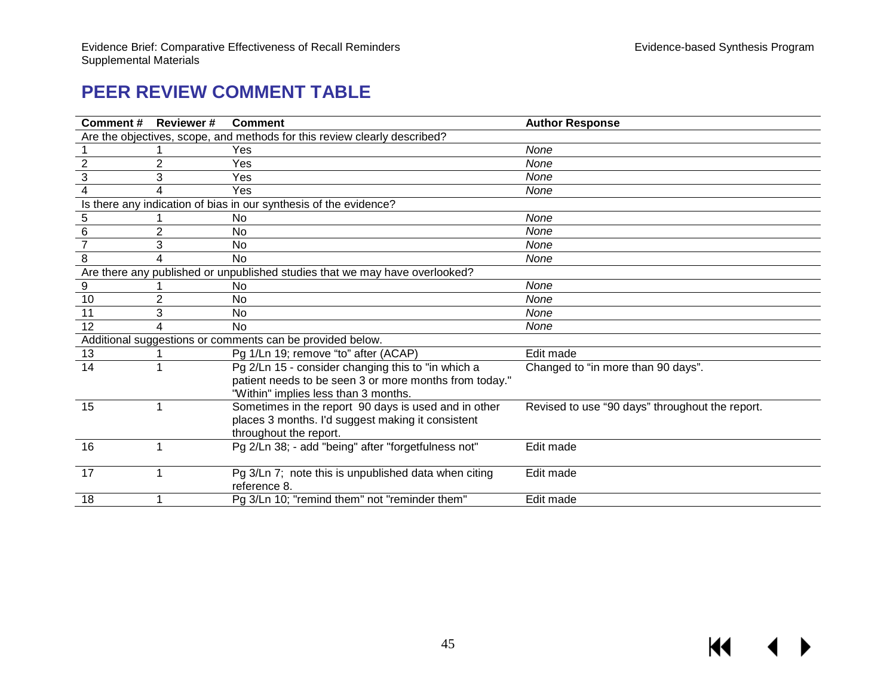# PEER REVIEW COMMENT TABLE

| Comment # | Reviewer # | Comment | Author Response |
|---|---|---|---|
| Are the objectives, scope, and methods for this review clearly described? | | | |
| 1 | 1 | Yes | *None* |
| 2 | 2 | Yes | *None* |
| 3 | 3 | Yes | *None* |
| 4 | 4 | Yes | *None* |
| Is there any indication of bias in our synthesis of the evidence? | | | |
| 5 | 1 | No | *None* |
| 6 | 2 | No | *None* |
| 7 | 3 | No | *None* |
| 8 | 4 | No | *None* |
| Are there any published or unpublished studies that we may have overlooked? | | | |
| 9 | 1 | No | *None* |
| 10 | 2 | No | *None* |
| 11 | 3 | No | *None* |
| 12 | 4 | No | *None* |
| Additional suggestions or comments can be provided below. | | | |
| 13 | 1 | Pg 1/Ln 19; remove "to" after (ACAP) | Edit made |
| 14 | 1 | Pg 2/Ln 15 - consider changing this to "in which a patient needs to be seen 3 or more months from today." "Within" implies less than 3 months. | Changed to "in more than 90 days". |
| 15 | 1 | Sometimes in the report 90 days is used and in other places 3 months. I'd suggest making it consistent throughout the report. | Revised to use "90 days" throughout the report. |
| 16 | 1 | Pg 2/Ln 38; - add "being" after "forgetfulness not" | Edit made |
| 17 | 1 | Pg 3/Ln 7; note this is unpublished data when citing reference 8. | Edit made |
| 18 | 1 | Pg 3/Ln 10; "remind them" not "reminder them" | Edit made |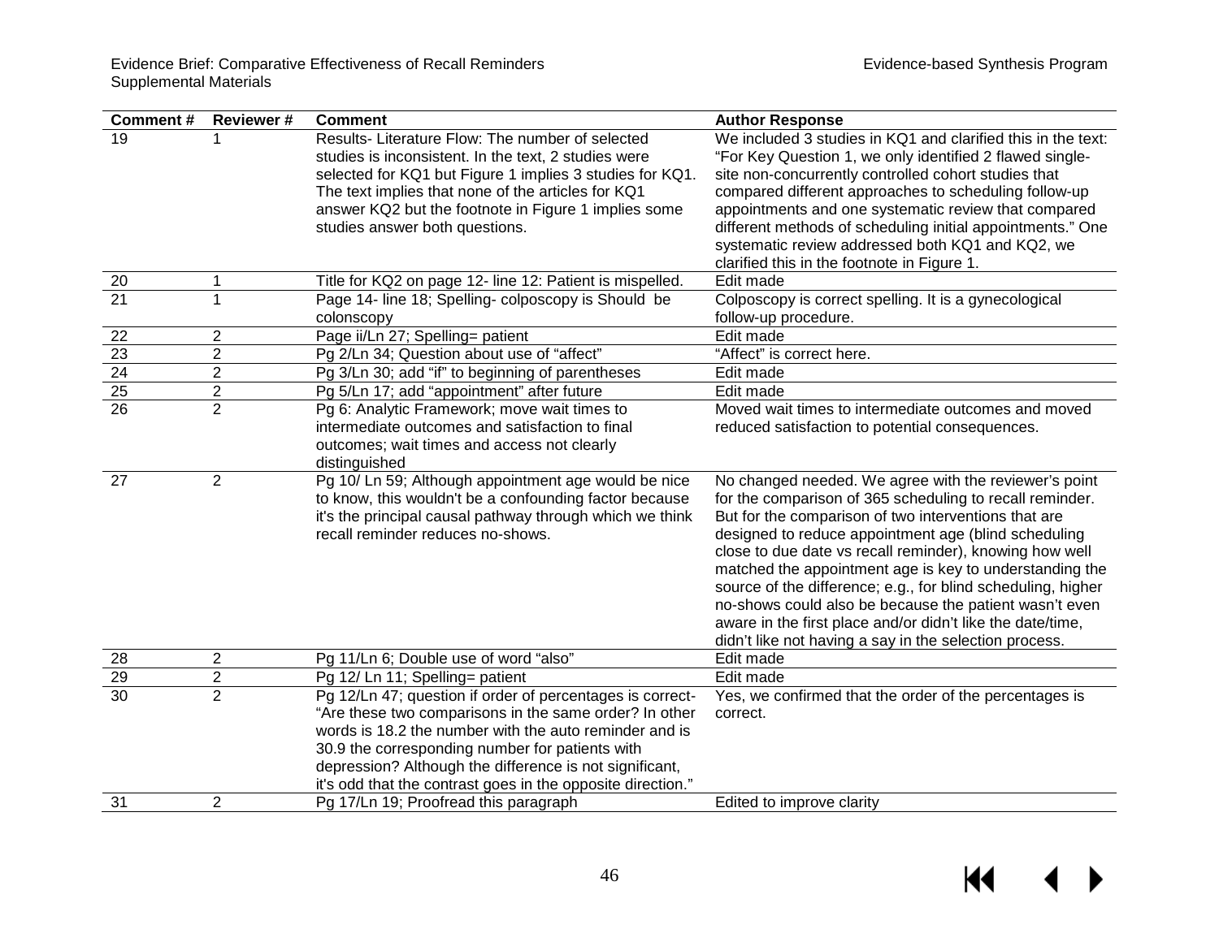| Comment # | Reviewer # | Comment | Author Response |
|---|---|---|---|
| 19 | 1 | Results- Literature Flow: The number of selected studies is inconsistent. In the text, 2 studies were selected for KQ1 but Figure 1 implies 3 studies for KQ1. The text implies that none of the articles for KQ1 answer KQ2 but the footnote in Figure 1 implies some studies answer both questions. | We included 3 studies in KQ1 and clarified this in the text: "For Key Question 1, we only identified 2 flawed single-site non-concurrently controlled cohort studies that compared different approaches to scheduling follow-up appointments and one systematic review that compared different methods of scheduling initial appointments." One systematic review addressed both KQ1 and KQ2, we clarified this in the footnote in Figure 1. |
| 20 | 1 | Title for KQ2 on page 12- line 12: Patient is mispelled. | Edit made |
| 21 | 1 | Page 14- line 18; Spelling- colposcopy is Should be colonscopy | Colposcopy is correct spelling. It is a gynecological follow-up procedure. |
| 22 | 2 | Page ii/Ln 27; Spelling= patient | Edit made |
| 23 | 2 | Pg 2/Ln 34; Question about use of "affect" | "Affect" is correct here. |
| 24 | 2 | Pg 3/Ln 30; add "if" to beginning of parentheses | Edit made |
| 25 | 2 | Pg 5/Ln 17; add "appointment" after future | Edit made |
| 26 | 2 | Pg 6: Analytic Framework; move wait times to intermediate outcomes and satisfaction to final outcomes; wait times and access not clearly distinguished | Moved wait times to intermediate outcomes and moved reduced satisfaction to potential consequences. |
| 27 | 2 | Pg 10/ Ln 59; Although appointment age would be nice to know, this wouldn't be a confounding factor because it's the principal causal pathway through which we think recall reminder reduces no-shows. | No changed needed. We agree with the reviewer's point for the comparison of 365 scheduling to recall reminder. But for the comparison of two interventions that are designed to reduce appointment age (blind scheduling close to due date vs recall reminder), knowing how well matched the appointment age is key to understanding the source of the difference; e.g., for blind scheduling, higher no-shows could also be because the patient wasn't even aware in the first place and/or didn't like the date/time, didn't like not having a say in the selection process. |
| 28 | 2 | Pg 11/Ln 6; Double use of word "also" | Edit made |
| 29 | 2 | Pg 12/ Ln 11; Spelling= patient | Edit made |
| 30 | 2 | Pg 12/Ln 47; question if order of percentages is correct- "Are these two comparisons in the same order? In other words is 18.2 the number with the auto reminder and is 30.9 the corresponding number for patients with depression? Although the difference is not significant, it's odd that the contrast goes in the opposite direction." | Yes, we confirmed that the order of the percentages is correct. |
| 31 | 2 | Pg 17/Ln 19; Proofread this paragraph | Edited to improve clarity |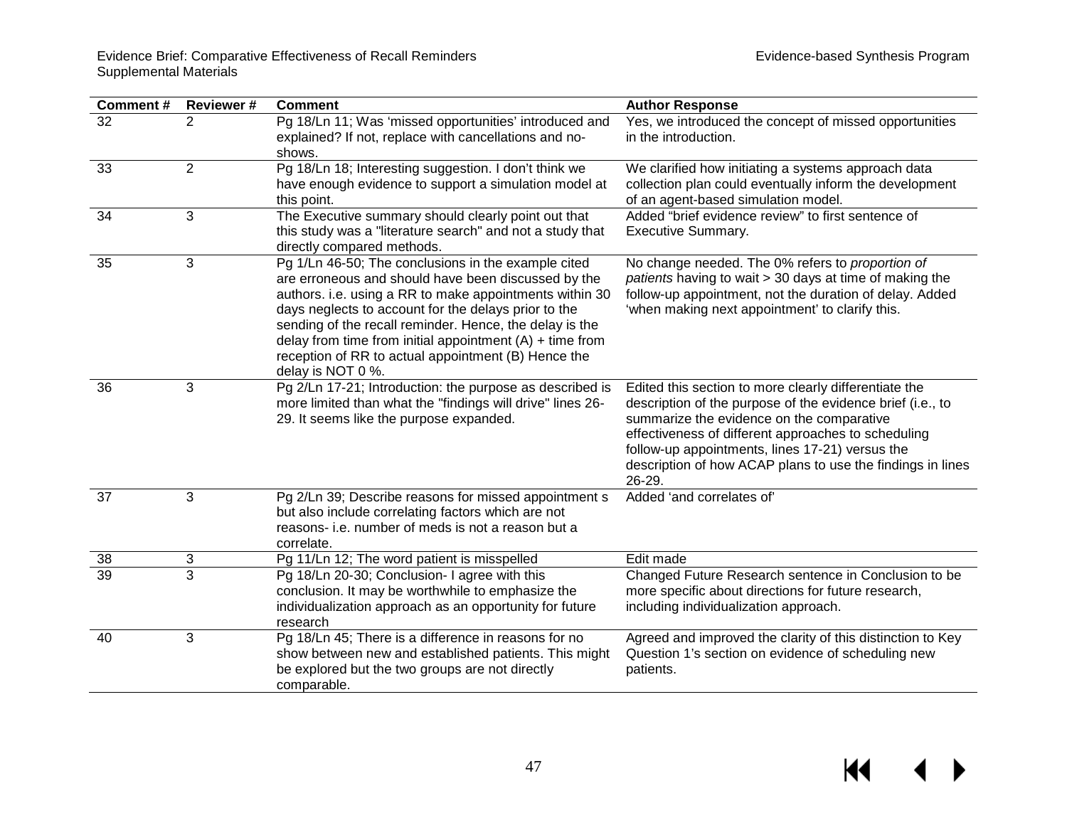| Comment # | Reviewer # | Comment | Author Response |
|---|---|---|---|
| 32 | 2 | Pg 18/Ln 11; Was 'missed opportunities' introduced and explained? If not, replace with cancellations and no-shows. | Yes, we introduced the concept of missed opportunities in the introduction. |
| 33 | 2 | Pg 18/Ln 18; Interesting suggestion. I don't think we have enough evidence to support a simulation model at this point. | We clarified how initiating a systems approach data collection plan could eventually inform the development of an agent-based simulation model. |
| 34 | 3 | The Executive summary should clearly point out that this study was a "literature search" and not a study that directly compared methods. | Added "brief evidence review" to first sentence of Executive Summary. |
| 35 | 3 | Pg 1/Ln 46-50; The conclusions in the example cited are erroneous and should have been discussed by the authors. i.e. using a RR to make appointments within 30 days neglects to account for the delays prior to the sending of the recall reminder. Hence, the delay is the delay from time from initial appointment (A) + time from reception of RR to actual appointment (B) Hence the delay is NOT 0 %. | No change needed. The 0% refers to *proportion of patients* having to wait > 30 days at time of making the follow-up appointment, not the duration of delay. Added 'when making next appointment' to clarify this. |
| 36 | 3 | Pg 2/Ln 17-21; Introduction: the purpose as described is more limited than what the "findings will drive" lines 26-29. It seems like the purpose expanded. | Edited this section to more clearly differentiate the description of the purpose of the evidence brief (i.e., to summarize the evidence on the comparative effectiveness of different approaches to scheduling follow-up appointments, lines 17-21) versus the description of how ACAP plans to use the findings in lines 26-29. |
| 37 | 3 | Pg 2/Ln 39; Describe reasons for missed appointment s but also include correlating factors which are not reasons- i.e. number of meds is not a reason but a correlate. | Added 'and correlates of' |
| 38 | 3 | Pg 11/Ln 12; The word patient is misspelled | Edit made |
| 39 | 3 | Pg 18/Ln 20-30; Conclusion- I agree with this conclusion. It may be worthwhile to emphasize the individualization approach as an opportunity for future research | Changed Future Research sentence in Conclusion to be more specific about directions for future research, including individualization approach. |
| 40 | 3 | Pg 18/Ln 45; There is a difference in reasons for no show between new and established patients. This might be explored but the two groups are not directly comparable. | Agreed and improved the clarity of this distinction to Key Question 1's section on evidence of scheduling new patients. |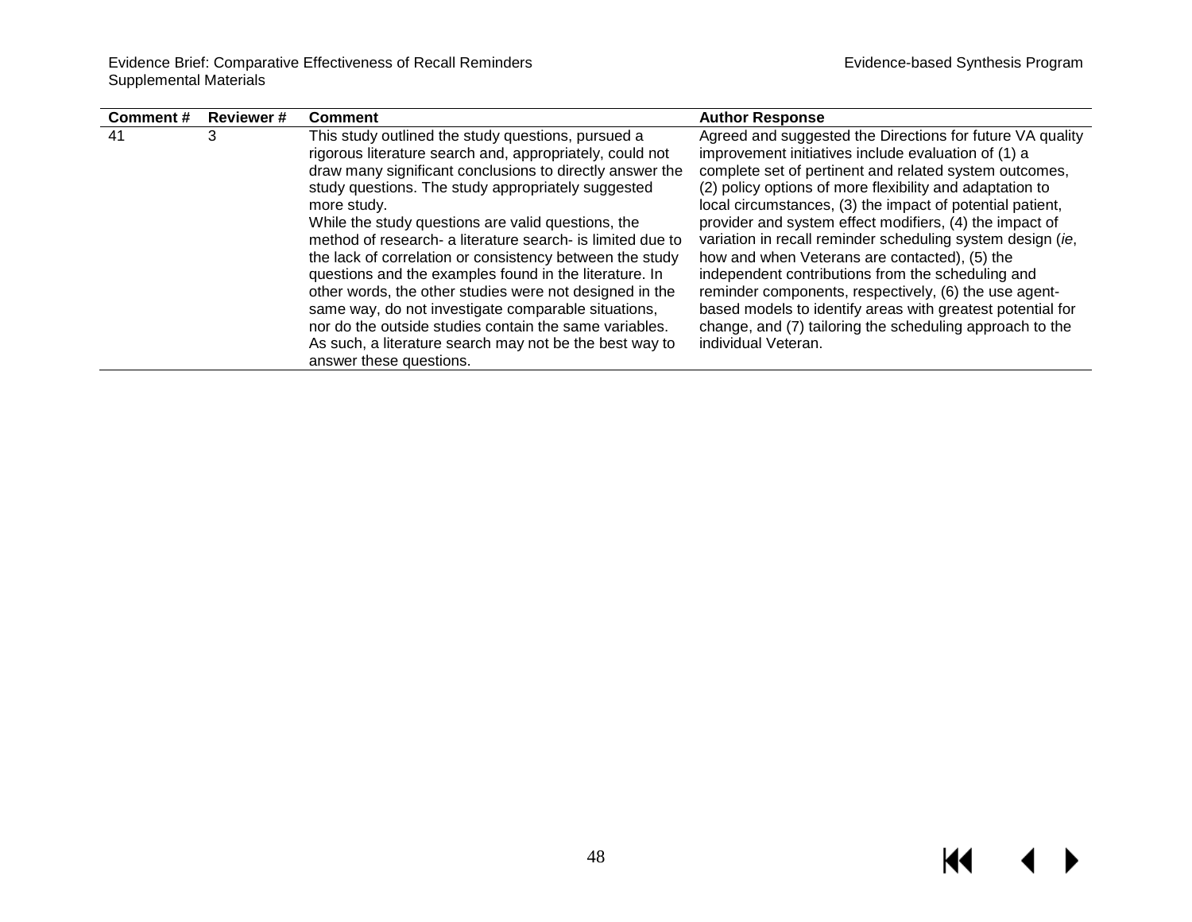| Comment # | Reviewer # | Comment | Author Response |
|---|---|---|---|
| 41 | 3 | This study outlined the study questions, pursued a rigorous literature search and, appropriately, could not draw many significant conclusions to directly answer the study questions. The study appropriately suggested more study.<br>While the study questions are valid questions, the method of research- a literature search- is limited due to the lack of correlation or consistency between the study questions and the examples found in the literature. In other words, the other studies were not designed in the same way, do not investigate comparable situations, nor do the outside studies contain the same variables. As such, a literature search may not be the best way to answer these questions. | Agreed and suggested the Directions for future VA quality improvement initiatives include evaluation of (1) a complete set of pertinent and related system outcomes, (2) policy options of more flexibility and adaptation to local circumstances, (3) the impact of potential patient, provider and system effect modifiers, (4) the impact of variation in recall reminder scheduling system design (*ie*, how and when Veterans are contacted), (5) the independent contributions from the scheduling and reminder components, respectively, (6) the use agent-based models to identify areas with greatest potential for change, and (7) tailoring the scheduling approach to the individual Veteran. |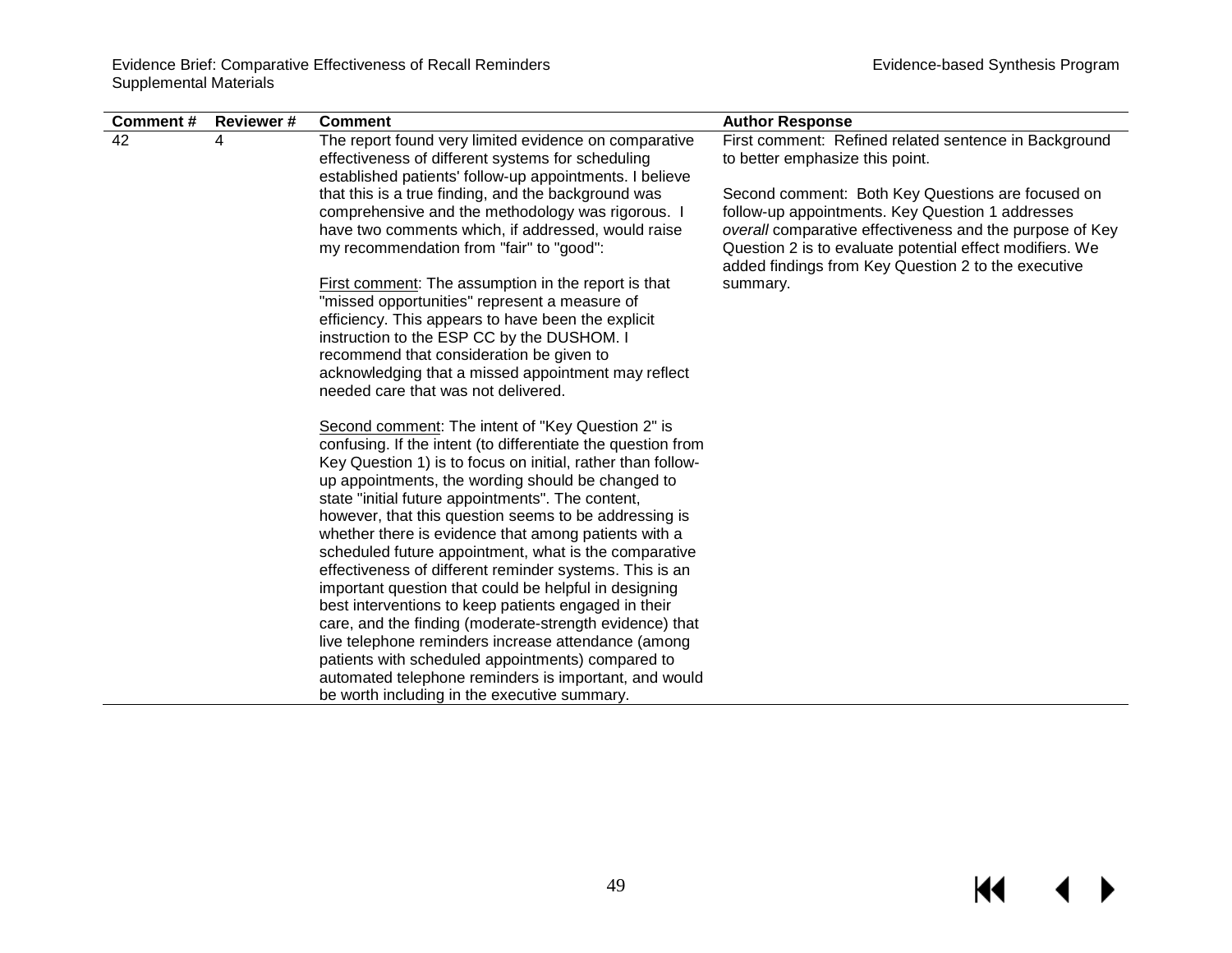| Comment # | Reviewer # | Comment | Author Response |
|---|---|---|---|
| 42 | 4 | The report found very limited evidence on comparative effectiveness of different systems for scheduling established patients' follow-up appointments. I believe that this is a true finding, and the background was comprehensive and the methodology was rigorous. I have two comments which, if addressed, would raise my recommendation from "fair" to "good":<br><br>First comment: The assumption in the report is that "missed opportunities" represent a measure of efficiency. This appears to have been the explicit instruction to the ESP CC by the DUSHOM. I recommend that consideration be given to acknowledging that a missed appointment may reflect needed care that was not delivered.<br><br>Second comment: The intent of "Key Question 2" is confusing. If the intent (to differentiate the question from Key Question 1) is to focus on initial, rather than follow-up appointments, the wording should be changed to state "initial future appointments". The content, however, that this question seems to be addressing is whether there is evidence that among patients with a scheduled future appointment, what is the comparative effectiveness of different reminder systems. This is an important question that could be helpful in designing best interventions to keep patients engaged in their care, and the finding (moderate-strength evidence) that live telephone reminders increase attendance (among patients with scheduled appointments) compared to automated telephone reminders is important, and would be worth including in the executive summary. | First comment: Refined related sentence in Background to better emphasize this point.<br><br>Second comment: Both Key Questions are focused on follow-up appointments. Key Question 1 addresses *overall* comparative effectiveness and the purpose of Key Question 2 is to evaluate potential effect modifiers. We added findings from Key Question 2 to the executive summary. |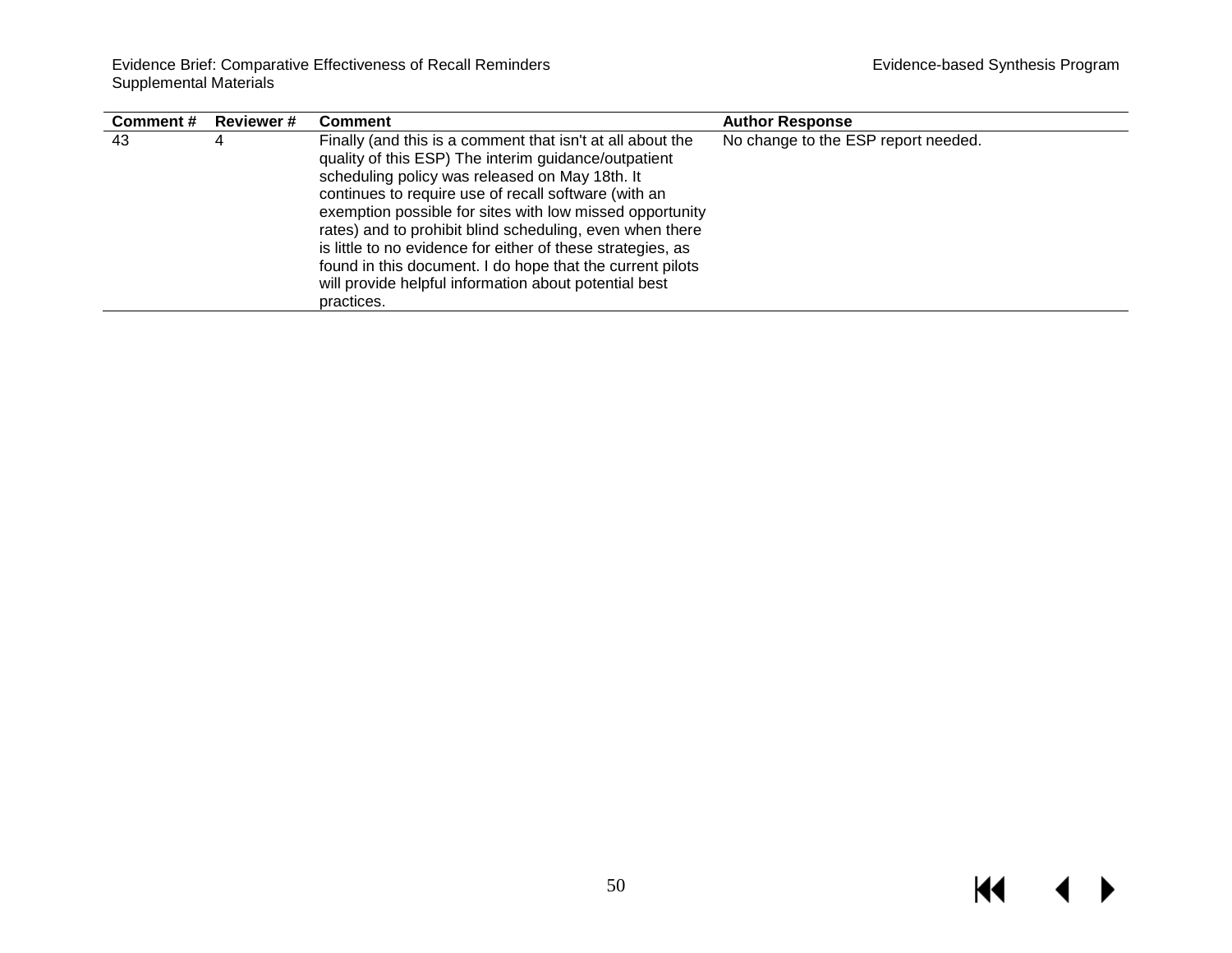| Comment # | Reviewer # | Comment | Author Response |
|---|---|---|---|
| 43 | 4 | Finally (and this is a comment that isn't at all about the quality of this ESP) The interim guidance/outpatient scheduling policy was released on May 18th. It continues to require use of recall software (with an exemption possible for sites with low missed opportunity rates) and to prohibit blind scheduling, even when there is little to no evidence for either of these strategies, as found in this document. I do hope that the current pilots will provide helpful information about potential best practices. | No change to the ESP report needed. |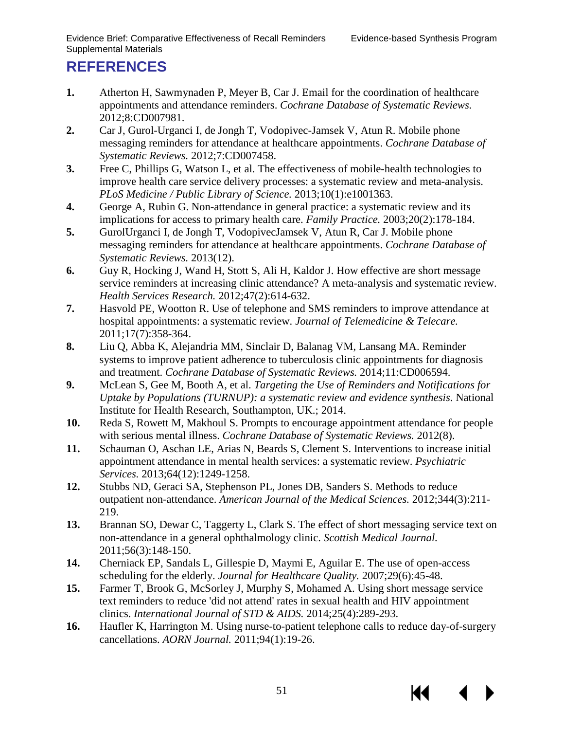# REFERENCES

1. Atherton H, Sawmynaden P, Meyer B, Car J. Email for the coordination of healthcare appointments and attendance reminders. *Cochrane Database of Systematic Reviews.* 2012;8:CD007981.
2. Car J, Gurol-Urganci I, de Jongh T, Vodopivec-Jamsek V, Atun R. Mobile phone messaging reminders for attendance at healthcare appointments. *Cochrane Database of Systematic Reviews.* 2012;7:CD007458.
3. Free C, Phillips G, Watson L, et al. The effectiveness of mobile-health technologies to improve health care service delivery processes: a systematic review and meta-analysis. *PLoS Medicine / Public Library of Science.* 2013;10(1):e1001363.
4. George A, Rubin G. Non-attendance in general practice: a systematic review and its implications for access to primary health care. *Family Practice.* 2003;20(2):178-184.
5. GurolUrganci I, de Jongh T, VodopivecJamsek V, Atun R, Car J. Mobile phone messaging reminders for attendance at healthcare appointments. *Cochrane Database of Systematic Reviews.* 2013(12).
6. Guy R, Hocking J, Wand H, Stott S, Ali H, Kaldor J. How effective are short message service reminders at increasing clinic attendance? A meta-analysis and systematic review. *Health Services Research.* 2012;47(2):614-632.
7. Hasvold PE, Wootton R. Use of telephone and SMS reminders to improve attendance at hospital appointments: a systematic review. *Journal of Telemedicine & Telecare.* 2011;17(7):358-364.
8. Liu Q, Abba K, Alejandria MM, Sinclair D, Balanag VM, Lansang MA. Reminder systems to improve patient adherence to tuberculosis clinic appointments for diagnosis and treatment. *Cochrane Database of Systematic Reviews.* 2014;11:CD006594.
9. McLean S, Gee M, Booth A, et al. *Targeting the Use of Reminders and Notifications for Uptake by Populations (TURNUP): a systematic review and evidence synthesis*. National Institute for Health Research, Southampton, UK.; 2014.
10. Reda S, Rowett M, Makhoul S. Prompts to encourage appointment attendance for people with serious mental illness. *Cochrane Database of Systematic Reviews.* 2012(8).
11. Schauman O, Aschan LE, Arias N, Beards S, Clement S. Interventions to increase initial appointment attendance in mental health services: a systematic review. *Psychiatric Services.* 2013;64(12):1249-1258.
12. Stubbs ND, Geraci SA, Stephenson PL, Jones DB, Sanders S. Methods to reduce outpatient non-attendance. *American Journal of the Medical Sciences.* 2012;344(3):211-219.
13. Brannan SO, Dewar C, Taggerty L, Clark S. The effect of short messaging service text on non-attendance in a general ophthalmology clinic. *Scottish Medical Journal.* 2011;56(3):148-150.
14. Cherniack EP, Sandals L, Gillespie D, Maymi E, Aguilar E. The use of open-access scheduling for the elderly. *Journal for Healthcare Quality.* 2007;29(6):45-48.
15. Farmer T, Brook G, McSorley J, Murphy S, Mohamed A. Using short message service text reminders to reduce 'did not attend' rates in sexual health and HIV appointment clinics. *International Journal of STD & AIDS.* 2014;25(4):289-293.
16. Haufler K, Harrington M. Using nurse-to-patient telephone calls to reduce day-of-surgery cancellations. *AORN Journal.* 2011;94(1):19-26.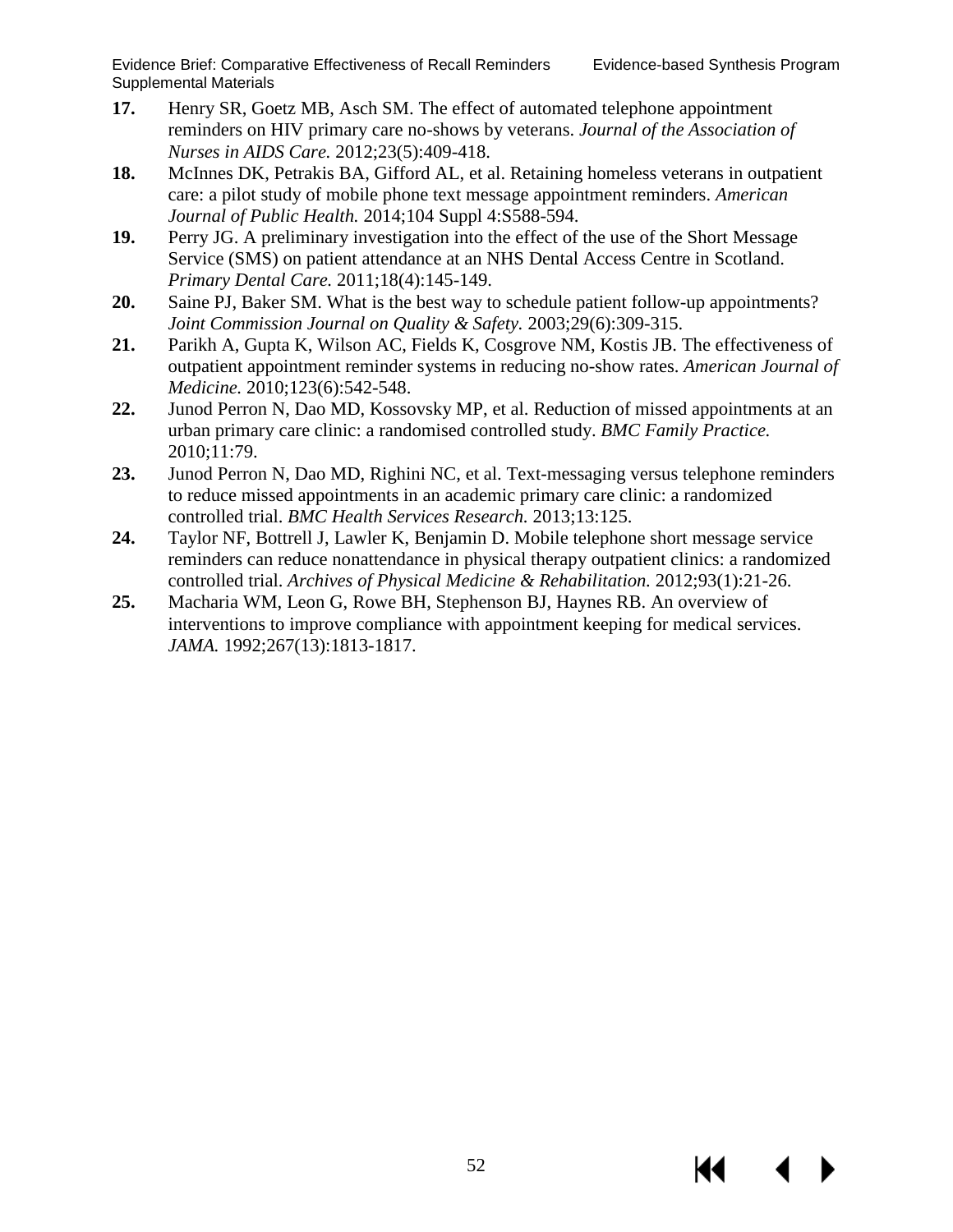17. Henry SR, Goetz MB, Asch SM. The effect of automated telephone appointment reminders on HIV primary care no-shows by veterans. *Journal of the Association of Nurses in AIDS Care.* 2012;23(5):409-418.
18. McInnes DK, Petrakis BA, Gifford AL, et al. Retaining homeless veterans in outpatient care: a pilot study of mobile phone text message appointment reminders. *American Journal of Public Health.* 2014;104 Suppl 4:S588-594.
19. Perry JG. A preliminary investigation into the effect of the use of the Short Message Service (SMS) on patient attendance at an NHS Dental Access Centre in Scotland. *Primary Dental Care.* 2011;18(4):145-149.
20. Saine PJ, Baker SM. What is the best way to schedule patient follow-up appointments? *Joint Commission Journal on Quality & Safety.* 2003;29(6):309-315.
21. Parikh A, Gupta K, Wilson AC, Fields K, Cosgrove NM, Kostis JB. The effectiveness of outpatient appointment reminder systems in reducing no-show rates. *American Journal of Medicine.* 2010;123(6):542-548.
22. Junod Perron N, Dao MD, Kossovsky MP, et al. Reduction of missed appointments at an urban primary care clinic: a randomised controlled study. *BMC Family Practice.* 2010;11:79.
23. Junod Perron N, Dao MD, Righini NC, et al. Text-messaging versus telephone reminders to reduce missed appointments in an academic primary care clinic: a randomized controlled trial. *BMC Health Services Research.* 2013;13:125.
24. Taylor NF, Bottrell J, Lawler K, Benjamin D. Mobile telephone short message service reminders can reduce nonattendance in physical therapy outpatient clinics: a randomized controlled trial. *Archives of Physical Medicine & Rehabilitation.* 2012;93(1):21-26.
25. Macharia WM, Leon G, Rowe BH, Stephenson BJ, Haynes RB. An overview of interventions to improve compliance with appointment keeping for medical services. *JAMA.* 1992;267(13):1813-1817.